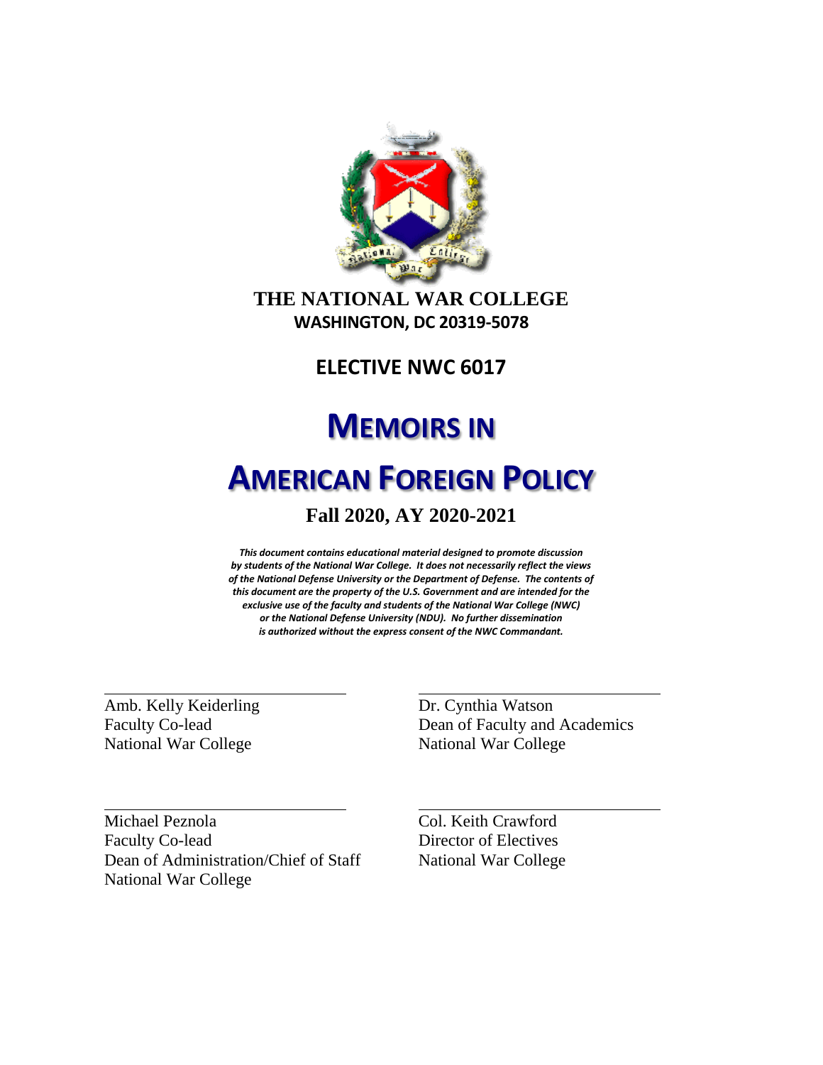# THE NATIONAL WAR COLLEGE

**WASHINGTON, DC 20319-5078**

## ELECTIVE NWC 6017

# MEMOIRS IN AMERICAN FOREIGN POLICY

**Fall 2020, AY 2020-2021**

***This document contains educational material designed to promote discussion by students of the National War College. It does not necessarily reflect the views of the National Defense University or the Department of Defense. The contents of this document are the property of the U.S. Government and are intended for the exclusive use of the faculty and students of the National War College (NWC) or the National Defense University (NDU). No further dissemination is authorized without the express consent of the NWC Commandant.***

Amb. Kelly Keiderling
Faculty Co-lead
National War College

Dr. Cynthia Watson
Dean of Faculty and Academics
National War College

Michael Peznola
Faculty Co-lead
Dean of Administration/Chief of Staff
National War College

Col. Keith Crawford
Director of Electives
National War College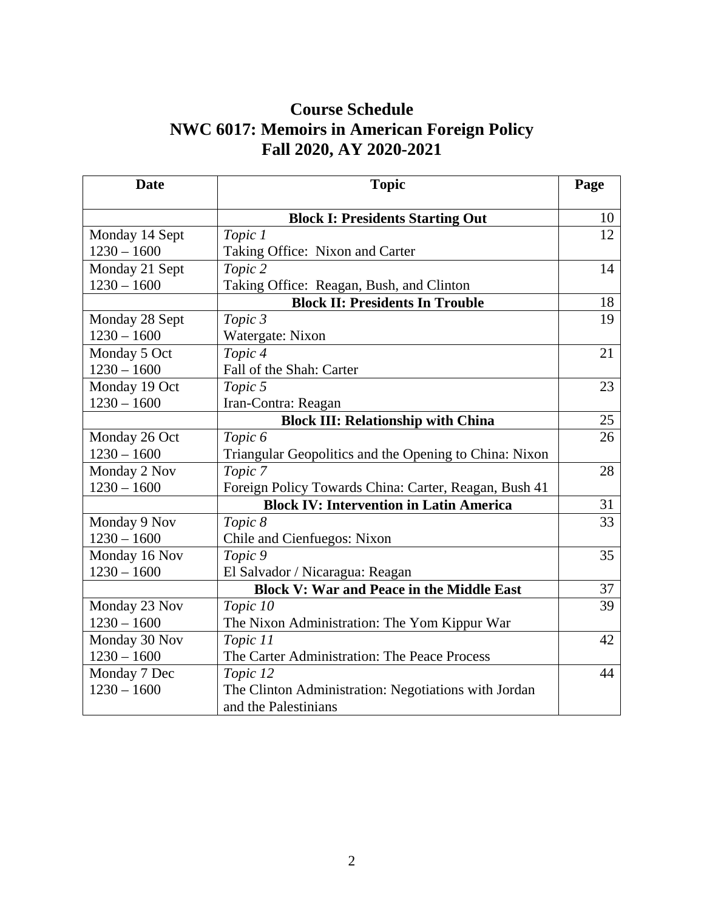# Course Schedule
# NWC 6017: Memoirs in American Foreign Policy
# Fall 2020, AY 2020-2021

| Date | Topic | Page |
|---|---|---|
| | **Block I: Presidents Starting Out** | 10 |
| Monday 14 Sept<br>1230 – 1600 | *Topic 1*<br>Taking Office: Nixon and Carter | 12 |
| Monday 21 Sept<br>1230 – 1600 | *Topic 2*<br>Taking Office: Reagan, Bush, and Clinton | 14 |
| | **Block II: Presidents In Trouble** | 18 |
| Monday 28 Sept<br>1230 – 1600 | *Topic 3*<br>Watergate: Nixon | 19 |
| Monday 5 Oct<br>1230 – 1600 | *Topic 4*<br>Fall of the Shah: Carter | 21 |
| Monday 19 Oct<br>1230 – 1600 | *Topic 5*<br>Iran-Contra: Reagan | 23 |
| | **Block III: Relationship with China** | 25 |
| Monday 26 Oct<br>1230 – 1600 | *Topic 6*<br>Triangular Geopolitics and the Opening to China: Nixon | 26 |
| Monday 2 Nov<br>1230 – 1600 | *Topic 7*<br>Foreign Policy Towards China: Carter, Reagan, Bush 41 | 28 |
| | **Block IV: Intervention in Latin America** | 31 |
| Monday 9 Nov<br>1230 – 1600 | *Topic 8*<br>Chile and Cienfuegos: Nixon | 33 |
| Monday 16 Nov<br>1230 – 1600 | *Topic 9*<br>El Salvador / Nicaragua: Reagan | 35 |
| | **Block V: War and Peace in the Middle East** | 37 |
| Monday 23 Nov<br>1230 – 1600 | *Topic 10*<br>The Nixon Administration: The Yom Kippur War | 39 |
| Monday 30 Nov<br>1230 – 1600 | *Topic 11*<br>The Carter Administration: The Peace Process | 42 |
| Monday 7 Dec<br>1230 – 1600 | *Topic 12*<br>The Clinton Administration: Negotiations with Jordan and the Palestinians | 44 |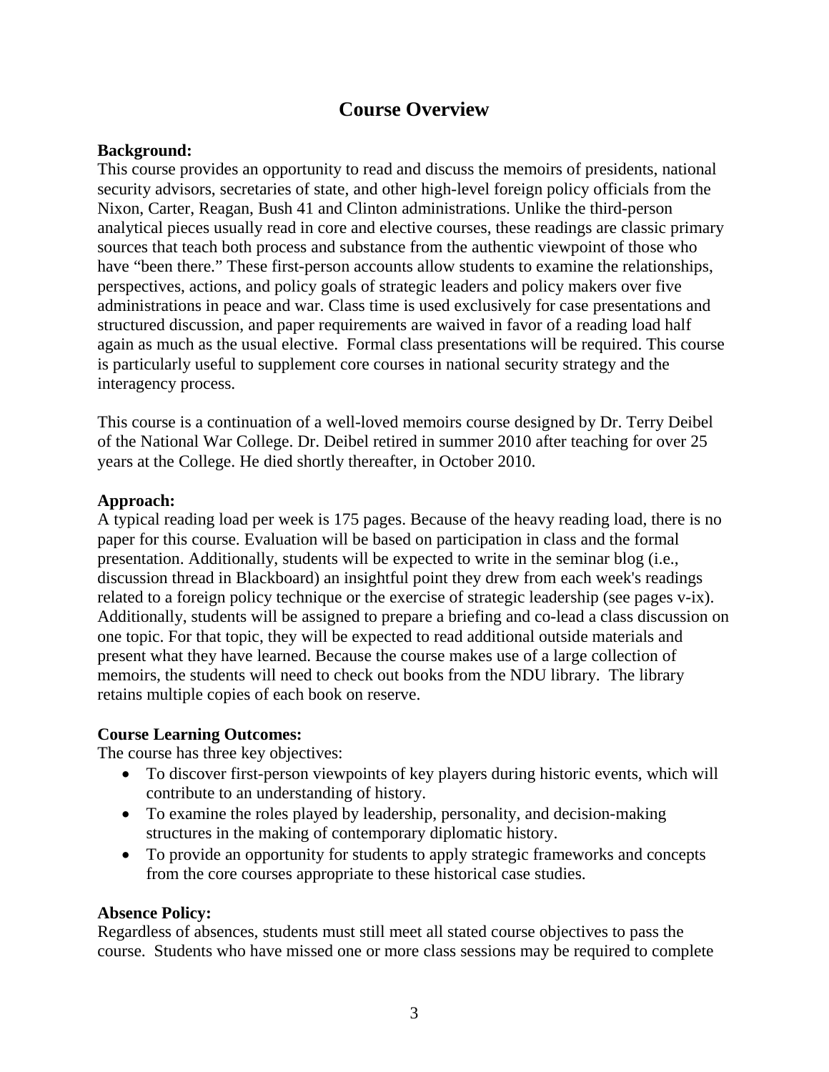# Course Overview

**Background:**
This course provides an opportunity to read and discuss the memoirs of presidents, national security advisors, secretaries of state, and other high-level foreign policy officials from the Nixon, Carter, Reagan, Bush 41 and Clinton administrations. Unlike the third-person analytical pieces usually read in core and elective courses, these readings are classic primary sources that teach both process and substance from the authentic viewpoint of those who have "been there." These first-person accounts allow students to examine the relationships, perspectives, actions, and policy goals of strategic leaders and policy makers over five administrations in peace and war. Class time is used exclusively for case presentations and structured discussion, and paper requirements are waived in favor of a reading load half again as much as the usual elective. Formal class presentations will be required. This course is particularly useful to supplement core courses in national security strategy and the interagency process.

This course is a continuation of a well-loved memoirs course designed by Dr. Terry Deibel of the National War College. Dr. Deibel retired in summer 2010 after teaching for over 25 years at the College. He died shortly thereafter, in October 2010.

**Approach:**
A typical reading load per week is 175 pages. Because of the heavy reading load, there is no paper for this course. Evaluation will be based on participation in class and the formal presentation. Additionally, students will be expected to write in the seminar blog (i.e., discussion thread in Blackboard) an insightful point they drew from each week's readings related to a foreign policy technique or the exercise of strategic leadership (see pages v-ix). Additionally, students will be assigned to prepare a briefing and co-lead a class discussion on one topic. For that topic, they will be expected to read additional outside materials and present what they have learned. Because the course makes use of a large collection of memoirs, the students will need to check out books from the NDU library. The library retains multiple copies of each book on reserve.

**Course Learning Outcomes:**
The course has three key objectives:

- To discover first-person viewpoints of key players during historic events, which will contribute to an understanding of history.
- To examine the roles played by leadership, personality, and decision-making structures in the making of contemporary diplomatic history.
- To provide an opportunity for students to apply strategic frameworks and concepts from the core courses appropriate to these historical case studies.

**Absence Policy:**
Regardless of absences, students must still meet all stated course objectives to pass the course. Students who have missed one or more class sessions may be required to complete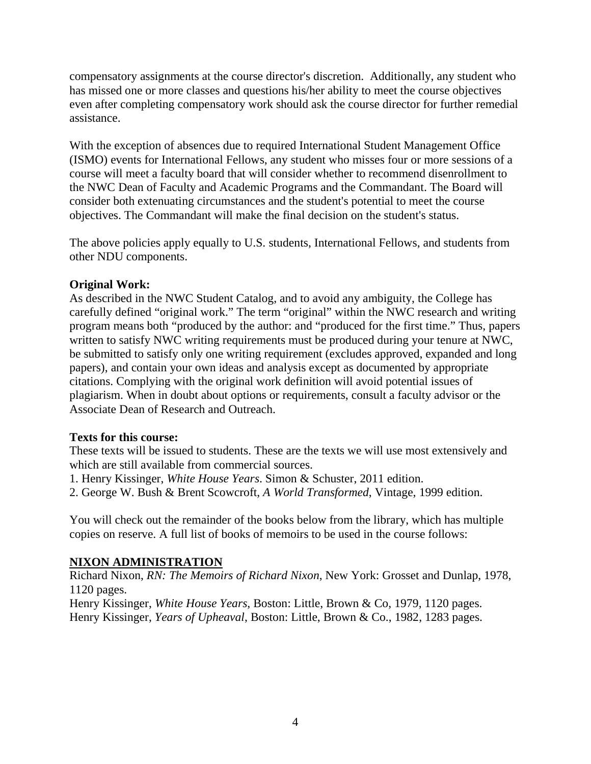compensatory assignments at the course director's discretion. Additionally, any student who has missed one or more classes and questions his/her ability to meet the course objectives even after completing compensatory work should ask the course director for further remedial assistance.

With the exception of absences due to required International Student Management Office (ISMO) events for International Fellows, any student who misses four or more sessions of a course will meet a faculty board that will consider whether to recommend disenrollment to the NWC Dean of Faculty and Academic Programs and the Commandant. The Board will consider both extenuating circumstances and the student's potential to meet the course objectives. The Commandant will make the final decision on the student's status.

The above policies apply equally to U.S. students, International Fellows, and students from other NDU components.

**Original Work:**
As described in the NWC Student Catalog, and to avoid any ambiguity, the College has carefully defined "original work." The term "original" within the NWC research and writing program means both "produced by the author: and "produced for the first time." Thus, papers written to satisfy NWC writing requirements must be produced during your tenure at NWC, be submitted to satisfy only one writing requirement (excludes approved, expanded and long papers), and contain your own ideas and analysis except as documented by appropriate citations. Complying with the original work definition will avoid potential issues of plagiarism. When in doubt about options or requirements, consult a faculty advisor or the Associate Dean of Research and Outreach.

**Texts for this course:**
These texts will be issued to students. These are the texts we will use most extensively and which are still available from commercial sources.

1. Henry Kissinger, *White House Years*. Simon & Schuster, 2011 edition.
2. George W. Bush & Brent Scowcroft, *A World Transformed*, Vintage, 1999 edition.

You will check out the remainder of the books below from the library, which has multiple copies on reserve. A full list of books of memoirs to be used in the course follows:

**NIXON ADMINISTRATION**

Richard Nixon, *RN: The Memoirs of Richard Nixon*, New York: Grosset and Dunlap, 1978, 1120 pages.
Henry Kissinger, *White House Years*, Boston: Little, Brown & Co, 1979, 1120 pages.
Henry Kissinger, *Years of Upheaval*, Boston: Little, Brown & Co., 1982, 1283 pages.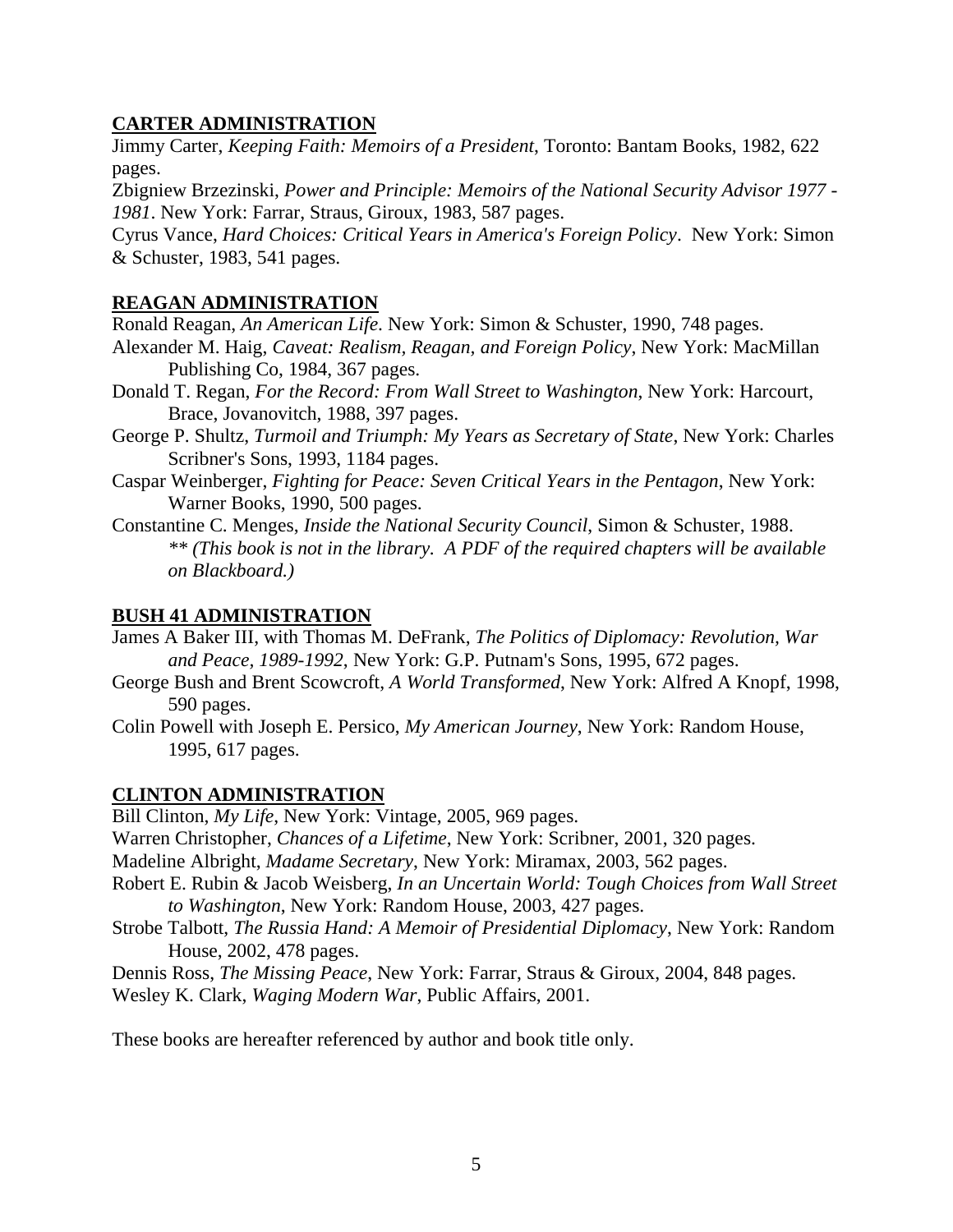**CARTER ADMINISTRATION**

Jimmy Carter, *Keeping Faith: Memoirs of a President*, Toronto: Bantam Books, 1982, 622 pages.

Zbigniew Brzezinski, *Power and Principle: Memoirs of the National Security Advisor 1977 - 1981*. New York: Farrar, Straus, Giroux, 1983, 587 pages.

Cyrus Vance, *Hard Choices: Critical Years in America's Foreign Policy*. New York: Simon & Schuster, 1983, 541 pages.

**REAGAN ADMINISTRATION**

Ronald Reagan, *An American Life*. New York: Simon & Schuster, 1990, 748 pages.

Alexander M. Haig, *Caveat: Realism, Reagan, and Foreign Policy*, New York: MacMillan Publishing Co, 1984, 367 pages.

Donald T. Regan, *For the Record: From Wall Street to Washington*, New York: Harcourt, Brace, Jovanovitch, 1988, 397 pages.

George P. Shultz, *Turmoil and Triumph: My Years as Secretary of State*, New York: Charles Scribner's Sons, 1993, 1184 pages.

Caspar Weinberger, *Fighting for Peace: Seven Critical Years in the Pentagon*, New York: Warner Books, 1990, 500 pages.

Constantine C. Menges, *Inside the National Security Council*, Simon & Schuster, 1988. *** (This book is not in the library. A PDF of the required chapters will be available on Blackboard.)*

**BUSH 41 ADMINISTRATION**

James A Baker III, with Thomas M. DeFrank, *The Politics of Diplomacy: Revolution, War and Peace, 1989-1992*, New York: G.P. Putnam's Sons, 1995, 672 pages.

George Bush and Brent Scowcroft, *A World Transformed*, New York: Alfred A Knopf, 1998, 590 pages.

Colin Powell with Joseph E. Persico, *My American Journey*, New York: Random House, 1995, 617 pages.

**CLINTON ADMINISTRATION**

Bill Clinton, *My Life*, New York: Vintage, 2005, 969 pages.

Warren Christopher, *Chances of a Lifetime*, New York: Scribner, 2001, 320 pages.

Madeline Albright, *Madame Secretary*, New York: Miramax, 2003, 562 pages.

Robert E. Rubin & Jacob Weisberg, *In an Uncertain World: Tough Choices from Wall Street to Washington*, New York: Random House, 2003, 427 pages.

Strobe Talbott, *The Russia Hand: A Memoir of Presidential Diplomacy*, New York: Random House, 2002, 478 pages.

Dennis Ross, *The Missing Peace*, New York: Farrar, Straus & Giroux, 2004, 848 pages.

Wesley K. Clark, *Waging Modern War*, Public Affairs, 2001.

These books are hereafter referenced by author and book title only.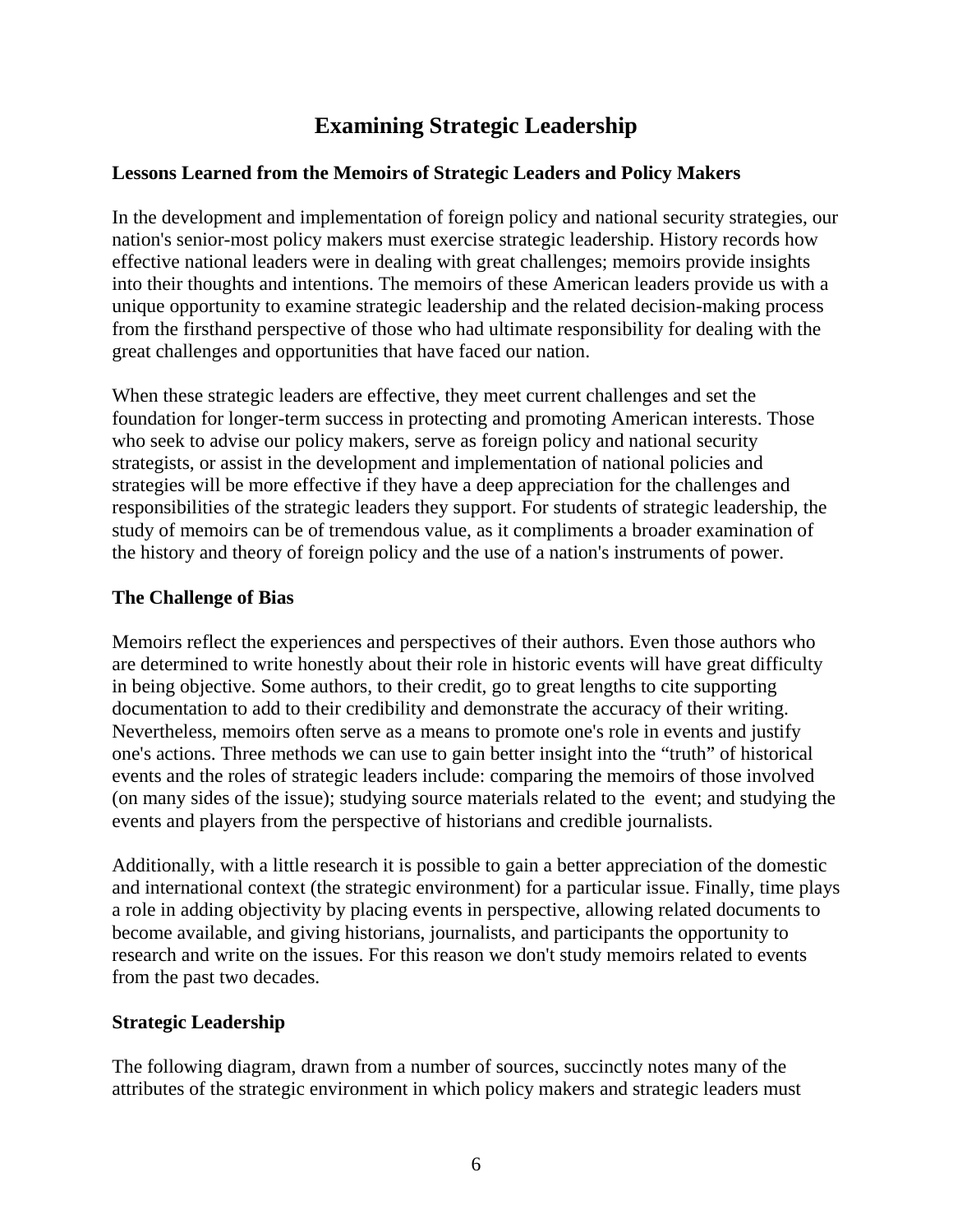# Examining Strategic Leadership

### Lessons Learned from the Memoirs of Strategic Leaders and Policy Makers

In the development and implementation of foreign policy and national security strategies, our nation's senior-most policy makers must exercise strategic leadership. History records how effective national leaders were in dealing with great challenges; memoirs provide insights into their thoughts and intentions. The memoirs of these American leaders provide us with a unique opportunity to examine strategic leadership and the related decision-making process from the firsthand perspective of those who had ultimate responsibility for dealing with the great challenges and opportunities that have faced our nation.

When these strategic leaders are effective, they meet current challenges and set the foundation for longer-term success in protecting and promoting American interests. Those who seek to advise our policy makers, serve as foreign policy and national security strategists, or assist in the development and implementation of national policies and strategies will be more effective if they have a deep appreciation for the challenges and responsibilities of the strategic leaders they support. For students of strategic leadership, the study of memoirs can be of tremendous value, as it compliments a broader examination of the history and theory of foreign policy and the use of a nation's instruments of power.

### The Challenge of Bias

Memoirs reflect the experiences and perspectives of their authors. Even those authors who are determined to write honestly about their role in historic events will have great difficulty in being objective. Some authors, to their credit, go to great lengths to cite supporting documentation to add to their credibility and demonstrate the accuracy of their writing. Nevertheless, memoirs often serve as a means to promote one's role in events and justify one's actions. Three methods we can use to gain better insight into the "truth" of historical events and the roles of strategic leaders include: comparing the memoirs of those involved (on many sides of the issue); studying source materials related to the event; and studying the events and players from the perspective of historians and credible journalists.

Additionally, with a little research it is possible to gain a better appreciation of the domestic and international context (the strategic environment) for a particular issue. Finally, time plays a role in adding objectivity by placing events in perspective, allowing related documents to become available, and giving historians, journalists, and participants the opportunity to research and write on the issues. For this reason we don't study memoirs related to events from the past two decades.

### Strategic Leadership

The following diagram, drawn from a number of sources, succinctly notes many of the attributes of the strategic environment in which policy makers and strategic leaders must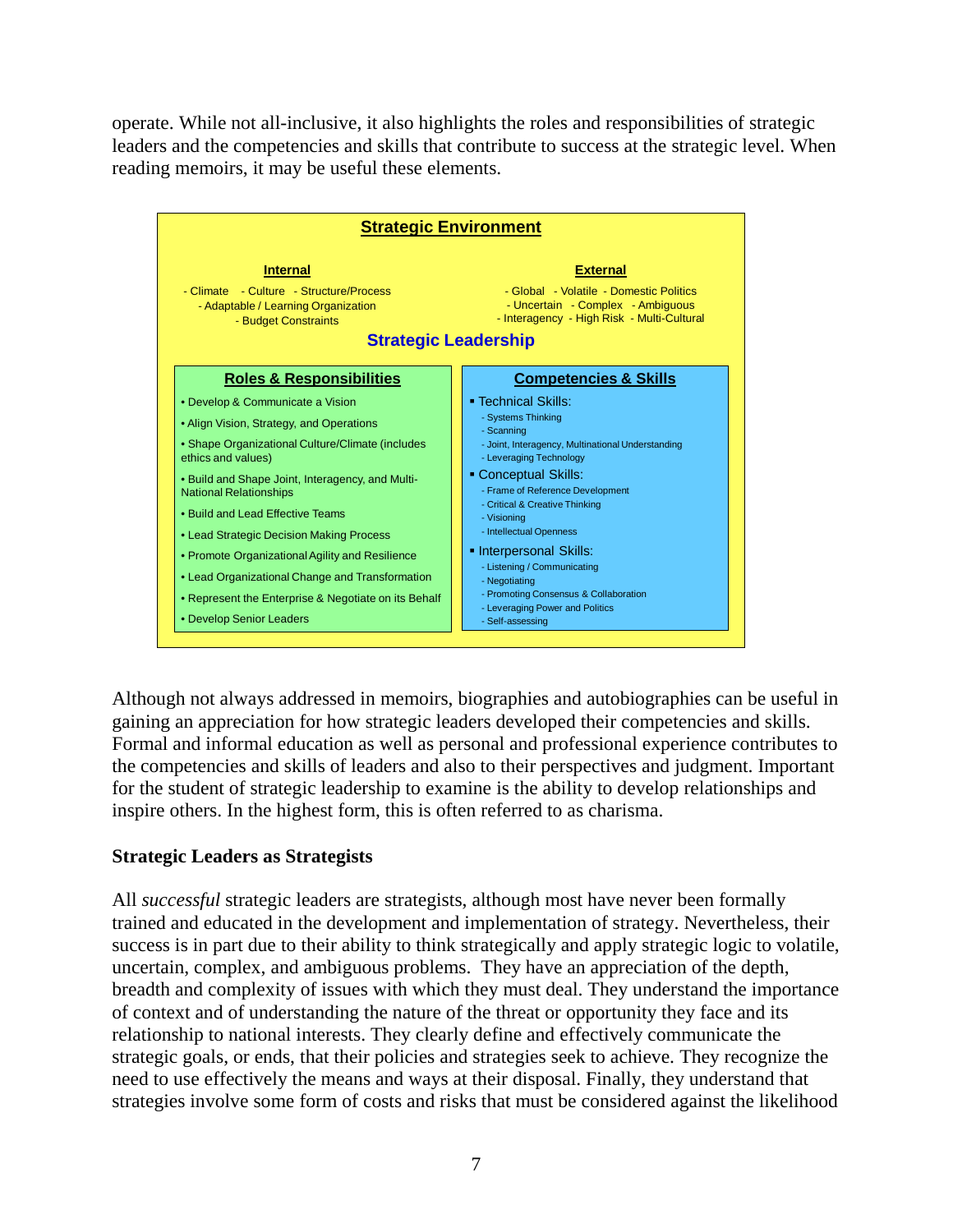operate. While not all-inclusive, it also highlights the roles and responsibilities of strategic leaders and the competencies and skills that contribute to success at the strategic level. When reading memoirs, it may be useful these elements.

**Strategic Environment**

**Internal**

- Climate - Culture - Structure/Process
- Adaptable / Learning Organization
- Budget Constraints

**External**

- Global - Volatile - Domestic Politics
- Uncertain - Complex - Ambiguous
- Interagency - High Risk - Multi-Cultural

**Strategic Leadership**

**Roles & Responsibilities**

- Develop & Communicate a Vision
- Align Vision, Strategy, and Operations
- Shape Organizational Culture/Climate (includes ethics and values)
- Build and Shape Joint, Interagency, and Multi-National Relationships
- Build and Lead Effective Teams
- Lead Strategic Decision Making Process
- Promote Organizational Agility and Resilience
- Lead Organizational Change and Transformation
- Represent the Enterprise & Negotiate on its Behalf
- Develop Senior Leaders

**Competencies & Skills**

- Technical Skills:
  - Systems Thinking
  - Scanning
  - Joint, Interagency, Multinational Understanding
  - Leveraging Technology
- Conceptual Skills:
  - Frame of Reference Development
  - Critical & Creative Thinking
  - Visioning
  - Intellectual Openness
- Interpersonal Skills:
  - Listening / Communicating
  - Negotiating
  - Promoting Consensus & Collaboration
  - Leveraging Power and Politics
  - Self-assessing

Although not always addressed in memoirs, biographies and autobiographies can be useful in gaining an appreciation for how strategic leaders developed their competencies and skills. Formal and informal education as well as personal and professional experience contributes to the competencies and skills of leaders and also to their perspectives and judgment. Important for the student of strategic leadership to examine is the ability to develop relationships and inspire others. In the highest form, this is often referred to as charisma.

### Strategic Leaders as Strategists

All *successful* strategic leaders are strategists, although most have never been formally trained and educated in the development and implementation of strategy. Nevertheless, their success is in part due to their ability to think strategically and apply strategic logic to volatile, uncertain, complex, and ambiguous problems. They have an appreciation of the depth, breadth and complexity of issues with which they must deal. They understand the importance of context and of understanding the nature of the threat or opportunity they face and its relationship to national interests. They clearly define and effectively communicate the strategic goals, or ends, that their policies and strategies seek to achieve. They recognize the need to use effectively the means and ways at their disposal. Finally, they understand that strategies involve some form of costs and risks that must be considered against the likelihood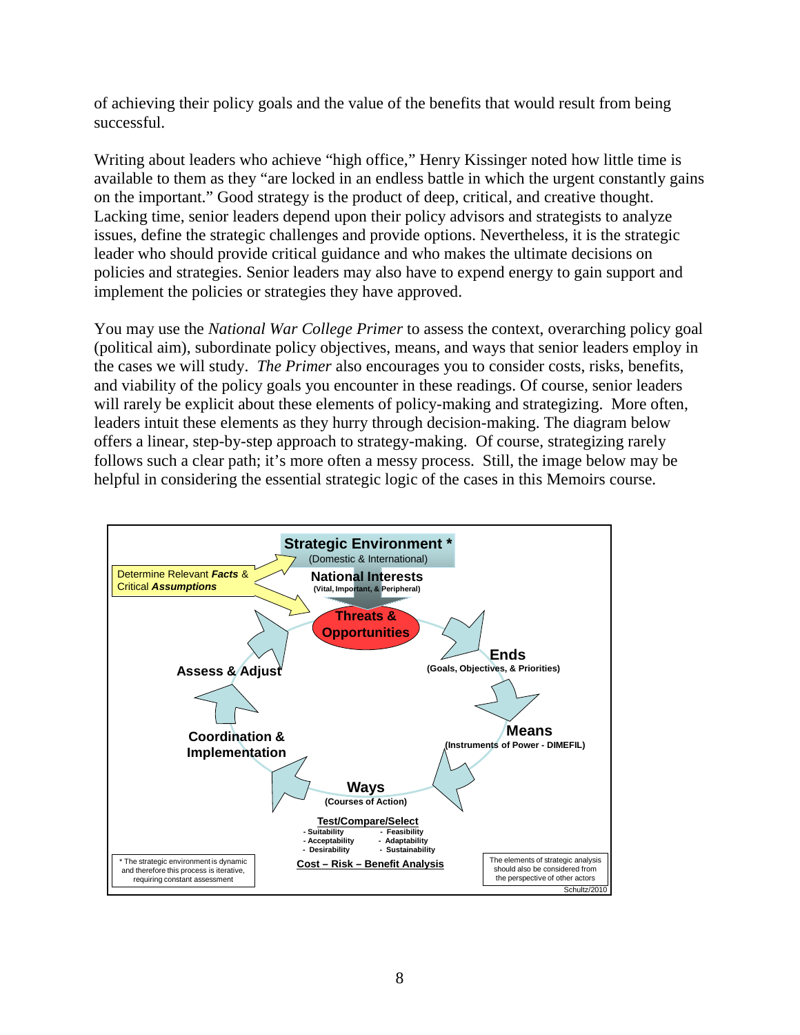of achieving their policy goals and the value of the benefits that would result from being successful.

Writing about leaders who achieve "high office," Henry Kissinger noted how little time is available to them as they "are locked in an endless battle in which the urgent constantly gains on the important." Good strategy is the product of deep, critical, and creative thought. Lacking time, senior leaders depend upon their policy advisors and strategists to analyze issues, define the strategic challenges and provide options. Nevertheless, it is the strategic leader who should provide critical guidance and who makes the ultimate decisions on policies and strategies. Senior leaders may also have to expend energy to gain support and implement the policies or strategies they have approved.

You may use the *National War College Primer* to assess the context, overarching policy goal (political aim), subordinate policy objectives, means, and ways that senior leaders employ in the cases we will study. *The Primer* also encourages you to consider costs, risks, benefits, and viability of the policy goals you encounter in these readings. Of course, senior leaders will rarely be explicit about these elements of policy-making and strategizing. More often, leaders intuit these elements as they hurry through decision-making. The diagram below offers a linear, step-by-step approach to strategy-making. Of course, strategizing rarely follows such a clear path; it's more often a messy process. Still, the image below may be helpful in considering the essential strategic logic of the cases in this Memoirs course.

**Strategic Environment \***
(Domestic & International)

Determine Relevant ***Facts*** & Critical ***Assumptions***

**National Interests**
(Vital, Important, & Peripheral)

**Threats & Opportunities**

**Ends**
(Goals, Objectives, & Priorities)

**Means**
(Instruments of Power - DIMEFIL)

**Ways**
(Courses of Action)

**Test/Compare/Select**
- Suitability
- Acceptability
- Desirability
- Feasibility
- Adaptability
- Sustainability

**Cost – Risk – Benefit Analysis**

**Coordination & Implementation**

**Assess & Adjust**

\* The strategic environment is dynamic and therefore this process is iterative, requiring constant assessment

The elements of strategic analysis should also be considered from the perspective of other actors

Schultz/2010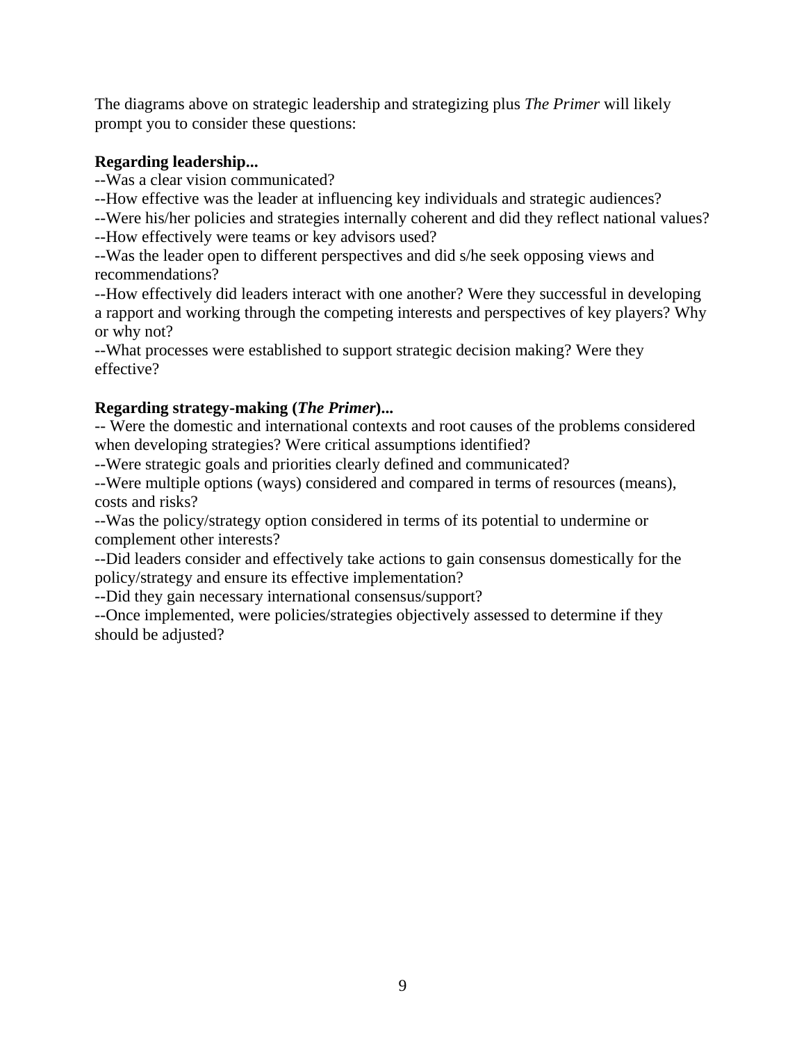The diagrams above on strategic leadership and strategizing plus *The Primer* will likely prompt you to consider these questions:

**Regarding leadership...**

--Was a clear vision communicated?
--How effective was the leader at influencing key individuals and strategic audiences?
--Were his/her policies and strategies internally coherent and did they reflect national values?
--How effectively were teams or key advisors used?
--Was the leader open to different perspectives and did s/he seek opposing views and recommendations?
--How effectively did leaders interact with one another? Were they successful in developing a rapport and working through the competing interests and perspectives of key players? Why or why not?
--What processes were established to support strategic decision making? Were they effective?

**Regarding strategy-making (*The Primer*)...**

-- Were the domestic and international contexts and root causes of the problems considered when developing strategies? Were critical assumptions identified?
--Were strategic goals and priorities clearly defined and communicated?
--Were multiple options (ways) considered and compared in terms of resources (means), costs and risks?
--Was the policy/strategy option considered in terms of its potential to undermine or complement other interests?
--Did leaders consider and effectively take actions to gain consensus domestically for the policy/strategy and ensure its effective implementation?
--Did they gain necessary international consensus/support?
--Once implemented, were policies/strategies objectively assessed to determine if they should be adjusted?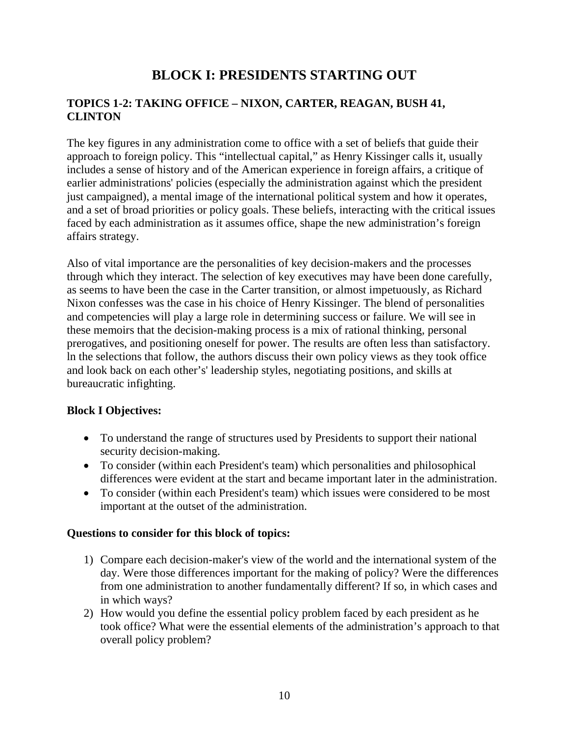# BLOCK I: PRESIDENTS STARTING OUT

### TOPICS 1-2: TAKING OFFICE – NIXON, CARTER, REAGAN, BUSH 41, CLINTON

The key figures in any administration come to office with a set of beliefs that guide their approach to foreign policy. This "intellectual capital," as Henry Kissinger calls it, usually includes a sense of history and of the American experience in foreign affairs, a critique of earlier administrations' policies (especially the administration against which the president just campaigned), a mental image of the international political system and how it operates, and a set of broad priorities or policy goals. These beliefs, interacting with the critical issues faced by each administration as it assumes office, shape the new administration's foreign affairs strategy.

Also of vital importance are the personalities of key decision-makers and the processes through which they interact. The selection of key executives may have been done carefully, as seems to have been the case in the Carter transition, or almost impetuously, as Richard Nixon confesses was the case in his choice of Henry Kissinger. The blend of personalities and competencies will play a large role in determining success or failure. We will see in these memoirs that the decision-making process is a mix of rational thinking, personal prerogatives, and positioning oneself for power. The results are often less than satisfactory. ln the selections that follow, the authors discuss their own policy views as they took office and look back on each other's' leadership styles, negotiating positions, and skills at bureaucratic infighting.

**Block I Objectives:**

- To understand the range of structures used by Presidents to support their national security decision-making.
- To consider (within each President's team) which personalities and philosophical differences were evident at the start and became important later in the administration.
- To consider (within each President's team) which issues were considered to be most important at the outset of the administration.

**Questions to consider for this block of topics:**

1) Compare each decision-maker's view of the world and the international system of the day. Were those differences important for the making of policy? Were the differences from one administration to another fundamentally different? If so, in which cases and in which ways?
2) How would you define the essential policy problem faced by each president as he took office? What were the essential elements of the administration's approach to that overall policy problem?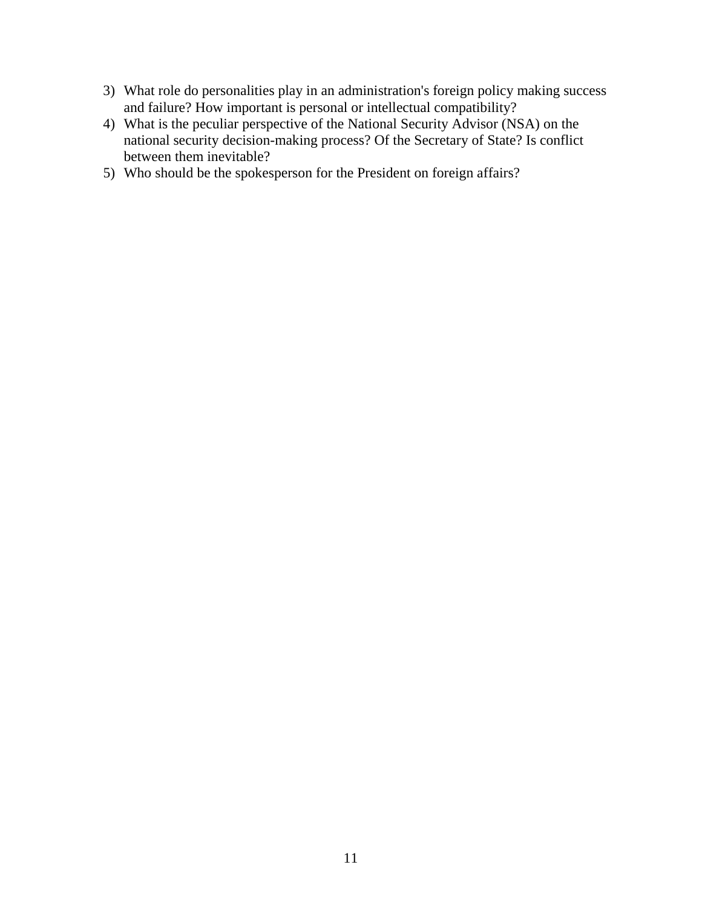3) What role do personalities play in an administration's foreign policy making success and failure? How important is personal or intellectual compatibility?
4) What is the peculiar perspective of the National Security Advisor (NSA) on the national security decision-making process? Of the Secretary of State? Is conflict between them inevitable?
5) Who should be the spokesperson for the President on foreign affairs?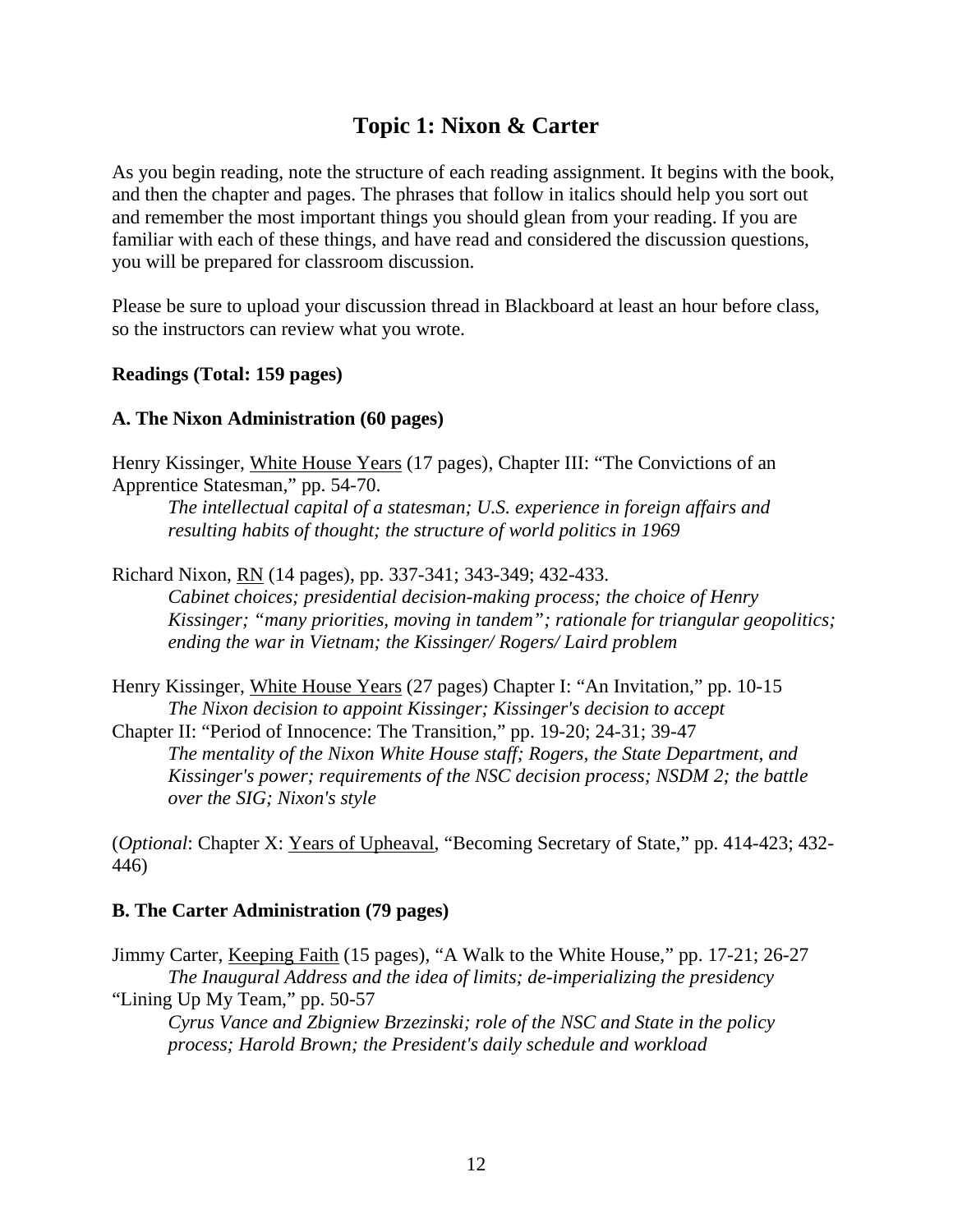# Topic 1: Nixon & Carter

As you begin reading, note the structure of each reading assignment. It begins with the book, and then the chapter and pages. The phrases that follow in italics should help you sort out and remember the most important things you should glean from your reading. If you are familiar with each of these things, and have read and considered the discussion questions, you will be prepared for classroom discussion.

Please be sure to upload your discussion thread in Blackboard at least an hour before class, so the instructors can review what you wrote.

**Readings (Total: 159 pages)**

**A. The Nixon Administration (60 pages)**

Henry Kissinger, White House Years (17 pages), Chapter III: "The Convictions of an Apprentice Statesman," pp. 54-70.

> *The intellectual capital of a statesman; U.S. experience in foreign affairs and resulting habits of thought; the structure of world politics in 1969*

Richard Nixon, RN (14 pages), pp. 337-341; 343-349; 432-433.

> *Cabinet choices; presidential decision-making process; the choice of Henry Kissinger; "many priorities, moving in tandem"; rationale for triangular geopolitics; ending the war in Vietnam; the Kissinger/ Rogers/ Laird problem*

Henry Kissinger, White House Years (27 pages) Chapter I: "An Invitation," pp. 10-15

> *The Nixon decision to appoint Kissinger; Kissinger's decision to accept*

Chapter II: "Period of Innocence: The Transition," pp. 19-20; 24-31; 39-47

> *The mentality of the Nixon White House staff; Rogers, the State Department, and Kissinger's power; requirements of the NSC decision process; NSDM 2; the battle over the SIG; Nixon's style*

(*Optional*: Chapter X: Years of Upheaval, "Becoming Secretary of State," pp. 414-423; 432-446)

**B. The Carter Administration (79 pages)**

Jimmy Carter, Keeping Faith (15 pages), "A Walk to the White House," pp. 17-21; 26-27

> *The Inaugural Address and the idea of limits; de-imperializing the presidency*

"Lining Up My Team," pp. 50-57

> *Cyrus Vance and Zbigniew Brzezinski; role of the NSC and State in the policy process; Harold Brown; the President's daily schedule and workload*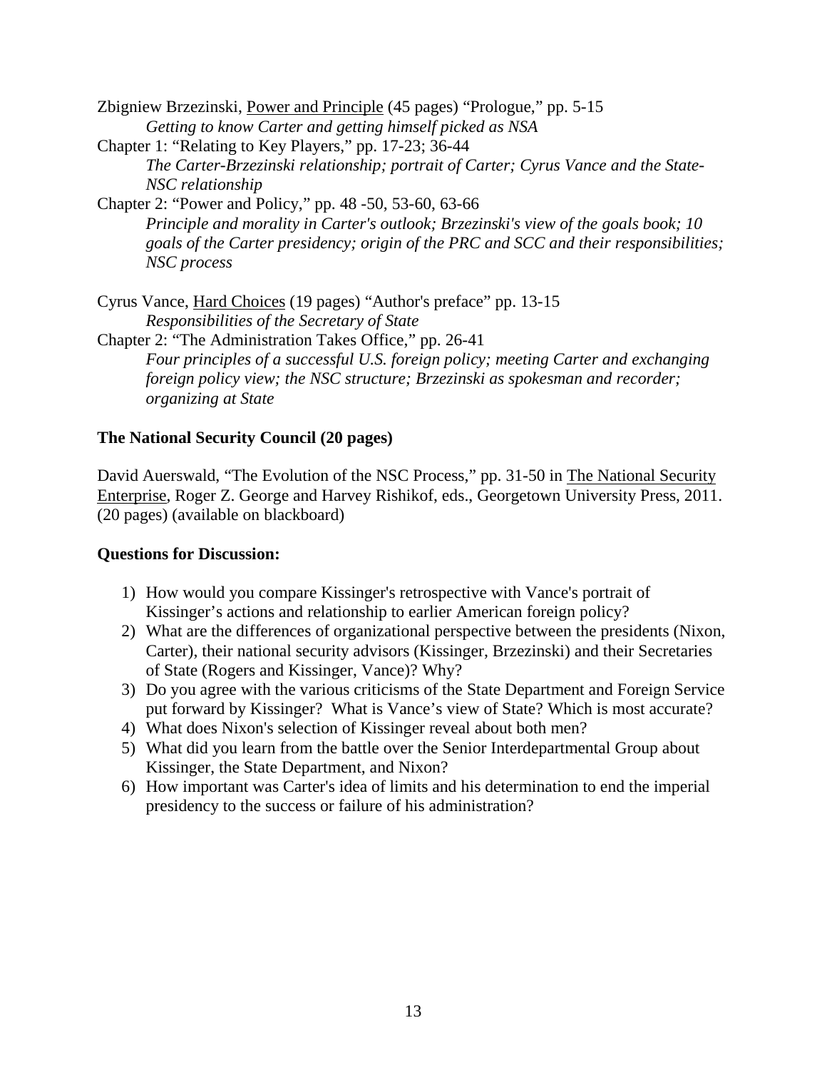Zbigniew Brzezinski, Power and Principle (45 pages) "Prologue," pp. 5-15

*Getting to know Carter and getting himself picked as NSA*

Chapter 1: "Relating to Key Players," pp. 17-23; 36-44

*The Carter-Brzezinski relationship; portrait of Carter; Cyrus Vance and the State-NSC relationship*

Chapter 2: "Power and Policy," pp. 48 -50, 53-60, 63-66

*Principle and morality in Carter's outlook; Brzezinski's view of the goals book; 10 goals of the Carter presidency; origin of the PRC and SCC and their responsibilities; NSC process*

Cyrus Vance, Hard Choices (19 pages) "Author's preface" pp. 13-15

*Responsibilities of the Secretary of State*

Chapter 2: "The Administration Takes Office," pp. 26-41

*Four principles of a successful U.S. foreign policy; meeting Carter and exchanging foreign policy view; the NSC structure; Brzezinski as spokesman and recorder; organizing at State*

**The National Security Council (20 pages)**

David Auerswald, "The Evolution of the NSC Process," pp. 31-50 in The National Security Enterprise, Roger Z. George and Harvey Rishikof, eds., Georgetown University Press, 2011. (20 pages) (available on blackboard)

**Questions for Discussion:**

1) How would you compare Kissinger's retrospective with Vance's portrait of Kissinger's actions and relationship to earlier American foreign policy?
2) What are the differences of organizational perspective between the presidents (Nixon, Carter), their national security advisors (Kissinger, Brzezinski) and their Secretaries of State (Rogers and Kissinger, Vance)? Why?
3) Do you agree with the various criticisms of the State Department and Foreign Service put forward by Kissinger? What is Vance's view of State? Which is most accurate?
4) What does Nixon's selection of Kissinger reveal about both men?
5) What did you learn from the battle over the Senior Interdepartmental Group about Kissinger, the State Department, and Nixon?
6) How important was Carter's idea of limits and his determination to end the imperial presidency to the success or failure of his administration?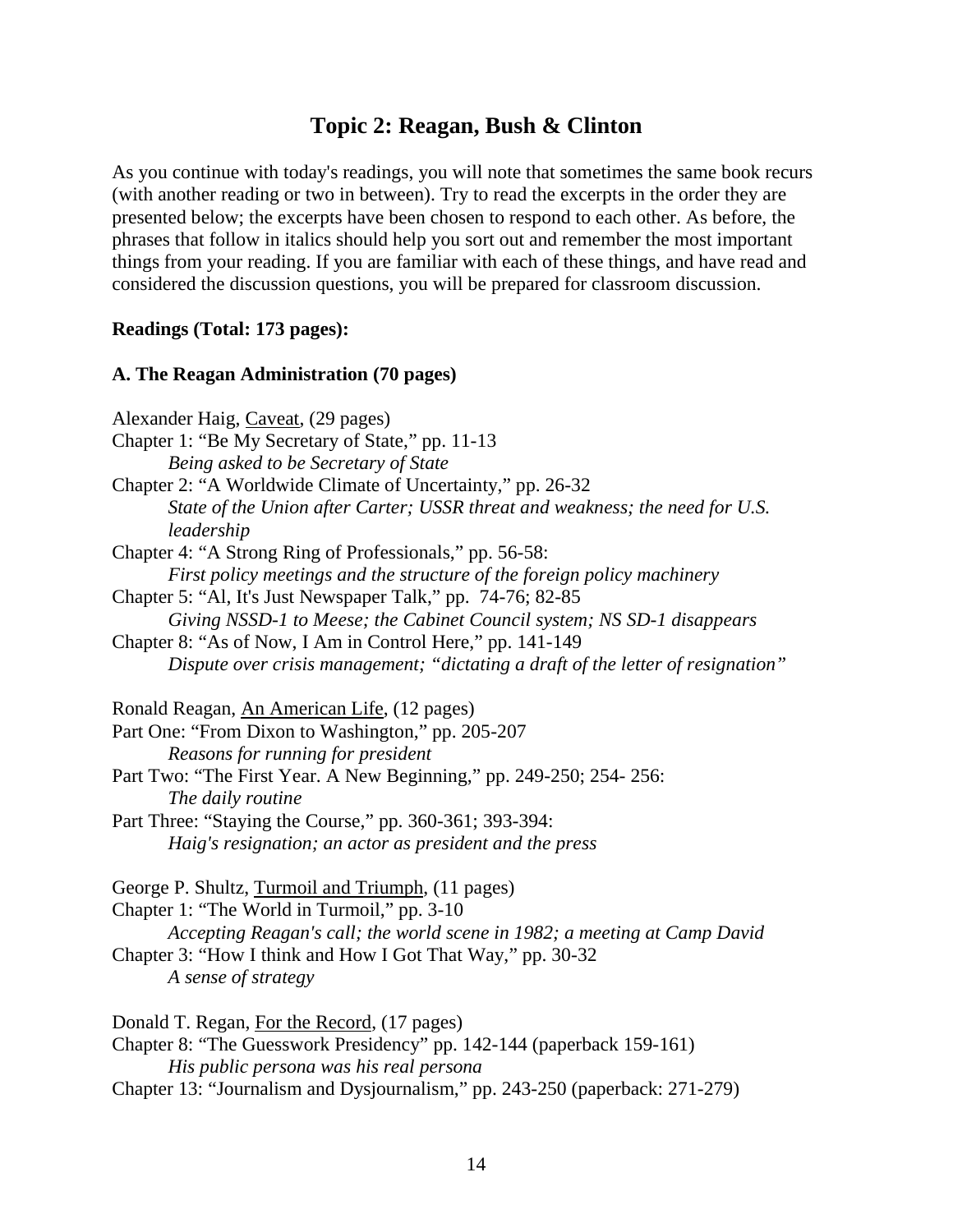## Topic 2: Reagan, Bush & Clinton

As you continue with today's readings, you will note that sometimes the same book recurs (with another reading or two in between). Try to read the excerpts in the order they are presented below; the excerpts have been chosen to respond to each other. As before, the phrases that follow in italics should help you sort out and remember the most important things from your reading. If you are familiar with each of these things, and have read and considered the discussion questions, you will be prepared for classroom discussion.

**Readings (Total: 173 pages):**

**A. The Reagan Administration (70 pages)**

Alexander Haig, Caveat, (29 pages)
Chapter 1: "Be My Secretary of State," pp. 11-13
*Being asked to be Secretary of State*
Chapter 2: "A Worldwide Climate of Uncertainty," pp. 26-32
*State of the Union after Carter; USSR threat and weakness; the need for U.S. leadership*
Chapter 4: "A Strong Ring of Professionals," pp. 56-58:
*First policy meetings and the structure of the foreign policy machinery*
Chapter 5: "Al, It's Just Newspaper Talk," pp. 74-76; 82-85
*Giving NSSD-1 to Meese; the Cabinet Council system; NS SD-1 disappears*
Chapter 8: "As of Now, I Am in Control Here," pp. 141-149
*Dispute over crisis management; "dictating a draft of the letter of resignation"*

Ronald Reagan, An American Life, (12 pages)
Part One: "From Dixon to Washington," pp. 205-207
*Reasons for running for president*
Part Two: "The First Year. A New Beginning," pp. 249-250; 254- 256:
*The daily routine*
Part Three: "Staying the Course," pp. 360-361; 393-394:
*Haig's resignation; an actor as president and the press*

George P. Shultz, Turmoil and Triumph, (11 pages)
Chapter 1: "The World in Turmoil," pp. 3-10
*Accepting Reagan's call; the world scene in 1982; a meeting at Camp David*
Chapter 3: "How I think and How I Got That Way," pp. 30-32
*A sense of strategy*

Donald T. Regan, For the Record, (17 pages)
Chapter 8: "The Guesswork Presidency" pp. 142-144 (paperback 159-161)
*His public persona was his real persona*
Chapter 13: "Journalism and Dysjournalism," pp. 243-250 (paperback: 271-279)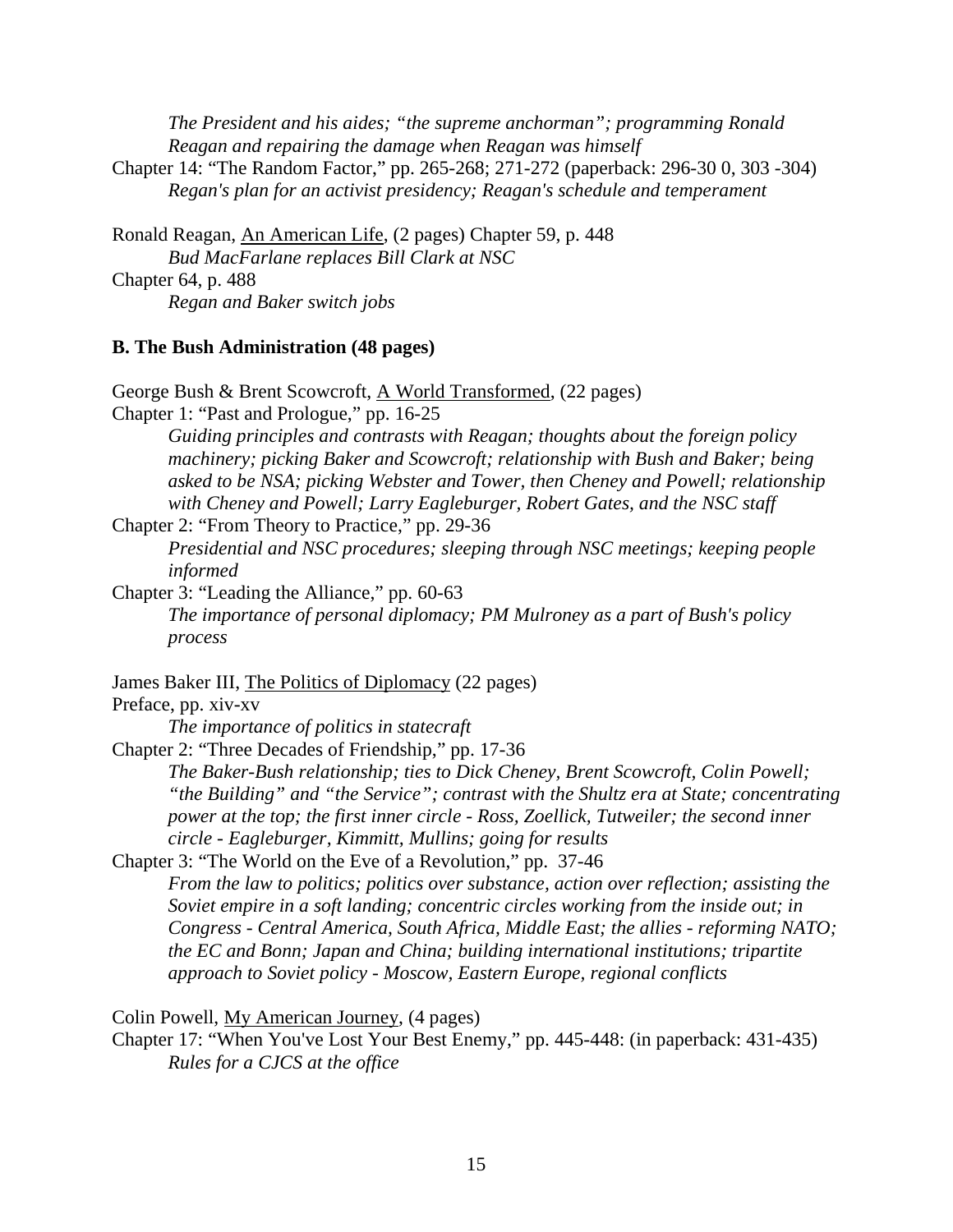*The President and his aides; "the supreme anchorman"; programming Ronald Reagan and repairing the damage when Reagan was himself*

Chapter 14: "The Random Factor," pp. 265-268; 271-272 (paperback: 296-30 0, 303 -304)

*Regan's plan for an activist presidency; Reagan's schedule and temperament*

Ronald Reagan, An American Life, (2 pages) Chapter 59, p. 448

*Bud MacFarlane replaces Bill Clark at NSC*

Chapter 64, p. 488

*Regan and Baker switch jobs*

**B. The Bush Administration (48 pages)**

George Bush & Brent Scowcroft, A World Transformed, (22 pages)

Chapter 1: "Past and Prologue," pp. 16-25

*Guiding principles and contrasts with Reagan; thoughts about the foreign policy machinery; picking Baker and Scowcroft; relationship with Bush and Baker; being asked to be NSA; picking Webster and Tower, then Cheney and Powell; relationship with Cheney and Powell; Larry Eagleburger, Robert Gates, and the NSC staff*

Chapter 2: "From Theory to Practice," pp. 29-36

*Presidential and NSC procedures; sleeping through NSC meetings; keeping people informed*

Chapter 3: "Leading the Alliance," pp. 60-63

*The importance of personal diplomacy; PM Mulroney as a part of Bush's policy process*

James Baker III, The Politics of Diplomacy (22 pages)

Preface, pp. xiv-xv

*The importance of politics in statecraft*

Chapter 2: "Three Decades of Friendship," pp. 17-36

*The Baker-Bush relationship; ties to Dick Cheney, Brent Scowcroft, Colin Powell; "the Building" and "the Service"; contrast with the Shultz era at State; concentrating power at the top; the first inner circle - Ross, Zoellick, Tutweiler; the second inner circle - Eagleburger, Kimmitt, Mullins; going for results*

Chapter 3: "The World on the Eve of a Revolution," pp. 37-46

*From the law to politics; politics over substance, action over reflection; assisting the Soviet empire in a soft landing; concentric circles working from the inside out; in Congress - Central America, South Africa, Middle East; the allies - reforming NATO; the EC and Bonn; Japan and China; building international institutions; tripartite approach to Soviet policy - Moscow, Eastern Europe, regional conflicts*

Colin Powell, My American Journey, (4 pages)

Chapter 17: "When You've Lost Your Best Enemy," pp. 445-448: (in paperback: 431-435)

*Rules for a CJCS at the office*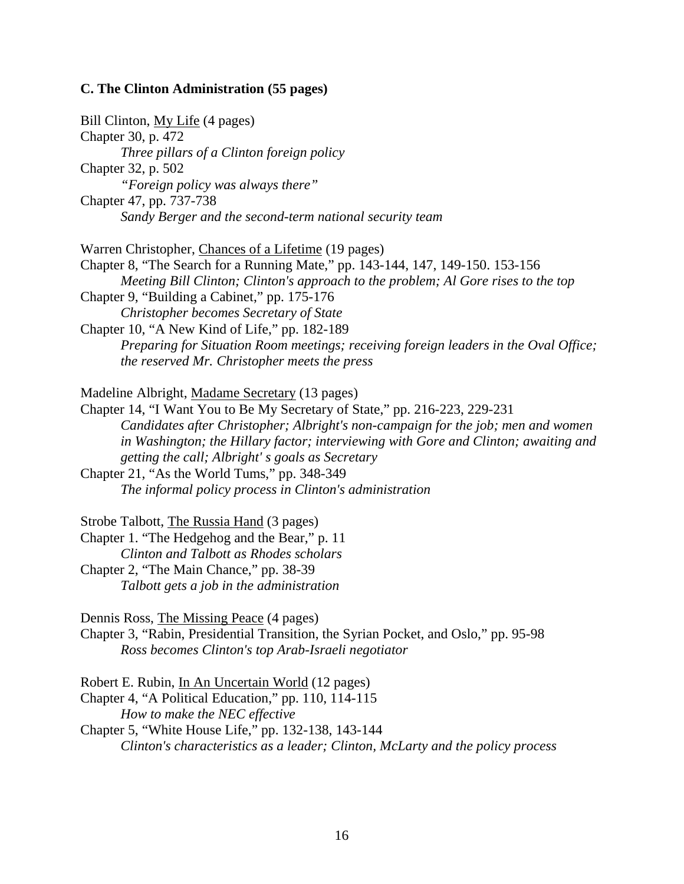**C. The Clinton Administration (55 pages)**

Bill Clinton, My Life (4 pages)
Chapter 30, p. 472
*Three pillars of a Clinton foreign policy*
Chapter 32, p. 502
*"Foreign policy was always there"*
Chapter 47, pp. 737-738
*Sandy Berger and the second-term national security team*

Warren Christopher, Chances of a Lifetime (19 pages)
Chapter 8, "The Search for a Running Mate," pp. 143-144, 147, 149-150. 153-156
*Meeting Bill Clinton; Clinton's approach to the problem; Al Gore rises to the top*
Chapter 9, "Building a Cabinet," pp. 175-176
*Christopher becomes Secretary of State*
Chapter 10, "A New Kind of Life," pp. 182-189
*Preparing for Situation Room meetings; receiving foreign leaders in the Oval Office; the reserved Mr. Christopher meets the press*

Madeline Albright, Madame Secretary (13 pages)
Chapter 14, "I Want You to Be My Secretary of State," pp. 216-223, 229-231
*Candidates after Christopher; Albright's non-campaign for the job; men and women in Washington; the Hillary factor; interviewing with Gore and Clinton; awaiting and getting the call; Albright' s goals as Secretary*
Chapter 21, "As the World Tums," pp. 348-349
*The informal policy process in Clinton's administration*

Strobe Talbott, The Russia Hand (3 pages)
Chapter 1. "The Hedgehog and the Bear," p. 11
*Clinton and Talbott as Rhodes scholars*
Chapter 2, "The Main Chance," pp. 38-39
*Talbott gets a job in the administration*

Dennis Ross, The Missing Peace (4 pages)
Chapter 3, "Rabin, Presidential Transition, the Syrian Pocket, and Oslo," pp. 95-98
*Ross becomes Clinton's top Arab-Israeli negotiator*

Robert E. Rubin, In An Uncertain World (12 pages)
Chapter 4, "A Political Education," pp. 110, 114-115
*How to make the NEC effective*
Chapter 5, "White House Life," pp. 132-138, 143-144
*Clinton's characteristics as a leader; Clinton, McLarty and the policy process*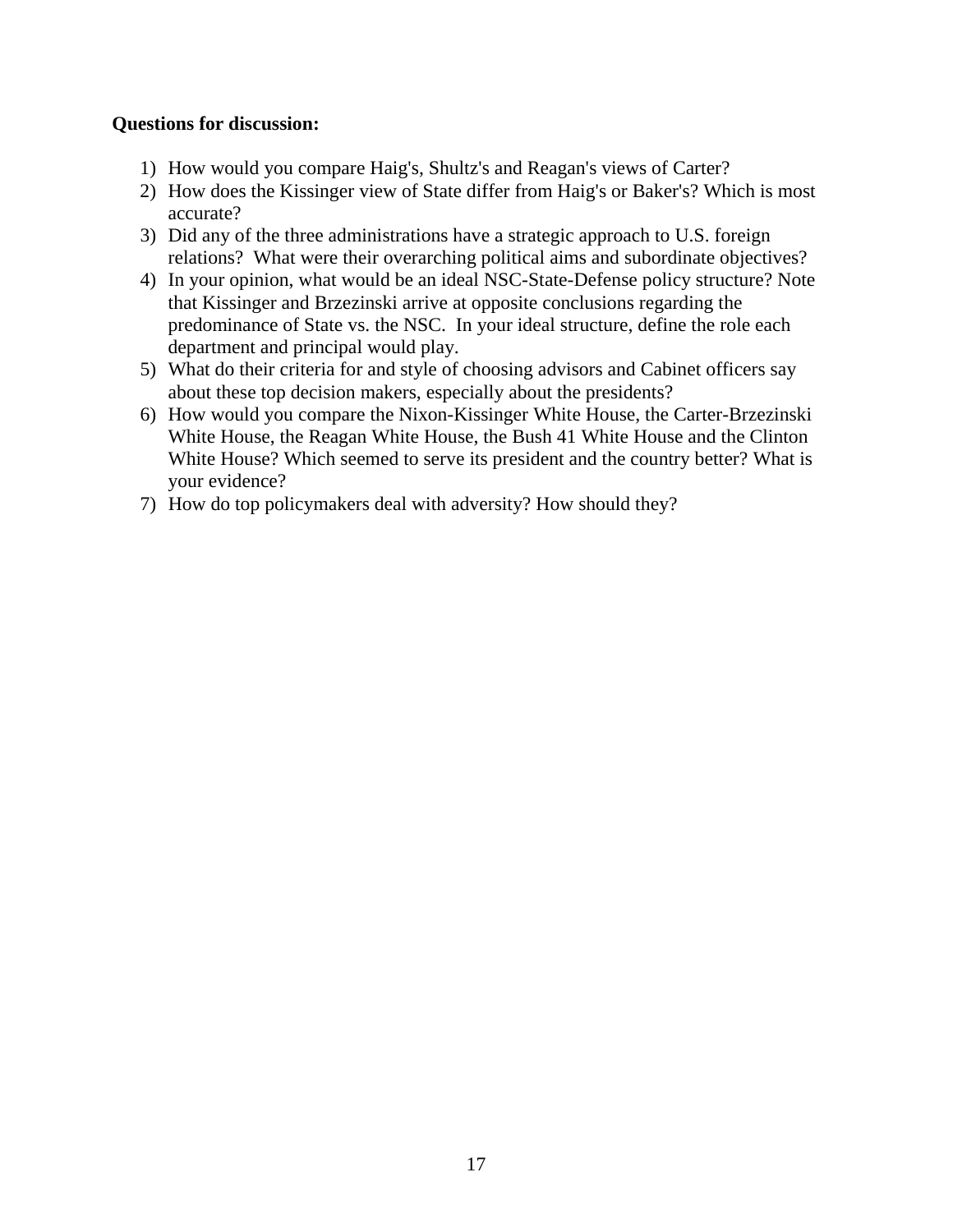**Questions for discussion:**

1) How would you compare Haig's, Shultz's and Reagan's views of Carter?
2) How does the Kissinger view of State differ from Haig's or Baker's? Which is most accurate?
3) Did any of the three administrations have a strategic approach to U.S. foreign relations? What were their overarching political aims and subordinate objectives?
4) In your opinion, what would be an ideal NSC-State-Defense policy structure? Note that Kissinger and Brzezinski arrive at opposite conclusions regarding the predominance of State vs. the NSC. In your ideal structure, define the role each department and principal would play.
5) What do their criteria for and style of choosing advisors and Cabinet officers say about these top decision makers, especially about the presidents?
6) How would you compare the Nixon-Kissinger White House, the Carter-Brzezinski White House, the Reagan White House, the Bush 41 White House and the Clinton White House? Which seemed to serve its president and the country better? What is your evidence?
7) How do top policymakers deal with adversity? How should they?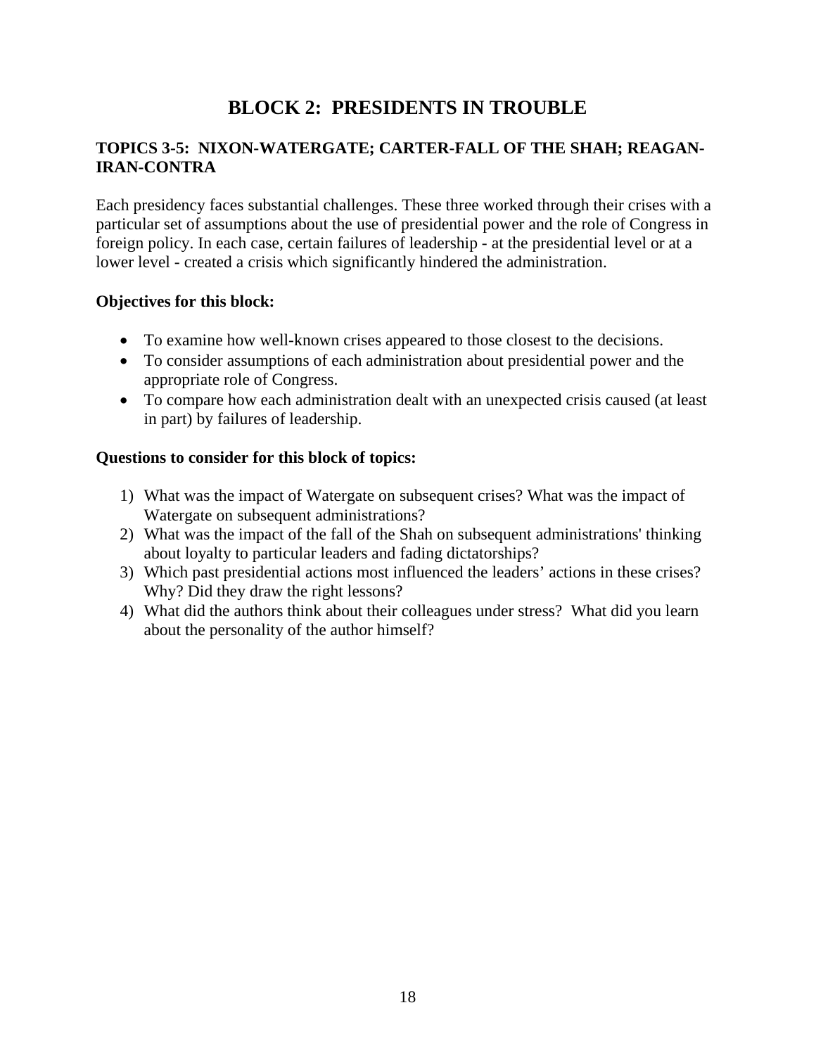# BLOCK 2: PRESIDENTS IN TROUBLE

### TOPICS 3-5: NIXON-WATERGATE; CARTER-FALL OF THE SHAH; REAGAN-IRAN-CONTRA

Each presidency faces substantial challenges. These three worked through their crises with a particular set of assumptions about the use of presidential power and the role of Congress in foreign policy. In each case, certain failures of leadership - at the presidential level or at a lower level - created a crisis which significantly hindered the administration.

**Objectives for this block:**

- To examine how well-known crises appeared to those closest to the decisions.
- To consider assumptions of each administration about presidential power and the appropriate role of Congress.
- To compare how each administration dealt with an unexpected crisis caused (at least in part) by failures of leadership.

**Questions to consider for this block of topics:**

1) What was the impact of Watergate on subsequent crises? What was the impact of Watergate on subsequent administrations?
2) What was the impact of the fall of the Shah on subsequent administrations' thinking about loyalty to particular leaders and fading dictatorships?
3) Which past presidential actions most influenced the leaders' actions in these crises? Why? Did they draw the right lessons?
4) What did the authors think about their colleagues under stress? What did you learn about the personality of the author himself?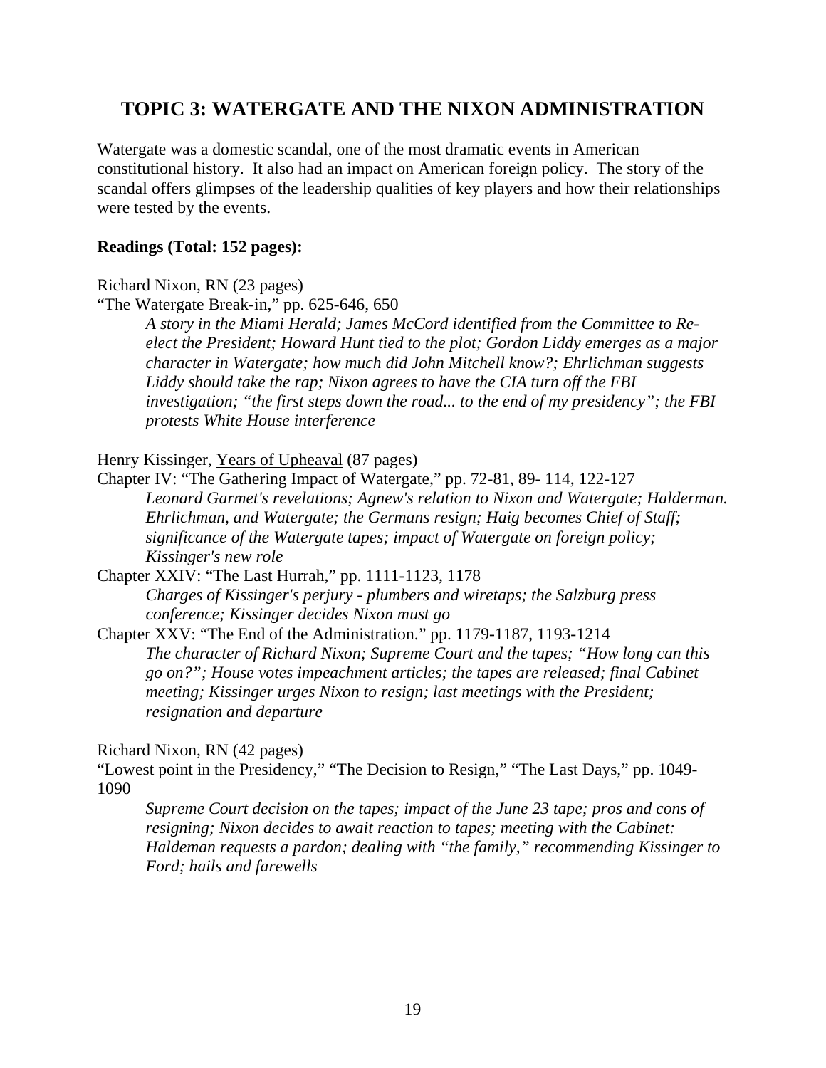## TOPIC 3: WATERGATE AND THE NIXON ADMINISTRATION

Watergate was a domestic scandal, one of the most dramatic events in American constitutional history. It also had an impact on American foreign policy. The story of the scandal offers glimpses of the leadership qualities of key players and how their relationships were tested by the events.

**Readings (Total: 152 pages):**

Richard Nixon, RN (23 pages)
"The Watergate Break-in," pp. 625-646, 650

> *A story in the Miami Herald; James McCord identified from the Committee to Re-elect the President; Howard Hunt tied to the plot; Gordon Liddy emerges as a major character in Watergate; how much did John Mitchell know?; Ehrlichman suggests Liddy should take the rap; Nixon agrees to have the CIA turn off the FBI investigation; "the first steps down the road... to the end of my presidency"; the FBI protests White House interference*

Henry Kissinger, Years of Upheaval (87 pages)
Chapter IV: "The Gathering Impact of Watergate," pp. 72-81, 89- 114, 122-127

> *Leonard Garmet's revelations; Agnew's relation to Nixon and Watergate; Halderman. Ehrlichman, and Watergate; the Germans resign; Haig becomes Chief of Staff; significance of the Watergate tapes; impact of Watergate on foreign policy; Kissinger's new role*

Chapter XXIV: "The Last Hurrah," pp. 1111-1123, 1178

> *Charges of Kissinger's perjury - plumbers and wiretaps; the Salzburg press conference; Kissinger decides Nixon must go*

Chapter XXV: "The End of the Administration." pp. 1179-1187, 1193-1214

> *The character of Richard Nixon; Supreme Court and the tapes; "How long can this go on?"; House votes impeachment articles; the tapes are released; final Cabinet meeting; Kissinger urges Nixon to resign; last meetings with the President; resignation and departure*

Richard Nixon, RN (42 pages)
"Lowest point in the Presidency," "The Decision to Resign," "The Last Days," pp. 1049-1090

> *Supreme Court decision on the tapes; impact of the June 23 tape; pros and cons of resigning; Nixon decides to await reaction to tapes; meeting with the Cabinet: Haldeman requests a pardon; dealing with "the family," recommending Kissinger to Ford; hails and farewells*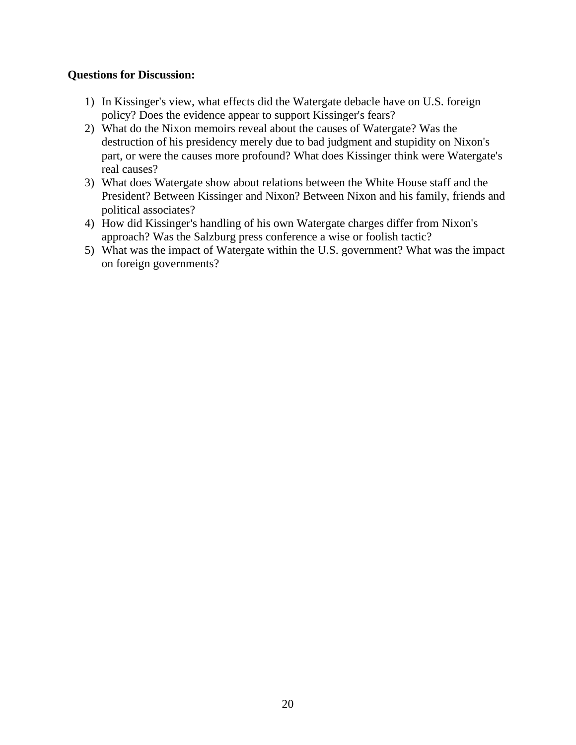**Questions for Discussion:**

1) In Kissinger's view, what effects did the Watergate debacle have on U.S. foreign policy? Does the evidence appear to support Kissinger's fears?
2) What do the Nixon memoirs reveal about the causes of Watergate? Was the destruction of his presidency merely due to bad judgment and stupidity on Nixon's part, or were the causes more profound? What does Kissinger think were Watergate's real causes?
3) What does Watergate show about relations between the White House staff and the President? Between Kissinger and Nixon? Between Nixon and his family, friends and political associates?
4) How did Kissinger's handling of his own Watergate charges differ from Nixon's approach? Was the Salzburg press conference a wise or foolish tactic?
5) What was the impact of Watergate within the U.S. government? What was the impact on foreign governments?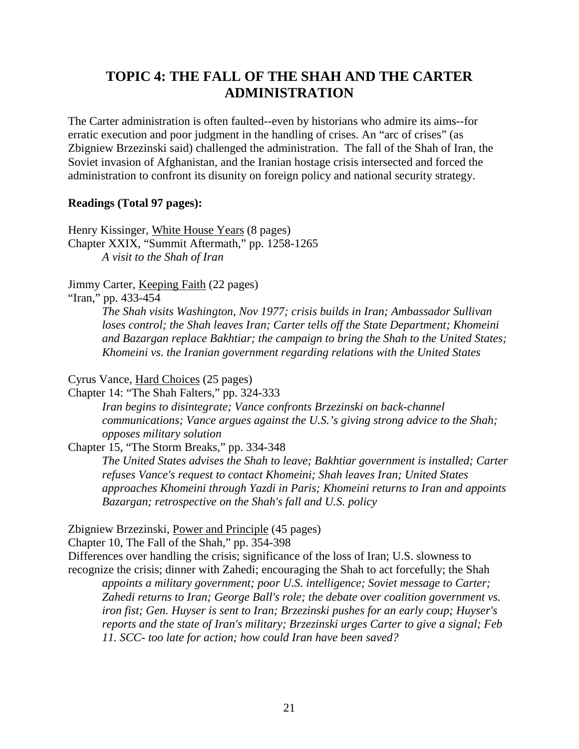# TOPIC 4: THE FALL OF THE SHAH AND THE CARTER ADMINISTRATION

The Carter administration is often faulted--even by historians who admire its aims--for erratic execution and poor judgment in the handling of crises. An "arc of crises" (as Zbigniew Brzezinski said) challenged the administration. The fall of the Shah of Iran, the Soviet invasion of Afghanistan, and the Iranian hostage crisis intersected and forced the administration to confront its disunity on foreign policy and national security strategy.

**Readings (Total 97 pages):**

Henry Kissinger, White House Years (8 pages)
Chapter XXIX, "Summit Aftermath," pp. 1258-1265

*A visit to the Shah of Iran*

Jimmy Carter, Keeping Faith (22 pages)
"Iran," pp. 433-454

*The Shah visits Washington, Nov 1977; crisis builds in Iran; Ambassador Sullivan loses control; the Shah leaves Iran; Carter tells off the State Department; Khomeini and Bazargan replace Bakhtiar; the campaign to bring the Shah to the United States; Khomeini vs. the Iranian government regarding relations with the United States*

Cyrus Vance, Hard Choices (25 pages)
Chapter 14: "The Shah Falters," pp. 324-333

*Iran begins to disintegrate; Vance confronts Brzezinski on back-channel communications; Vance argues against the U.S.'s giving strong advice to the Shah; opposes military solution*

Chapter 15, "The Storm Breaks," pp. 334-348

*The United States advises the Shah to leave; Bakhtiar government is installed; Carter refuses Vance's request to contact Khomeini; Shah leaves Iran; United States approaches Khomeini through Yazdi in Paris; Khomeini returns to Iran and appoints Bazargan; retrospective on the Shah's fall and U.S. policy*

Zbigniew Brzezinski, Power and Principle (45 pages)
Chapter 10, The Fall of the Shah," pp. 354-398
Differences over handling the crisis; significance of the loss of Iran; U.S. slowness to recognize the crisis; dinner with Zahedi; encouraging the Shah to act forcefully; the Shah *appoints a military government; poor U.S. intelligence; Soviet message to Carter; Zahedi returns to Iran; George Ball's role; the debate over coalition government vs. iron fist; Gen. Huyser is sent to Iran; Brzezinski pushes for an early coup; Huyser's reports and the state of Iran's military; Brzezinski urges Carter to give a signal; Feb 11. SCC- too late for action; how could Iran have been saved?*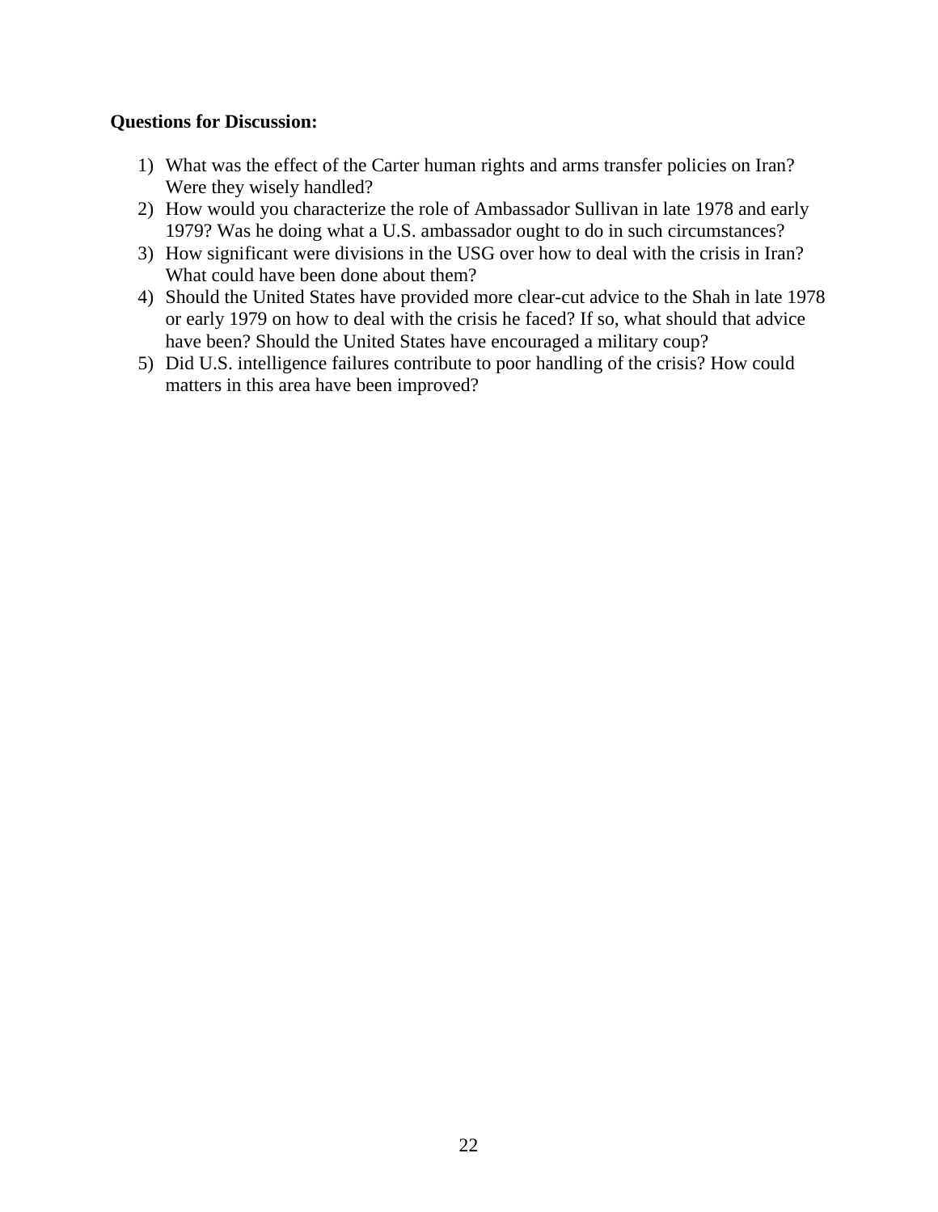**Questions for Discussion:**

1) What was the effect of the Carter human rights and arms transfer policies on Iran? Were they wisely handled?
2) How would you characterize the role of Ambassador Sullivan in late 1978 and early 1979? Was he doing what a U.S. ambassador ought to do in such circumstances?
3) How significant were divisions in the USG over how to deal with the crisis in Iran? What could have been done about them?
4) Should the United States have provided more clear-cut advice to the Shah in late 1978 or early 1979 on how to deal with the crisis he faced? If so, what should that advice have been? Should the United States have encouraged a military coup?
5) Did U.S. intelligence failures contribute to poor handling of the crisis? How could matters in this area have been improved?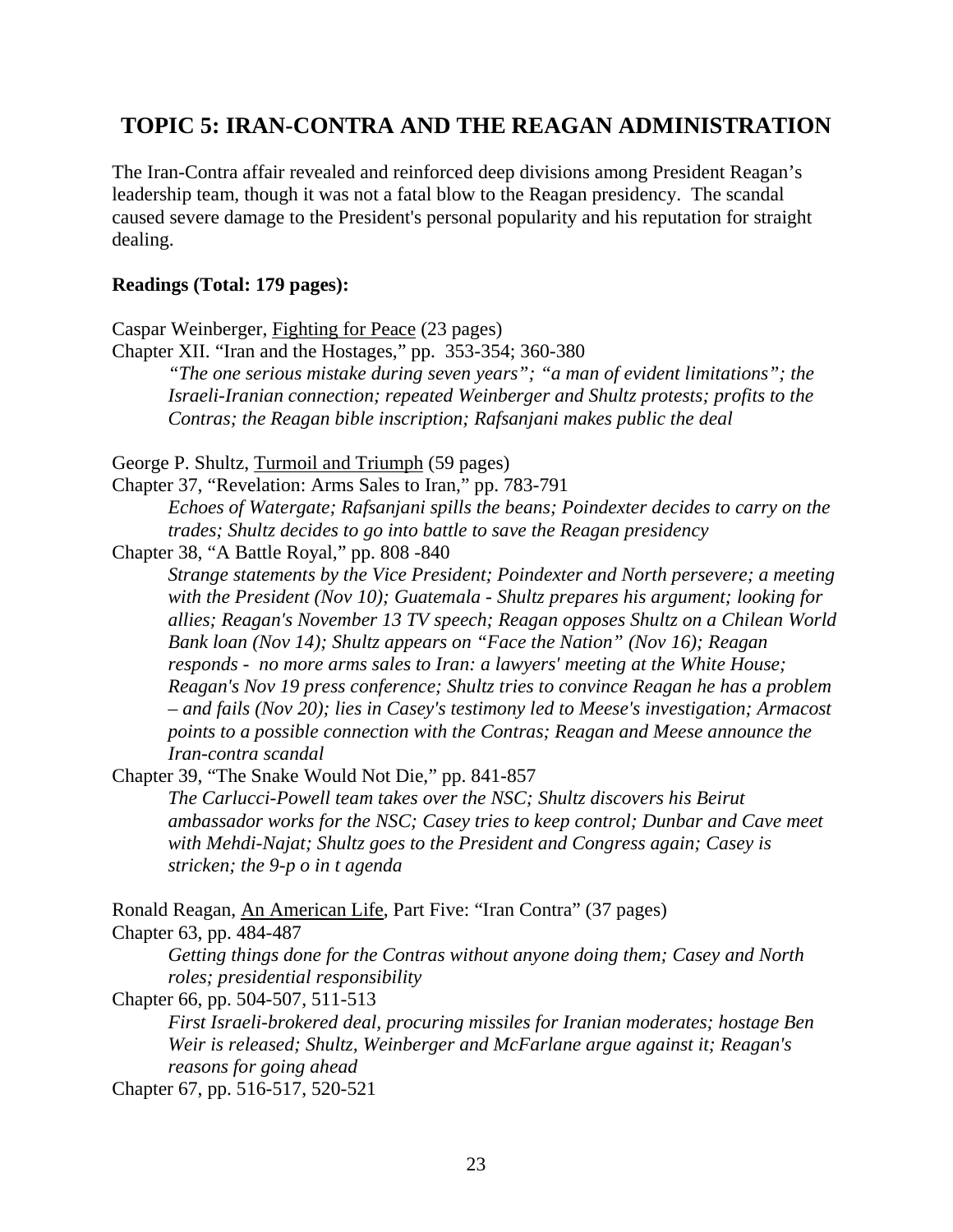## TOPIC 5: IRAN-CONTRA AND THE REAGAN ADMINISTRATION

The Iran-Contra affair revealed and reinforced deep divisions among President Reagan's leadership team, though it was not a fatal blow to the Reagan presidency. The scandal caused severe damage to the President's personal popularity and his reputation for straight dealing.

**Readings (Total: 179 pages):**

Caspar Weinberger, Fighting for Peace (23 pages)

Chapter XII. "Iran and the Hostages," pp. 353-354; 360-380

> *"The one serious mistake during seven years"; "a man of evident limitations"; the Israeli-Iranian connection; repeated Weinberger and Shultz protests; profits to the Contras; the Reagan bible inscription; Rafsanjani makes public the deal*

George P. Shultz, Turmoil and Triumph (59 pages)

Chapter 37, "Revelation: Arms Sales to Iran," pp. 783-791

> *Echoes of Watergate; Rafsanjani spills the beans; Poindexter decides to carry on the trades; Shultz decides to go into battle to save the Reagan presidency*

Chapter 38, "A Battle Royal," pp. 808 -840

> *Strange statements by the Vice President; Poindexter and North persevere; a meeting with the President (Nov 10); Guatemala - Shultz prepares his argument; looking for allies; Reagan's November 13 TV speech; Reagan opposes Shultz on a Chilean World Bank loan (Nov 14); Shultz appears on "Face the Nation" (Nov 16); Reagan responds - no more arms sales to Iran: a lawyers' meeting at the White House; Reagan's Nov 19 press conference; Shultz tries to convince Reagan he has a problem – and fails (Nov 20); lies in Casey's testimony led to Meese's investigation; Armacost points to a possible connection with the Contras; Reagan and Meese announce the Iran-contra scandal*

Chapter 39, "The Snake Would Not Die," pp. 841-857

> *The Carlucci-Powell team takes over the NSC; Shultz discovers his Beirut ambassador works for the NSC; Casey tries to keep control; Dunbar and Cave meet with Mehdi-Najat; Shultz goes to the President and Congress again; Casey is stricken; the 9-p o in t agenda*

Ronald Reagan, An American Life, Part Five: "Iran Contra" (37 pages)

Chapter 63, pp. 484-487

> *Getting things done for the Contras without anyone doing them; Casey and North roles; presidential responsibility*

Chapter 66, pp. 504-507, 511-513

> *First Israeli-brokered deal, procuring missiles for Iranian moderates; hostage Ben Weir is released; Shultz, Weinberger and McFarlane argue against it; Reagan's reasons for going ahead*

Chapter 67, pp. 516-517, 520-521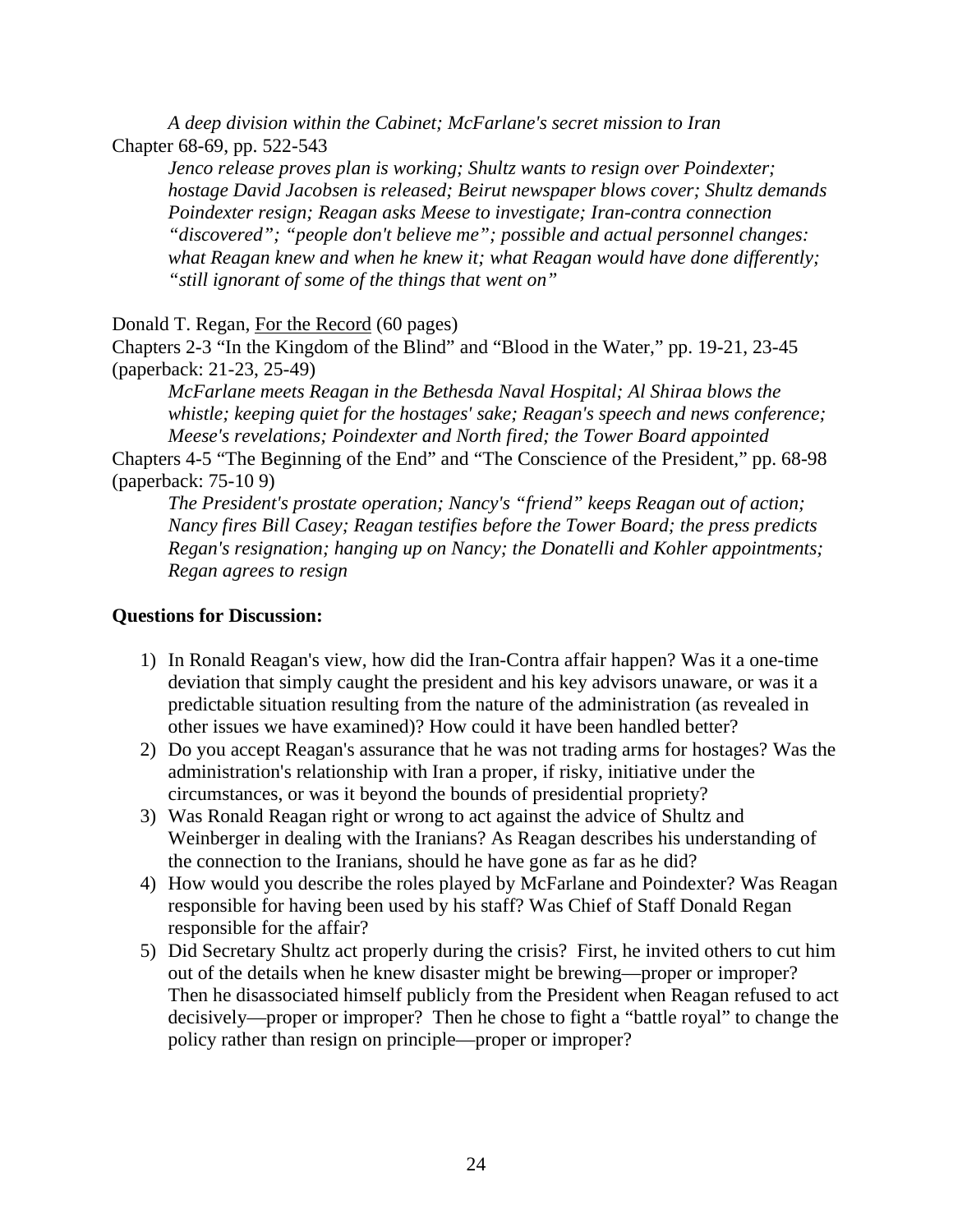*A deep division within the Cabinet; McFarlane's secret mission to Iran*

Chapter 68-69, pp. 522-543

*Jenco release proves plan is working; Shultz wants to resign over Poindexter; hostage David Jacobsen is released; Beirut newspaper blows cover; Shultz demands Poindexter resign; Reagan asks Meese to investigate; Iran-contra connection "discovered"; "people don't believe me"; possible and actual personnel changes: what Reagan knew and when he knew it; what Reagan would have done differently; "still ignorant of some of the things that went on"*

Donald T. Regan, For the Record (60 pages)

Chapters 2-3 "In the Kingdom of the Blind" and "Blood in the Water," pp. 19-21, 23-45 (paperback: 21-23, 25-49)

*McFarlane meets Reagan in the Bethesda Naval Hospital; Al Shiraa blows the whistle; keeping quiet for the hostages' sake; Reagan's speech and news conference; Meese's revelations; Poindexter and North fired; the Tower Board appointed*

Chapters 4-5 "The Beginning of the End" and "The Conscience of the President," pp. 68-98 (paperback: 75-10 9)

*The President's prostate operation; Nancy's "friend" keeps Reagan out of action; Nancy fires Bill Casey; Reagan testifies before the Tower Board; the press predicts Regan's resignation; hanging up on Nancy; the Donatelli and Kohler appointments; Regan agrees to resign*

**Questions for Discussion:**

1) In Ronald Reagan's view, how did the Iran-Contra affair happen? Was it a one-time deviation that simply caught the president and his key advisors unaware, or was it a predictable situation resulting from the nature of the administration (as revealed in other issues we have examined)? How could it have been handled better?
2) Do you accept Reagan's assurance that he was not trading arms for hostages? Was the administration's relationship with Iran a proper, if risky, initiative under the circumstances, or was it beyond the bounds of presidential propriety?
3) Was Ronald Reagan right or wrong to act against the advice of Shultz and Weinberger in dealing with the Iranians? As Reagan describes his understanding of the connection to the Iranians, should he have gone as far as he did?
4) How would you describe the roles played by McFarlane and Poindexter? Was Reagan responsible for having been used by his staff? Was Chief of Staff Donald Regan responsible for the affair?
5) Did Secretary Shultz act properly during the crisis? First, he invited others to cut him out of the details when he knew disaster might be brewing—proper or improper? Then he disassociated himself publicly from the President when Reagan refused to act decisively—proper or improper? Then he chose to fight a "battle royal" to change the policy rather than resign on principle—proper or improper?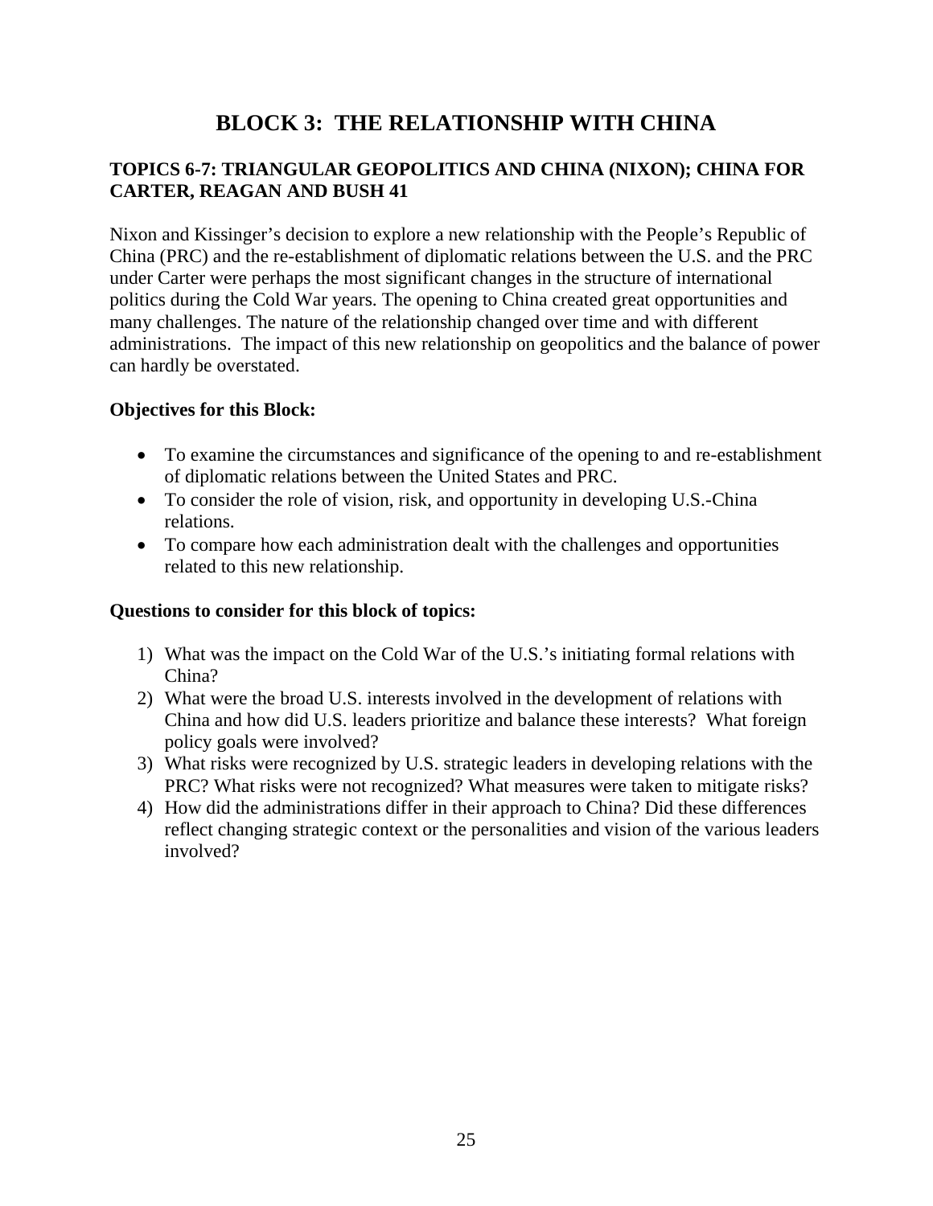# BLOCK 3: THE RELATIONSHIP WITH CHINA

## TOPICS 6-7: TRIANGULAR GEOPOLITICS AND CHINA (NIXON); CHINA FOR CARTER, REAGAN AND BUSH 41

Nixon and Kissinger's decision to explore a new relationship with the People's Republic of China (PRC) and the re-establishment of diplomatic relations between the U.S. and the PRC under Carter were perhaps the most significant changes in the structure of international politics during the Cold War years. The opening to China created great opportunities and many challenges. The nature of the relationship changed over time and with different administrations. The impact of this new relationship on geopolitics and the balance of power can hardly be overstated.

**Objectives for this Block:**

- To examine the circumstances and significance of the opening to and re-establishment of diplomatic relations between the United States and PRC.
- To consider the role of vision, risk, and opportunity in developing U.S.-China relations.
- To compare how each administration dealt with the challenges and opportunities related to this new relationship.

**Questions to consider for this block of topics:**

1) What was the impact on the Cold War of the U.S.'s initiating formal relations with China?
2) What were the broad U.S. interests involved in the development of relations with China and how did U.S. leaders prioritize and balance these interests? What foreign policy goals were involved?
3) What risks were recognized by U.S. strategic leaders in developing relations with the PRC? What risks were not recognized? What measures were taken to mitigate risks?
4) How did the administrations differ in their approach to China? Did these differences reflect changing strategic context or the personalities and vision of the various leaders involved?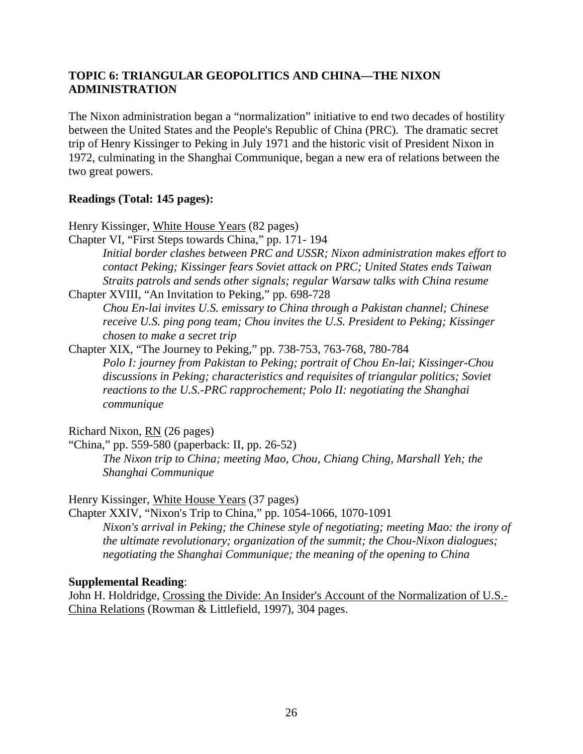## TOPIC 6: TRIANGULAR GEOPOLITICS AND CHINA—THE NIXON ADMINISTRATION

The Nixon administration began a "normalization" initiative to end two decades of hostility between the United States and the People's Republic of China (PRC). The dramatic secret trip of Henry Kissinger to Peking in July 1971 and the historic visit of President Nixon in 1972, culminating in the Shanghai Communique, began a new era of relations between the two great powers.

**Readings (Total: 145 pages):**

Henry Kissinger, White House Years (82 pages)

Chapter VI, "First Steps towards China," pp. 171- 194

> *Initial border clashes between PRC and USSR; Nixon administration makes effort to contact Peking; Kissinger fears Soviet attack on PRC; United States ends Taiwan Straits patrols and sends other signals; regular Warsaw talks with China resume*

Chapter XVIII, "An Invitation to Peking," pp. 698-728

> *Chou En-lai invites U.S. emissary to China through a Pakistan channel; Chinese receive U.S. ping pong team; Chou invites the U.S. President to Peking; Kissinger chosen to make a secret trip*

Chapter XIX, "The Journey to Peking," pp. 738-753, 763-768, 780-784

> *Polo I: journey from Pakistan to Peking; portrait of Chou En-lai; Kissinger-Chou discussions in Peking; characteristics and requisites of triangular politics; Soviet reactions to the U.S.-PRC rapprochement; Polo II: negotiating the Shanghai communique*

Richard Nixon, RN (26 pages)

"China," pp. 559-580 (paperback: II, pp. 26-52)

> *The Nixon trip to China; meeting Mao, Chou, Chiang Ching, Marshall Yeh; the Shanghai Communique*

Henry Kissinger, White House Years (37 pages)

Chapter XXIV, "Nixon's Trip to China," pp. 1054-1066, 1070-1091

> *Nixon's arrival in Peking; the Chinese style of negotiating; meeting Mao: the irony of the ultimate revolutionary; organization of the summit; the Chou-Nixon dialogues; negotiating the Shanghai Communique; the meaning of the opening to China*

**Supplemental Reading**:

John H. Holdridge, Crossing the Divide: An Insider's Account of the Normalization of U.S.-China Relations (Rowman & Littlefield, 1997), 304 pages.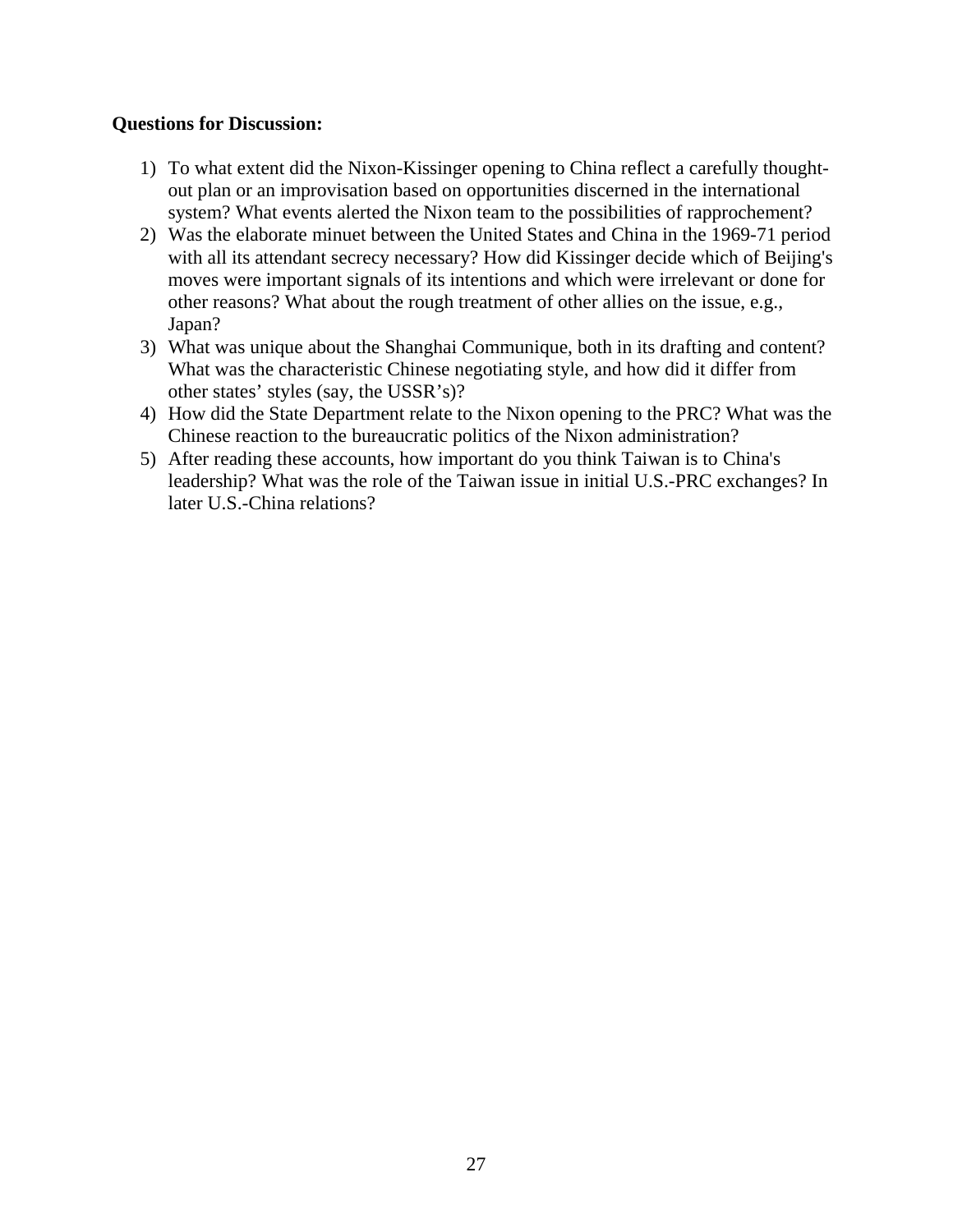**Questions for Discussion:**

1) To what extent did the Nixon-Kissinger opening to China reflect a carefully thought-out plan or an improvisation based on opportunities discerned in the international system? What events alerted the Nixon team to the possibilities of rapprochement?
2) Was the elaborate minuet between the United States and China in the 1969-71 period with all its attendant secrecy necessary? How did Kissinger decide which of Beijing's moves were important signals of its intentions and which were irrelevant or done for other reasons? What about the rough treatment of other allies on the issue, e.g., Japan?
3) What was unique about the Shanghai Communique, both in its drafting and content? What was the characteristic Chinese negotiating style, and how did it differ from other states' styles (say, the USSR's)?
4) How did the State Department relate to the Nixon opening to the PRC? What was the Chinese reaction to the bureaucratic politics of the Nixon administration?
5) After reading these accounts, how important do you think Taiwan is to China's leadership? What was the role of the Taiwan issue in initial U.S.-PRC exchanges? In later U.S.-China relations?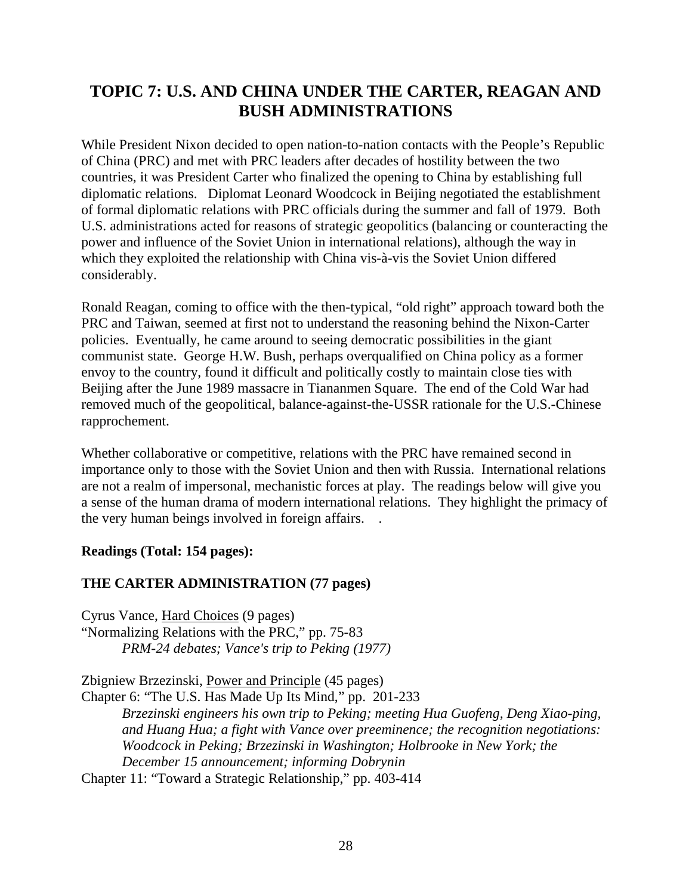# TOPIC 7: U.S. AND CHINA UNDER THE CARTER, REAGAN AND BUSH ADMINISTRATIONS

While President Nixon decided to open nation-to-nation contacts with the People's Republic of China (PRC) and met with PRC leaders after decades of hostility between the two countries, it was President Carter who finalized the opening to China by establishing full diplomatic relations. Diplomat Leonard Woodcock in Beijing negotiated the establishment of formal diplomatic relations with PRC officials during the summer and fall of 1979. Both U.S. administrations acted for reasons of strategic geopolitics (balancing or counteracting the power and influence of the Soviet Union in international relations), although the way in which they exploited the relationship with China vis-à-vis the Soviet Union differed considerably.

Ronald Reagan, coming to office with the then-typical, "old right" approach toward both the PRC and Taiwan, seemed at first not to understand the reasoning behind the Nixon-Carter policies. Eventually, he came around to seeing democratic possibilities in the giant communist state. George H.W. Bush, perhaps overqualified on China policy as a former envoy to the country, found it difficult and politically costly to maintain close ties with Beijing after the June 1989 massacre in Tiananmen Square. The end of the Cold War had removed much of the geopolitical, balance-against-the-USSR rationale for the U.S.-Chinese rapprochement.

Whether collaborative or competitive, relations with the PRC have remained second in importance only to those with the Soviet Union and then with Russia. International relations are not a realm of impersonal, mechanistic forces at play. The readings below will give you a sense of the human drama of modern international relations. They highlight the primacy of the very human beings involved in foreign affairs. .

**Readings (Total: 154 pages):**

**THE CARTER ADMINISTRATION (77 pages)**

Cyrus Vance, Hard Choices (9 pages)
"Normalizing Relations with the PRC," pp. 75-83
*PRM-24 debates; Vance's trip to Peking (1977)*

Zbigniew Brzezinski, Power and Principle (45 pages)
Chapter 6: "The U.S. Has Made Up Its Mind," pp. 201-233
*Brzezinski engineers his own trip to Peking; meeting Hua Guofeng, Deng Xiao-ping, and Huang Hua; a fight with Vance over preeminence; the recognition negotiations: Woodcock in Peking; Brzezinski in Washington; Holbrooke in New York; the December 15 announcement; informing Dobrynin*
Chapter 11: "Toward a Strategic Relationship," pp. 403-414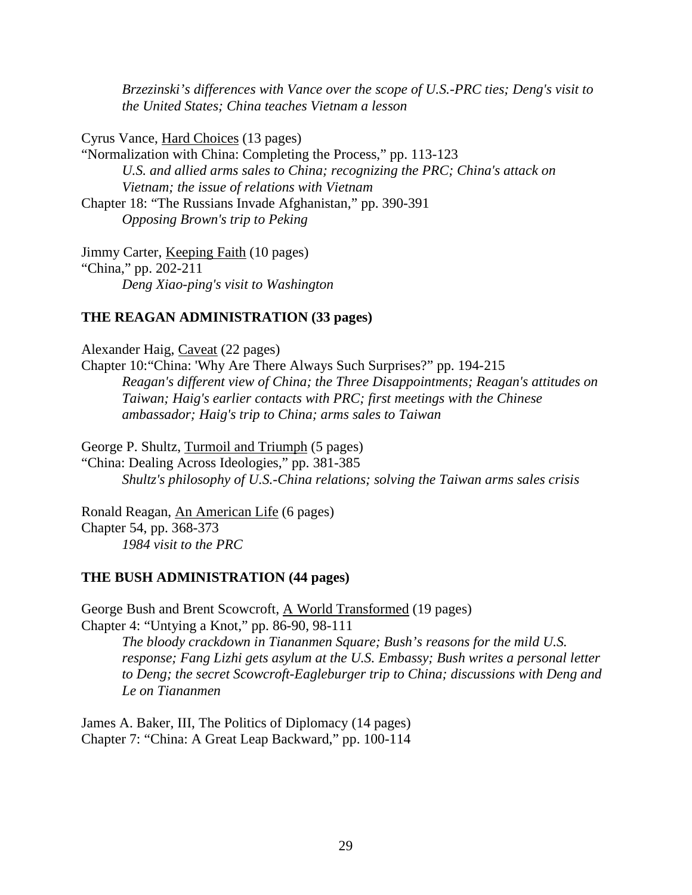*Brzezinski's differences with Vance over the scope of U.S.-PRC ties; Deng's visit to the United States; China teaches Vietnam a lesson*

Cyrus Vance, Hard Choices (13 pages)
"Normalization with China: Completing the Process," pp. 113-123
*U.S. and allied arms sales to China; recognizing the PRC; China's attack on Vietnam; the issue of relations with Vietnam*
Chapter 18: "The Russians Invade Afghanistan," pp. 390-391
*Opposing Brown's trip to Peking*

Jimmy Carter, Keeping Faith (10 pages)
"China," pp. 202-211
*Deng Xiao-ping's visit to Washington*

**THE REAGAN ADMINISTRATION (33 pages)**

Alexander Haig, Caveat (22 pages)
Chapter 10:"China: 'Why Are There Always Such Surprises?" pp. 194-215
*Reagan's different view of China; the Three Disappointments; Reagan's attitudes on Taiwan; Haig's earlier contacts with PRC; first meetings with the Chinese ambassador; Haig's trip to China; arms sales to Taiwan*

George P. Shultz, Turmoil and Triumph (5 pages)
"China: Dealing Across Ideologies," pp. 381-385
*Shultz's philosophy of U.S.-China relations; solving the Taiwan arms sales crisis*

Ronald Reagan, An American Life (6 pages)
Chapter 54, pp. 368-373
*1984 visit to the PRC*

**THE BUSH ADMINISTRATION (44 pages)**

George Bush and Brent Scowcroft, A World Transformed (19 pages)
Chapter 4: "Untying a Knot," pp. 86-90, 98-111
*The bloody crackdown in Tiananmen Square; Bush's reasons for the mild U.S. response; Fang Lizhi gets asylum at the U.S. Embassy; Bush writes a personal letter to Deng; the secret Scowcroft-Eagleburger trip to China; discussions with Deng and Le on Tiananmen*

James A. Baker, III, The Politics of Diplomacy (14 pages)
Chapter 7: "China: A Great Leap Backward," pp. 100-114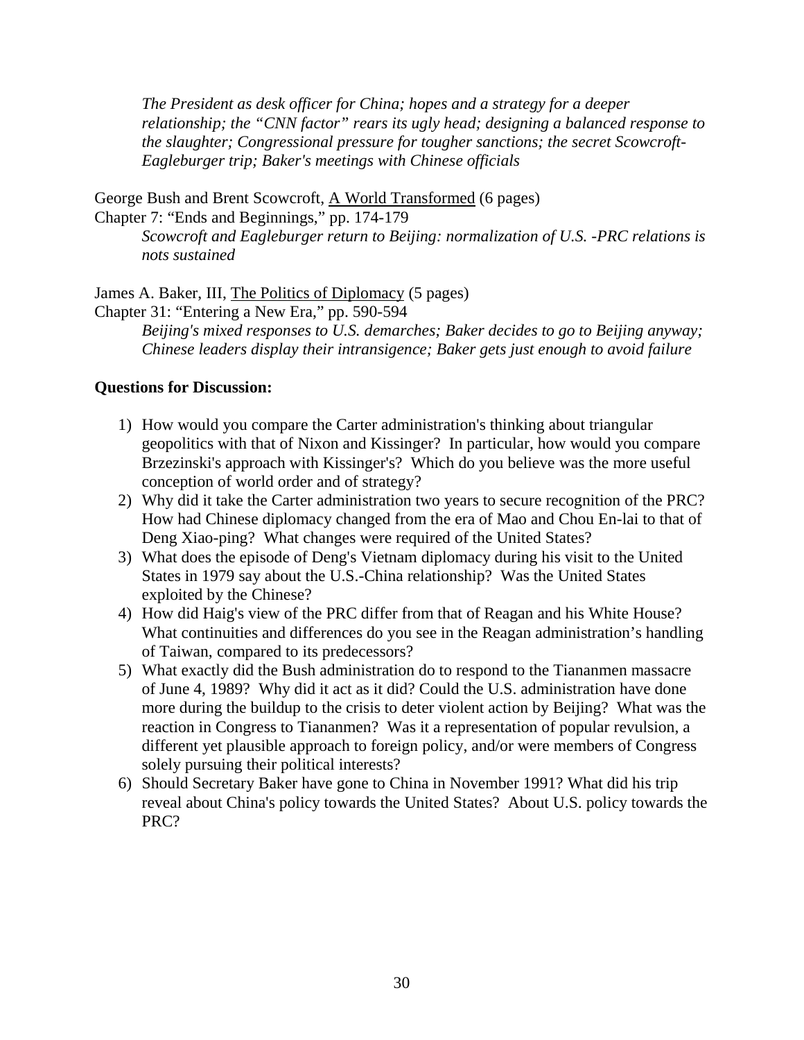*The President as desk officer for China; hopes and a strategy for a deeper relationship; the "CNN factor" rears its ugly head; designing a balanced response to the slaughter; Congressional pressure for tougher sanctions; the secret Scowcroft-Eagleburger trip; Baker's meetings with Chinese officials*

George Bush and Brent Scowcroft, A World Transformed (6 pages)
Chapter 7: "Ends and Beginnings," pp. 174-179
*Scowcroft and Eagleburger return to Beijing: normalization of U.S. -PRC relations is nots sustained*

James A. Baker, III, The Politics of Diplomacy (5 pages)
Chapter 31: "Entering a New Era," pp. 590-594
*Beijing's mixed responses to U.S. demarches; Baker decides to go to Beijing anyway; Chinese leaders display their intransigence; Baker gets just enough to avoid failure*

**Questions for Discussion:**

1) How would you compare the Carter administration's thinking about triangular geopolitics with that of Nixon and Kissinger? In particular, how would you compare Brzezinski's approach with Kissinger's? Which do you believe was the more useful conception of world order and of strategy?
2) Why did it take the Carter administration two years to secure recognition of the PRC? How had Chinese diplomacy changed from the era of Mao and Chou En-lai to that of Deng Xiao-ping? What changes were required of the United States?
3) What does the episode of Deng's Vietnam diplomacy during his visit to the United States in 1979 say about the U.S.-China relationship? Was the United States exploited by the Chinese?
4) How did Haig's view of the PRC differ from that of Reagan and his White House? What continuities and differences do you see in the Reagan administration's handling of Taiwan, compared to its predecessors?
5) What exactly did the Bush administration do to respond to the Tiananmen massacre of June 4, 1989? Why did it act as it did? Could the U.S. administration have done more during the buildup to the crisis to deter violent action by Beijing? What was the reaction in Congress to Tiananmen? Was it a representation of popular revulsion, a different yet plausible approach to foreign policy, and/or were members of Congress solely pursuing their political interests?
6) Should Secretary Baker have gone to China in November 1991? What did his trip reveal about China's policy towards the United States? About U.S. policy towards the PRC?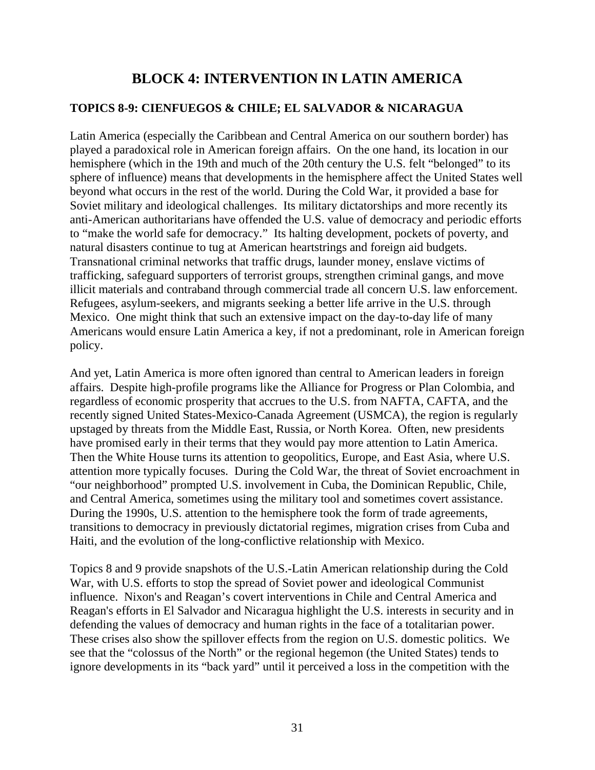# BLOCK 4: INTERVENTION IN LATIN AMERICA

## TOPICS 8-9: CIENFUEGOS & CHILE; EL SALVADOR & NICARAGUA

Latin America (especially the Caribbean and Central America on our southern border) has played a paradoxical role in American foreign affairs. On the one hand, its location in our hemisphere (which in the 19th and much of the 20th century the U.S. felt "belonged" to its sphere of influence) means that developments in the hemisphere affect the United States well beyond what occurs in the rest of the world. During the Cold War, it provided a base for Soviet military and ideological challenges. Its military dictatorships and more recently its anti-American authoritarians have offended the U.S. value of democracy and periodic efforts to "make the world safe for democracy." Its halting development, pockets of poverty, and natural disasters continue to tug at American heartstrings and foreign aid budgets. Transnational criminal networks that traffic drugs, launder money, enslave victims of trafficking, safeguard supporters of terrorist groups, strengthen criminal gangs, and move illicit materials and contraband through commercial trade all concern U.S. law enforcement. Refugees, asylum-seekers, and migrants seeking a better life arrive in the U.S. through Mexico. One might think that such an extensive impact on the day-to-day life of many Americans would ensure Latin America a key, if not a predominant, role in American foreign policy.

And yet, Latin America is more often ignored than central to American leaders in foreign affairs. Despite high-profile programs like the Alliance for Progress or Plan Colombia, and regardless of economic prosperity that accrues to the U.S. from NAFTA, CAFTA, and the recently signed United States-Mexico-Canada Agreement (USMCA), the region is regularly upstaged by threats from the Middle East, Russia, or North Korea. Often, new presidents have promised early in their terms that they would pay more attention to Latin America. Then the White House turns its attention to geopolitics, Europe, and East Asia, where U.S. attention more typically focuses. During the Cold War, the threat of Soviet encroachment in "our neighborhood" prompted U.S. involvement in Cuba, the Dominican Republic, Chile, and Central America, sometimes using the military tool and sometimes covert assistance. During the 1990s, U.S. attention to the hemisphere took the form of trade agreements, transitions to democracy in previously dictatorial regimes, migration crises from Cuba and Haiti, and the evolution of the long-conflictive relationship with Mexico.

Topics 8 and 9 provide snapshots of the U.S.-Latin American relationship during the Cold War, with U.S. efforts to stop the spread of Soviet power and ideological Communist influence. Nixon's and Reagan's covert interventions in Chile and Central America and Reagan's efforts in El Salvador and Nicaragua highlight the U.S. interests in security and in defending the values of democracy and human rights in the face of a totalitarian power. These crises also show the spillover effects from the region on U.S. domestic politics. We see that the "colossus of the North" or the regional hegemon (the United States) tends to ignore developments in its "back yard" until it perceived a loss in the competition with the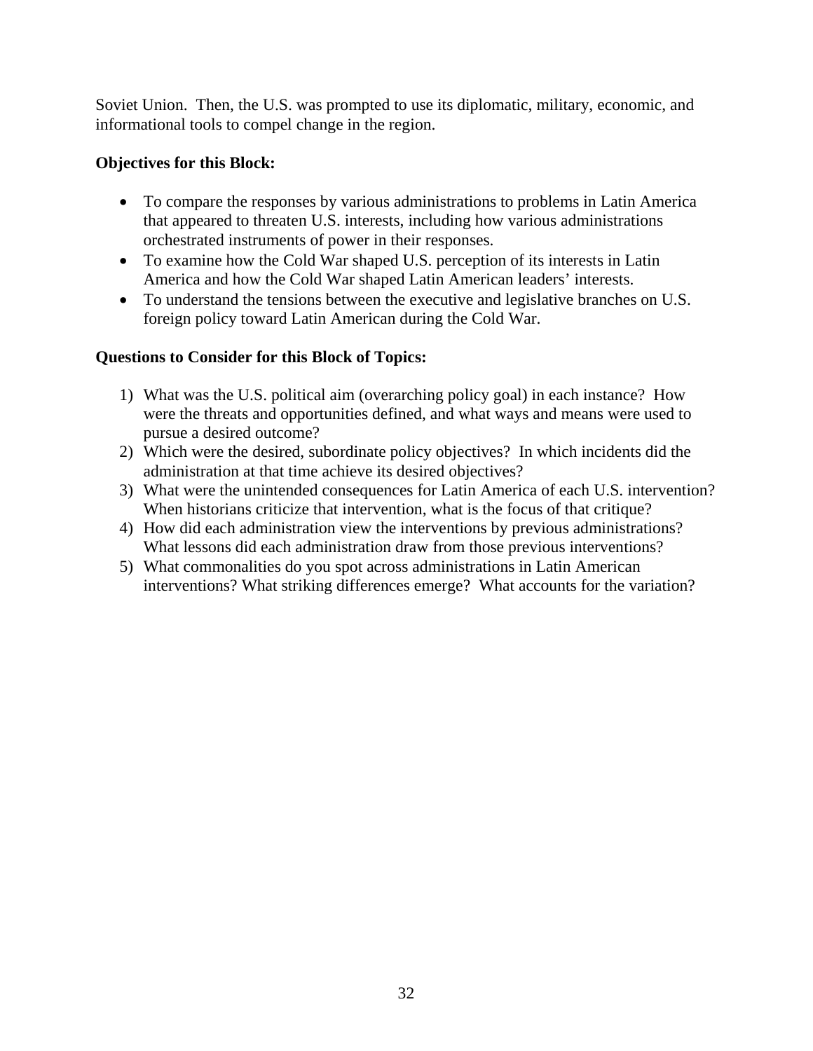Soviet Union. Then, the U.S. was prompted to use its diplomatic, military, economic, and informational tools to compel change in the region.

**Objectives for this Block:**

- To compare the responses by various administrations to problems in Latin America that appeared to threaten U.S. interests, including how various administrations orchestrated instruments of power in their responses.
- To examine how the Cold War shaped U.S. perception of its interests in Latin America and how the Cold War shaped Latin American leaders' interests.
- To understand the tensions between the executive and legislative branches on U.S. foreign policy toward Latin American during the Cold War.

**Questions to Consider for this Block of Topics:**

1) What was the U.S. political aim (overarching policy goal) in each instance? How were the threats and opportunities defined, and what ways and means were used to pursue a desired outcome?
2) Which were the desired, subordinate policy objectives? In which incidents did the administration at that time achieve its desired objectives?
3) What were the unintended consequences for Latin America of each U.S. intervention? When historians criticize that intervention, what is the focus of that critique?
4) How did each administration view the interventions by previous administrations? What lessons did each administration draw from those previous interventions?
5) What commonalities do you spot across administrations in Latin American interventions? What striking differences emerge? What accounts for the variation?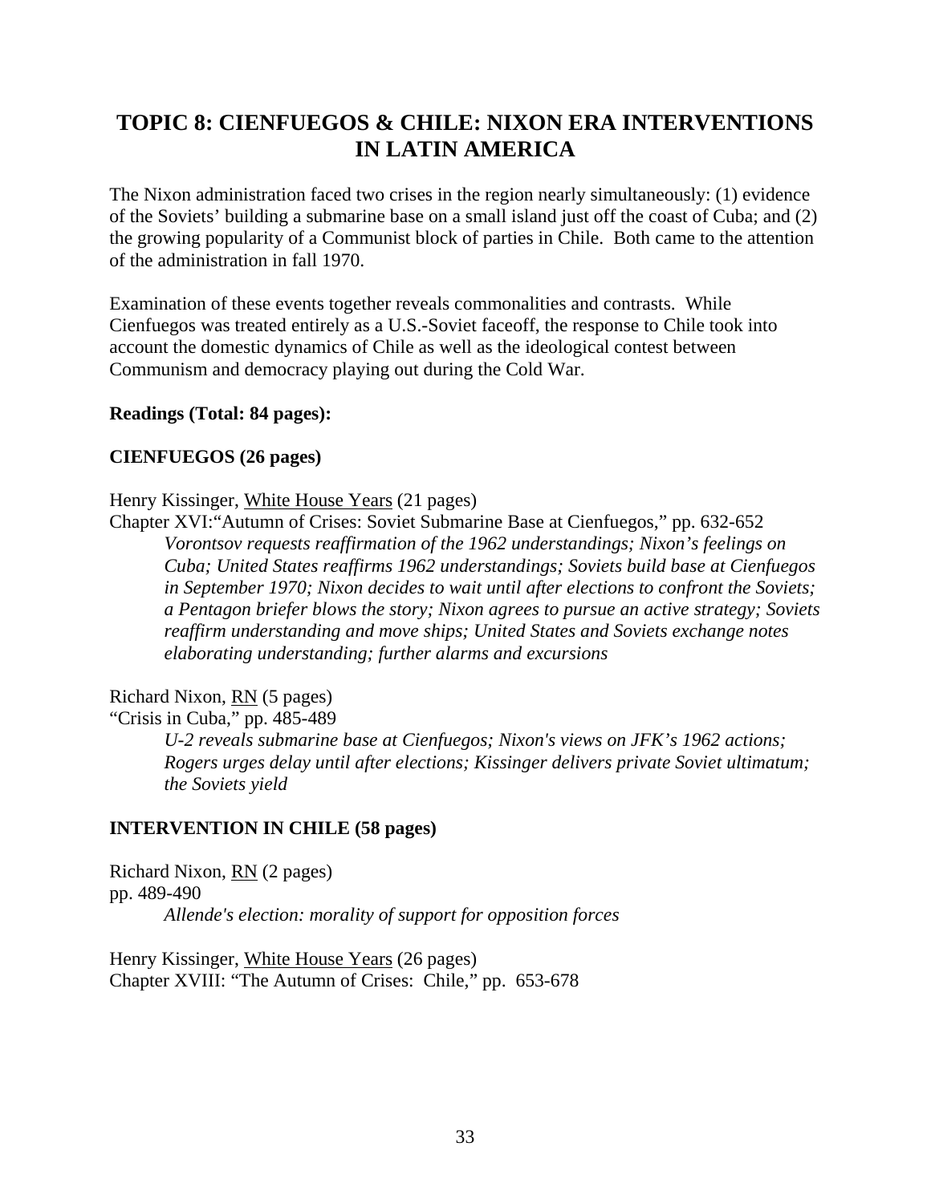# TOPIC 8: CIENFUEGOS & CHILE: NIXON ERA INTERVENTIONS IN LATIN AMERICA

The Nixon administration faced two crises in the region nearly simultaneously: (1) evidence of the Soviets' building a submarine base on a small island just off the coast of Cuba; and (2) the growing popularity of a Communist block of parties in Chile. Both came to the attention of the administration in fall 1970.

Examination of these events together reveals commonalities and contrasts. While Cienfuegos was treated entirely as a U.S.-Soviet faceoff, the response to Chile took into account the domestic dynamics of Chile as well as the ideological contest between Communism and democracy playing out during the Cold War.

**Readings (Total: 84 pages):**

**CIENFUEGOS (26 pages)**

Henry Kissinger, White House Years (21 pages)
Chapter XVI:"Autumn of Crises: Soviet Submarine Base at Cienfuegos," pp. 632-652

> *Vorontsov requests reaffirmation of the 1962 understandings; Nixon's feelings on Cuba; United States reaffirms 1962 understandings; Soviets build base at Cienfuegos in September 1970; Nixon decides to wait until after elections to confront the Soviets; a Pentagon briefer blows the story; Nixon agrees to pursue an active strategy; Soviets reaffirm understanding and move ships; United States and Soviets exchange notes elaborating understanding; further alarms and excursions*

Richard Nixon, RN (5 pages)
"Crisis in Cuba," pp. 485-489

> *U-2 reveals submarine base at Cienfuegos; Nixon's views on JFK's 1962 actions; Rogers urges delay until after elections; Kissinger delivers private Soviet ultimatum; the Soviets yield*

**INTERVENTION IN CHILE (58 pages)**

Richard Nixon, RN (2 pages)
pp. 489-490

> *Allende's election: morality of support for opposition forces*

Henry Kissinger, White House Years (26 pages)
Chapter XVIII: "The Autumn of Crises: Chile," pp. 653-678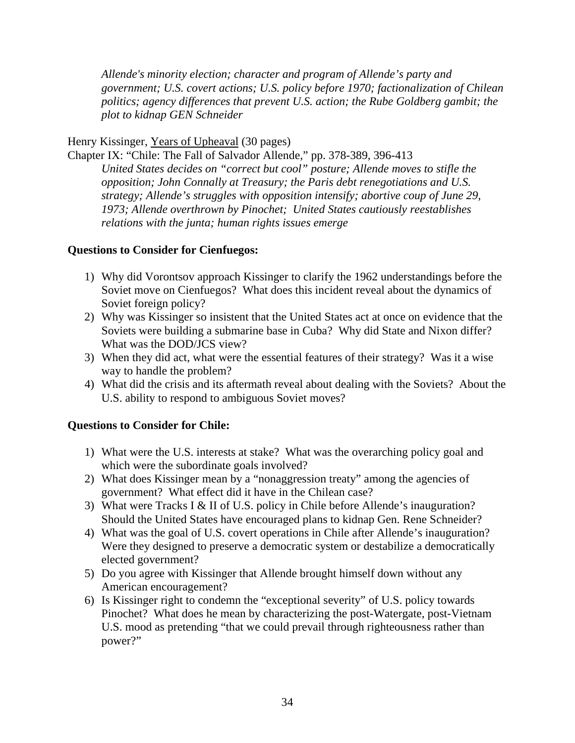*Allende's minority election; character and program of Allende's party and government; U.S. covert actions; U.S. policy before 1970; factionalization of Chilean politics; agency differences that prevent U.S. action; the Rube Goldberg gambit; the plot to kidnap GEN Schneider*

Henry Kissinger, Years of Upheaval (30 pages)

Chapter IX: "Chile: The Fall of Salvador Allende," pp. 378-389, 396-413

*United States decides on "correct but cool" posture; Allende moves to stifle the opposition; John Connally at Treasury; the Paris debt renegotiations and U.S. strategy; Allende's struggles with opposition intensify; abortive coup of June 29, 1973; Allende overthrown by Pinochet; United States cautiously reestablishes relations with the junta; human rights issues emerge*

**Questions to Consider for Cienfuegos:**

1) Why did Vorontsov approach Kissinger to clarify the 1962 understandings before the Soviet move on Cienfuegos? What does this incident reveal about the dynamics of Soviet foreign policy?
2) Why was Kissinger so insistent that the United States act at once on evidence that the Soviets were building a submarine base in Cuba? Why did State and Nixon differ? What was the DOD/JCS view?
3) When they did act, what were the essential features of their strategy? Was it a wise way to handle the problem?
4) What did the crisis and its aftermath reveal about dealing with the Soviets? About the U.S. ability to respond to ambiguous Soviet moves?

**Questions to Consider for Chile:**

1) What were the U.S. interests at stake? What was the overarching policy goal and which were the subordinate goals involved?
2) What does Kissinger mean by a "nonaggression treaty" among the agencies of government? What effect did it have in the Chilean case?
3) What were Tracks I & II of U.S. policy in Chile before Allende's inauguration? Should the United States have encouraged plans to kidnap Gen. Rene Schneider?
4) What was the goal of U.S. covert operations in Chile after Allende's inauguration? Were they designed to preserve a democratic system or destabilize a democratically elected government?
5) Do you agree with Kissinger that Allende brought himself down without any American encouragement?
6) Is Kissinger right to condemn the "exceptional severity" of U.S. policy towards Pinochet? What does he mean by characterizing the post-Watergate, post-Vietnam U.S. mood as pretending "that we could prevail through righteousness rather than power?"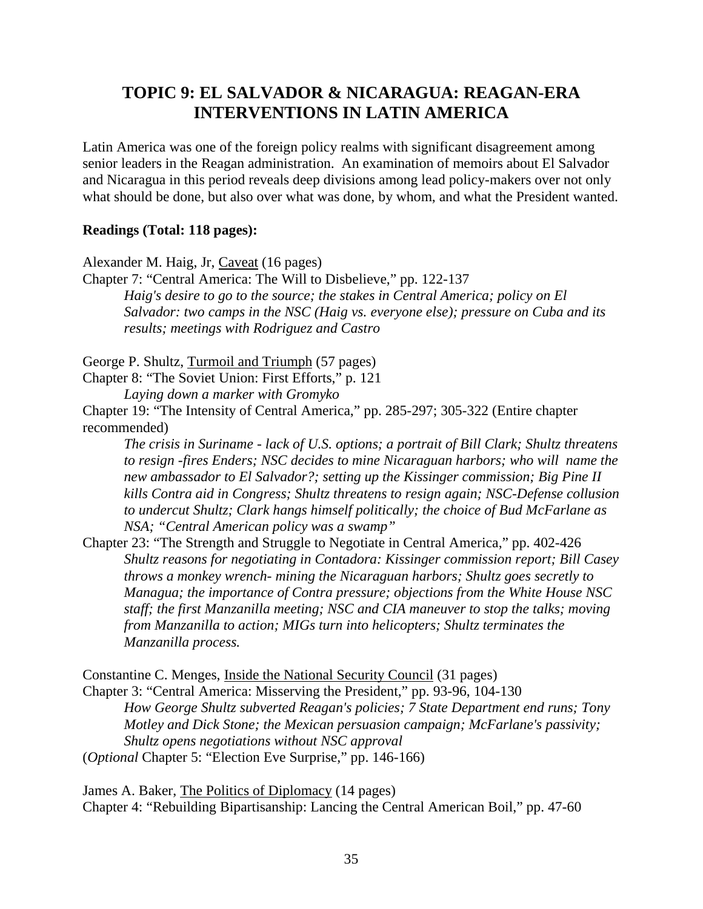# TOPIC 9: EL SALVADOR & NICARAGUA: REAGAN-ERA INTERVENTIONS IN LATIN AMERICA

Latin America was one of the foreign policy realms with significant disagreement among senior leaders in the Reagan administration. An examination of memoirs about El Salvador and Nicaragua in this period reveals deep divisions among lead policy-makers over not only what should be done, but also over what was done, by whom, and what the President wanted.

**Readings (Total: 118 pages):**

Alexander M. Haig, Jr, Caveat (16 pages)
Chapter 7: "Central America: The Will to Disbelieve," pp. 122-137

> *Haig's desire to go to the source; the stakes in Central America; policy on El Salvador: two camps in the NSC (Haig vs. everyone else); pressure on Cuba and its results; meetings with Rodriguez and Castro*

George P. Shultz, Turmoil and Triumph (57 pages)
Chapter 8: "The Soviet Union: First Efforts," p. 121

> *Laying down a marker with Gromyko*

Chapter 19: "The Intensity of Central America," pp. 285-297; 305-322 (Entire chapter recommended)

> *The crisis in Suriname - lack of U.S. options; a portrait of Bill Clark; Shultz threatens to resign -fires Enders; NSC decides to mine Nicaraguan harbors; who will name the new ambassador to El Salvador?; setting up the Kissinger commission; Big Pine II kills Contra aid in Congress; Shultz threatens to resign again; NSC-Defense collusion to undercut Shultz; Clark hangs himself politically; the choice of Bud McFarlane as NSA; "Central American policy was a swamp"*

Chapter 23: "The Strength and Struggle to Negotiate in Central America," pp. 402-426

> *Shultz reasons for negotiating in Contadora: Kissinger commission report; Bill Casey throws a monkey wrench- mining the Nicaraguan harbors; Shultz goes secretly to Managua; the importance of Contra pressure; objections from the White House NSC staff; the first Manzanilla meeting; NSC and CIA maneuver to stop the talks; moving from Manzanilla to action; MIGs turn into helicopters; Shultz terminates the Manzanilla process.*

Constantine C. Menges, Inside the National Security Council (31 pages)
Chapter 3: "Central America: Misserving the President," pp. 93-96, 104-130

> *How George Shultz subverted Reagan's policies; 7 State Department end runs; Tony Motley and Dick Stone; the Mexican persuasion campaign; McFarlane's passivity; Shultz opens negotiations without NSC approval*

(*Optional* Chapter 5: "Election Eve Surprise," pp. 146-166)

James A. Baker, The Politics of Diplomacy (14 pages)
Chapter 4: "Rebuilding Bipartisanship: Lancing the Central American Boil," pp. 47-60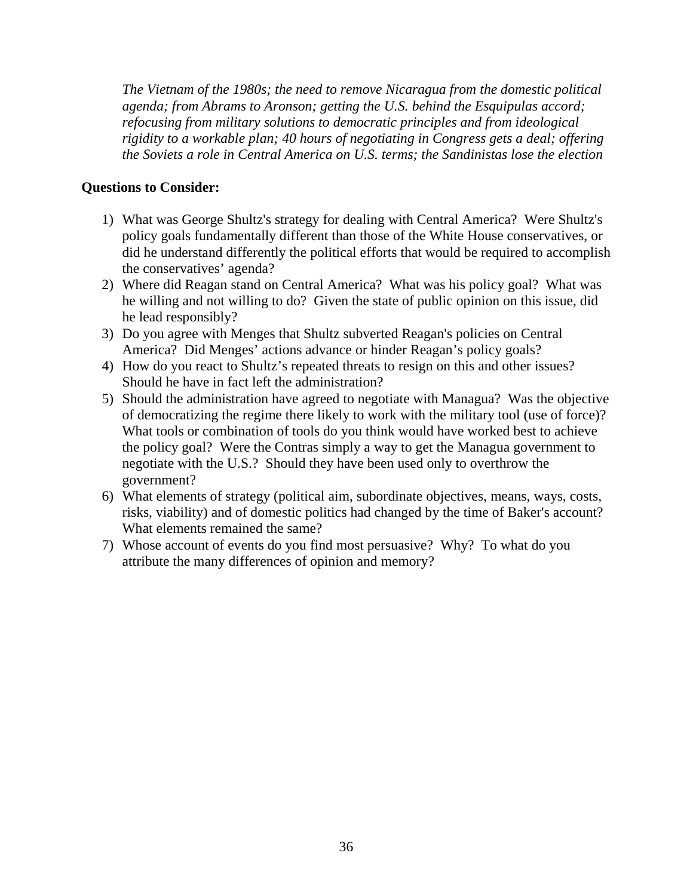*The Vietnam of the 1980s; the need to remove Nicaragua from the domestic political agenda; from Abrams to Aronson; getting the U.S. behind the Esquipulas accord; refocusing from military solutions to democratic principles and from ideological rigidity to a workable plan; 40 hours of negotiating in Congress gets a deal; offering the Soviets a role in Central America on U.S. terms; the Sandinistas lose the election*

**Questions to Consider:**

1) What was George Shultz's strategy for dealing with Central America? Were Shultz's policy goals fundamentally different than those of the White House conservatives, or did he understand differently the political efforts that would be required to accomplish the conservatives' agenda?
2) Where did Reagan stand on Central America? What was his policy goal? What was he willing and not willing to do? Given the state of public opinion on this issue, did he lead responsibly?
3) Do you agree with Menges that Shultz subverted Reagan's policies on Central America? Did Menges' actions advance or hinder Reagan's policy goals?
4) How do you react to Shultz's repeated threats to resign on this and other issues? Should he have in fact left the administration?
5) Should the administration have agreed to negotiate with Managua? Was the objective of democratizing the regime there likely to work with the military tool (use of force)? What tools or combination of tools do you think would have worked best to achieve the policy goal? Were the Contras simply a way to get the Managua government to negotiate with the U.S.? Should they have been used only to overthrow the government?
6) What elements of strategy (political aim, subordinate objectives, means, ways, costs, risks, viability) and of domestic politics had changed by the time of Baker's account? What elements remained the same?
7) Whose account of events do you find most persuasive? Why? To what do you attribute the many differences of opinion and memory?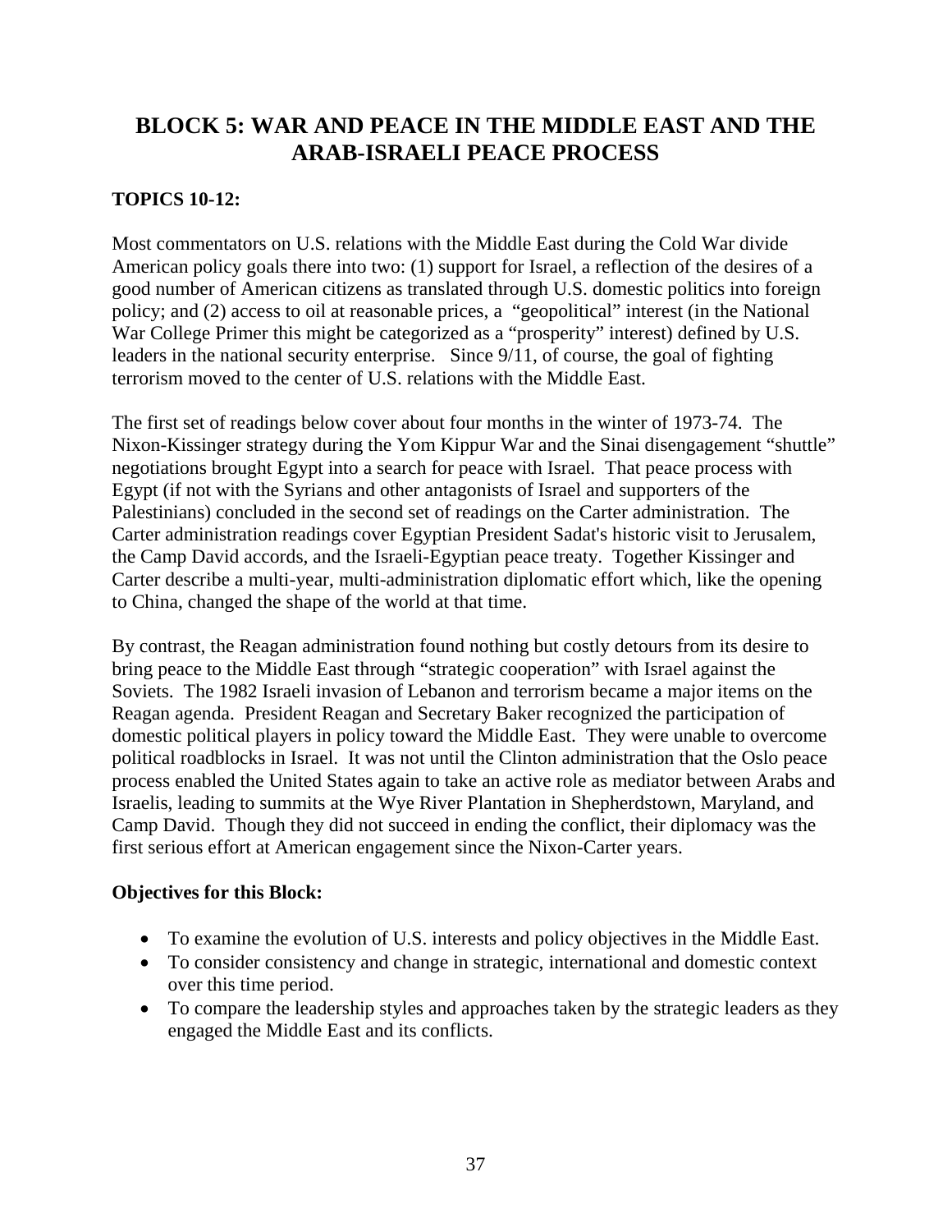# BLOCK 5: WAR AND PEACE IN THE MIDDLE EAST AND THE ARAB-ISRAELI PEACE PROCESS

**TOPICS 10-12:**

Most commentators on U.S. relations with the Middle East during the Cold War divide American policy goals there into two: (1) support for Israel, a reflection of the desires of a good number of American citizens as translated through U.S. domestic politics into foreign policy; and (2) access to oil at reasonable prices, a "geopolitical" interest (in the National War College Primer this might be categorized as a "prosperity" interest) defined by U.S. leaders in the national security enterprise. Since 9/11, of course, the goal of fighting terrorism moved to the center of U.S. relations with the Middle East.

The first set of readings below cover about four months in the winter of 1973-74. The Nixon-Kissinger strategy during the Yom Kippur War and the Sinai disengagement "shuttle" negotiations brought Egypt into a search for peace with Israel. That peace process with Egypt (if not with the Syrians and other antagonists of Israel and supporters of the Palestinians) concluded in the second set of readings on the Carter administration. The Carter administration readings cover Egyptian President Sadat's historic visit to Jerusalem, the Camp David accords, and the Israeli-Egyptian peace treaty. Together Kissinger and Carter describe a multi-year, multi-administration diplomatic effort which, like the opening to China, changed the shape of the world at that time.

By contrast, the Reagan administration found nothing but costly detours from its desire to bring peace to the Middle East through "strategic cooperation" with Israel against the Soviets. The 1982 Israeli invasion of Lebanon and terrorism became a major items on the Reagan agenda. President Reagan and Secretary Baker recognized the participation of domestic political players in policy toward the Middle East. They were unable to overcome political roadblocks in Israel. It was not until the Clinton administration that the Oslo peace process enabled the United States again to take an active role as mediator between Arabs and Israelis, leading to summits at the Wye River Plantation in Shepherdstown, Maryland, and Camp David. Though they did not succeed in ending the conflict, their diplomacy was the first serious effort at American engagement since the Nixon-Carter years.

**Objectives for this Block:**

- To examine the evolution of U.S. interests and policy objectives in the Middle East.
- To consider consistency and change in strategic, international and domestic context over this time period.
- To compare the leadership styles and approaches taken by the strategic leaders as they engaged the Middle East and its conflicts.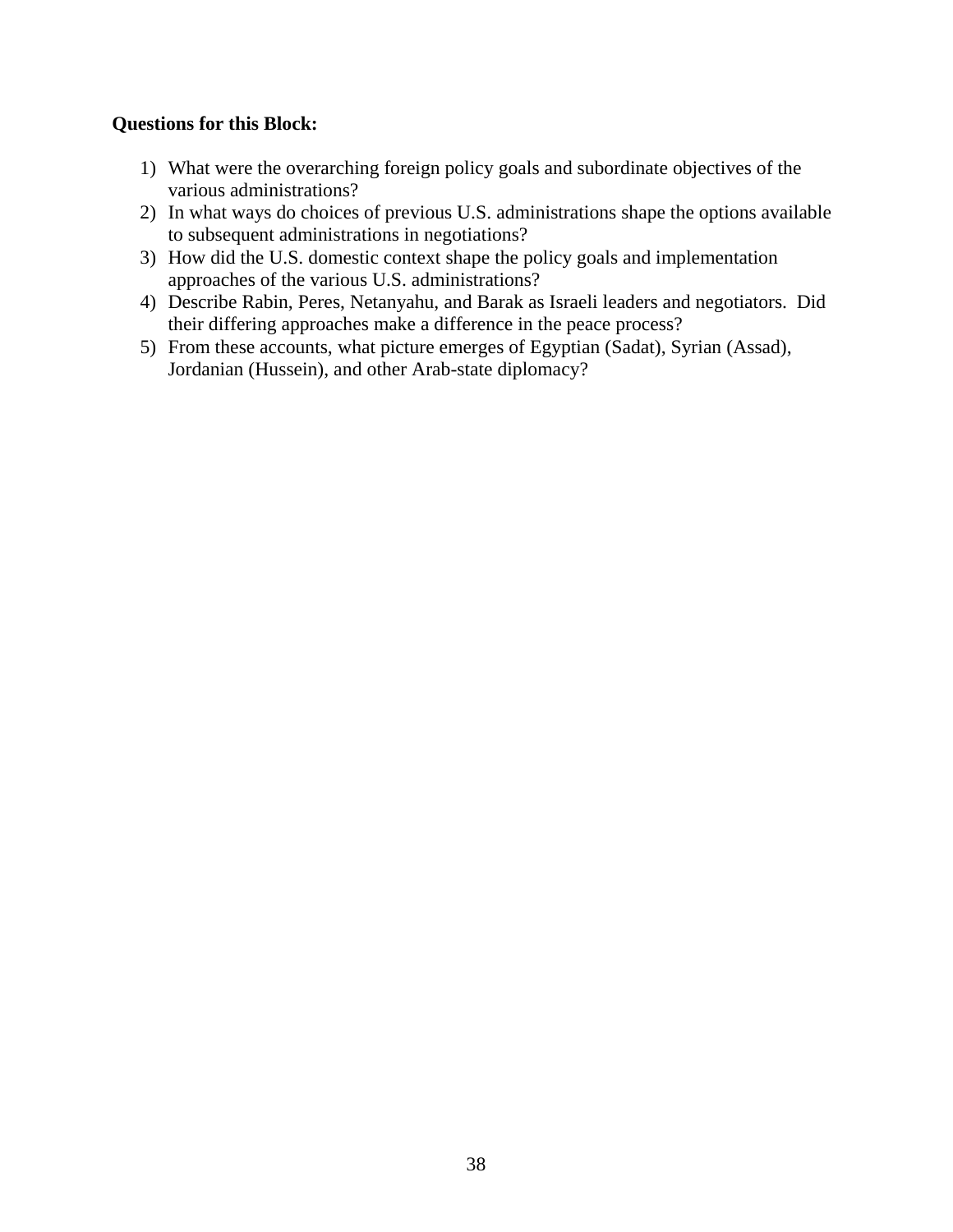**Questions for this Block:**

1) What were the overarching foreign policy goals and subordinate objectives of the various administrations?
2) In what ways do choices of previous U.S. administrations shape the options available to subsequent administrations in negotiations?
3) How did the U.S. domestic context shape the policy goals and implementation approaches of the various U.S. administrations?
4) Describe Rabin, Peres, Netanyahu, and Barak as Israeli leaders and negotiators. Did their differing approaches make a difference in the peace process?
5) From these accounts, what picture emerges of Egyptian (Sadat), Syrian (Assad), Jordanian (Hussein), and other Arab-state diplomacy?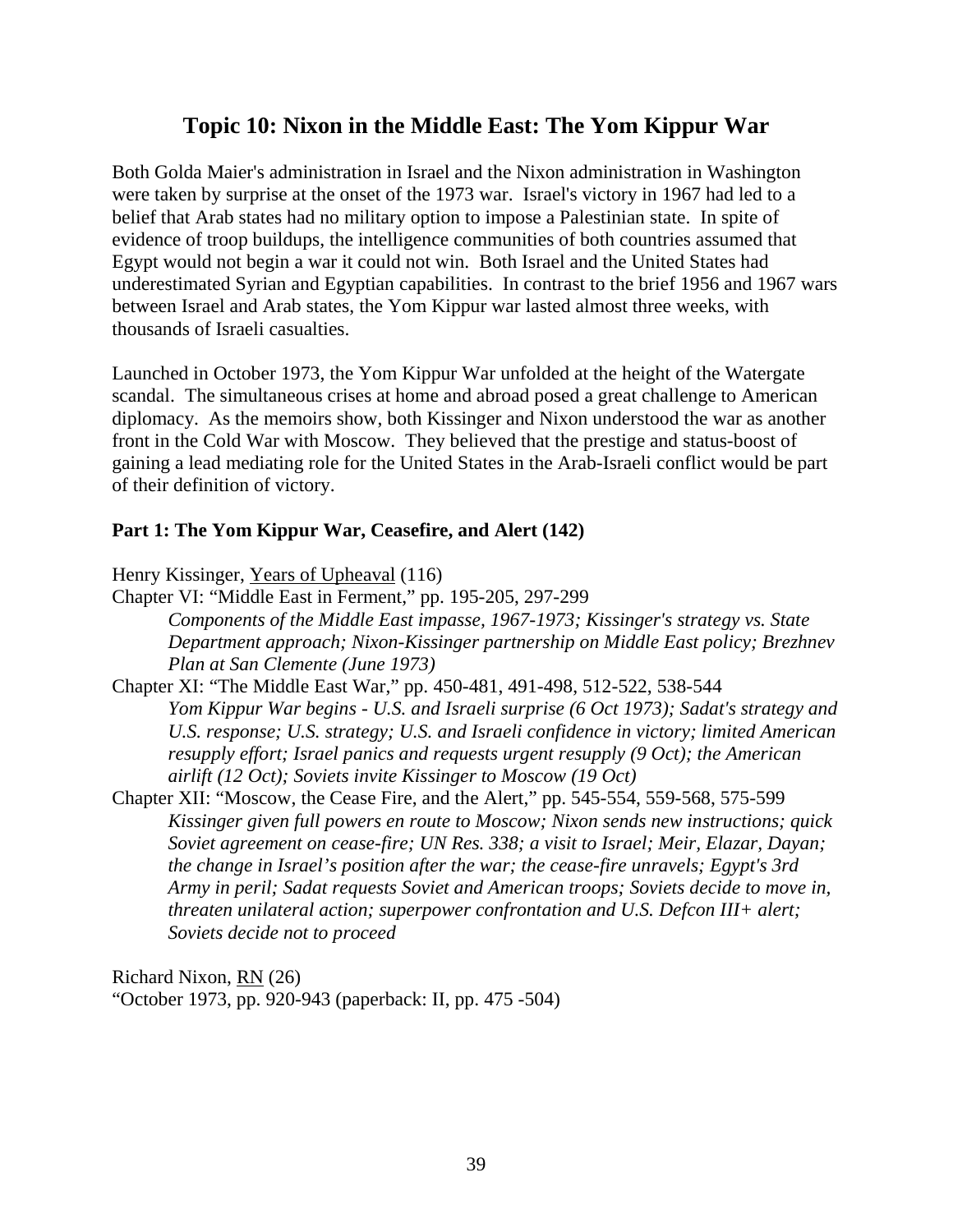## Topic 10: Nixon in the Middle East: The Yom Kippur War

Both Golda Maier's administration in Israel and the Nixon administration in Washington were taken by surprise at the onset of the 1973 war. Israel's victory in 1967 had led to a belief that Arab states had no military option to impose a Palestinian state. In spite of evidence of troop buildups, the intelligence communities of both countries assumed that Egypt would not begin a war it could not win. Both Israel and the United States had underestimated Syrian and Egyptian capabilities. In contrast to the brief 1956 and 1967 wars between Israel and Arab states, the Yom Kippur war lasted almost three weeks, with thousands of Israeli casualties.

Launched in October 1973, the Yom Kippur War unfolded at the height of the Watergate scandal. The simultaneous crises at home and abroad posed a great challenge to American diplomacy. As the memoirs show, both Kissinger and Nixon understood the war as another front in the Cold War with Moscow. They believed that the prestige and status-boost of gaining a lead mediating role for the United States in the Arab-Israeli conflict would be part of their definition of victory.

**Part 1: The Yom Kippur War, Ceasefire, and Alert (142)**

Henry Kissinger, Years of Upheaval (116)

Chapter VI: "Middle East in Ferment," pp. 195-205, 297-299

*Components of the Middle East impasse, 1967-1973; Kissinger's strategy vs. State Department approach; Nixon-Kissinger partnership on Middle East policy; Brezhnev Plan at San Clemente (June 1973)*

Chapter XI: "The Middle East War," pp. 450-481, 491-498, 512-522, 538-544

*Yom Kippur War begins - U.S. and Israeli surprise (6 Oct 1973); Sadat's strategy and U.S. response; U.S. strategy; U.S. and Israeli confidence in victory; limited American resupply effort; Israel panics and requests urgent resupply (9 Oct); the American airlift (12 Oct); Soviets invite Kissinger to Moscow (19 Oct)*

Chapter XII: "Moscow, the Cease Fire, and the Alert," pp. 545-554, 559-568, 575-599

*Kissinger given full powers en route to Moscow; Nixon sends new instructions; quick Soviet agreement on cease-fire; UN Res. 338; a visit to Israel; Meir, Elazar, Dayan; the change in Israel's position after the war; the cease-fire unravels; Egypt's 3rd Army in peril; Sadat requests Soviet and American troops; Soviets decide to move in, threaten unilateral action; superpower confrontation and U.S. Defcon III+ alert; Soviets decide not to proceed*

Richard Nixon, RN (26)

"October 1973, pp. 920-943 (paperback: II, pp. 475 -504)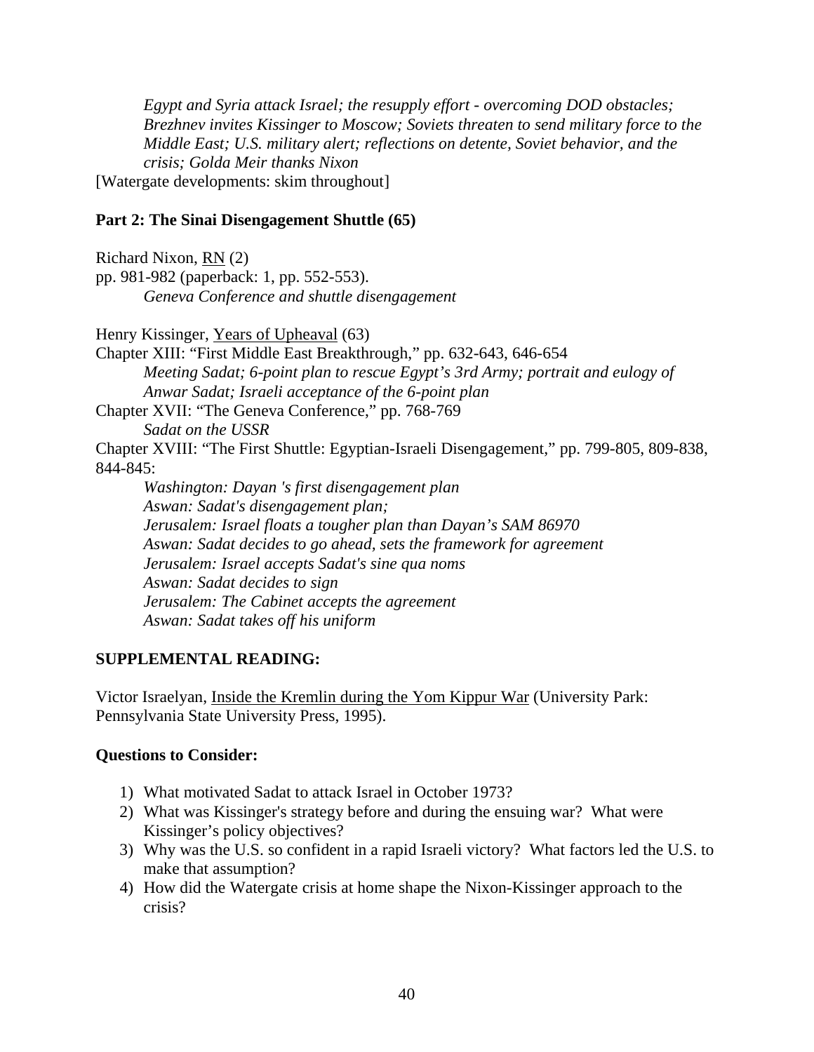*Egypt and Syria attack Israel; the resupply effort - overcoming DOD obstacles; Brezhnev invites Kissinger to Moscow; Soviets threaten to send military force to the Middle East; U.S. military alert; reflections on detente, Soviet behavior, and the crisis; Golda Meir thanks Nixon*

[Watergate developments: skim throughout]

**Part 2: The Sinai Disengagement Shuttle (65)**

Richard Nixon, RN (2)
pp. 981-982 (paperback: 1, pp. 552-553).
*Geneva Conference and shuttle disengagement*

Henry Kissinger, Years of Upheaval (63)
Chapter XIII: "First Middle East Breakthrough," pp. 632-643, 646-654
*Meeting Sadat; 6-point plan to rescue Egypt's 3rd Army; portrait and eulogy of Anwar Sadat; Israeli acceptance of the 6-point plan*
Chapter XVII: "The Geneva Conference," pp. 768-769
*Sadat on the USSR*
Chapter XVIII: "The First Shuttle: Egyptian-Israeli Disengagement," pp. 799-805, 809-838, 844-845:
*Washington: Dayan 's first disengagement plan*
*Aswan: Sadat's disengagement plan;*
*Jerusalem: Israel floats a tougher plan than Dayan's SAM 86970*
*Aswan: Sadat decides to go ahead, sets the framework for agreement*
*Jerusalem: Israel accepts Sadat's sine qua noms*
*Aswan: Sadat decides to sign*
*Jerusalem: The Cabinet accepts the agreement*
*Aswan: Sadat takes off his uniform*

**SUPPLEMENTAL READING:**

Victor Israelyan, Inside the Kremlin during the Yom Kippur War (University Park: Pennsylvania State University Press, 1995).

**Questions to Consider:**

1) What motivated Sadat to attack Israel in October 1973?
2) What was Kissinger's strategy before and during the ensuing war? What were Kissinger's policy objectives?
3) Why was the U.S. so confident in a rapid Israeli victory? What factors led the U.S. to make that assumption?
4) How did the Watergate crisis at home shape the Nixon-Kissinger approach to the crisis?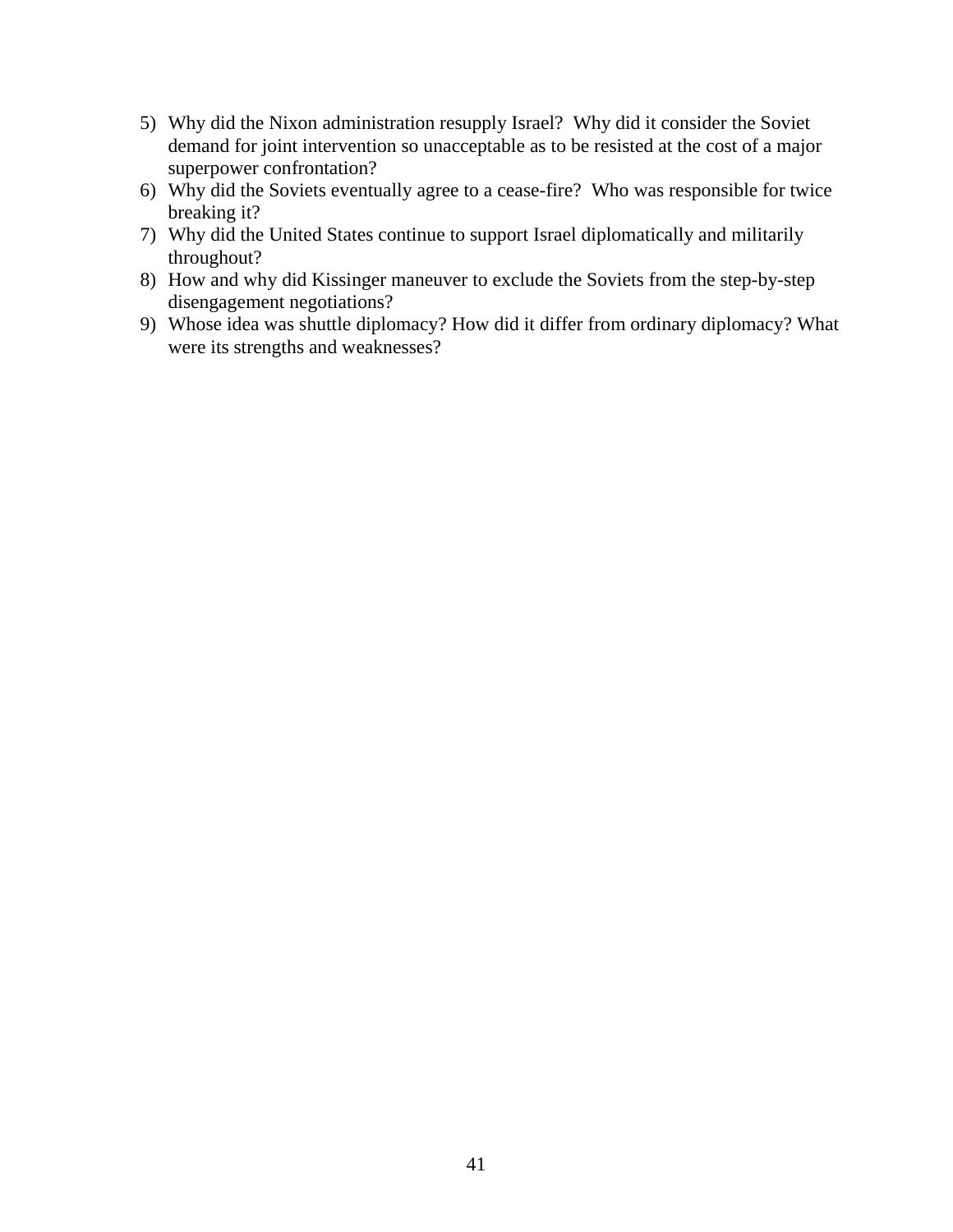5) Why did the Nixon administration resupply Israel?  Why did it consider the Soviet demand for joint intervention so unacceptable as to be resisted at the cost of a major superpower confrontation?
6) Why did the Soviets eventually agree to a cease-fire?  Who was responsible for twice breaking it?
7) Why did the United States continue to support Israel diplomatically and militarily throughout?
8) How and why did Kissinger maneuver to exclude the Soviets from the step-by-step disengagement negotiations?
9) Whose idea was shuttle diplomacy? How did it differ from ordinary diplomacy? What were its strengths and weaknesses?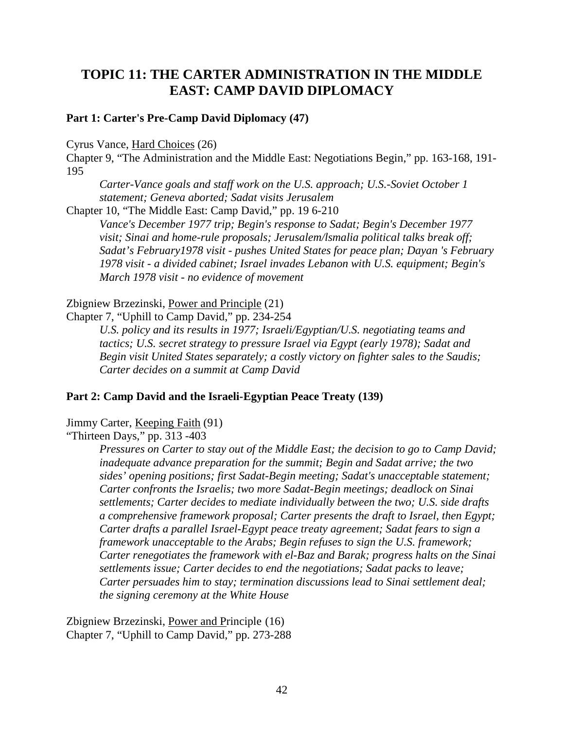# TOPIC 11: THE CARTER ADMINISTRATION IN THE MIDDLE EAST: CAMP DAVID DIPLOMACY

**Part 1: Carter's Pre-Camp David Diplomacy (47)**

Cyrus Vance, Hard Choices (26)

Chapter 9, "The Administration and the Middle East: Negotiations Begin," pp. 163-168, 191-195

> *Carter-Vance goals and staff work on the U.S. approach; U.S.-Soviet October 1 statement; Geneva aborted; Sadat visits Jerusalem*

Chapter 10, "The Middle East: Camp David," pp. 19 6-210

> *Vance's December 1977 trip; Begin's response to Sadat; Begin's December 1977 visit; Sinai and home-rule proposals; Jerusalem/lsmalia political talks break off; Sadat's February1978 visit - pushes United States for peace plan; Dayan 's February 1978 visit - a divided cabinet; Israel invades Lebanon with U.S. equipment; Begin's March 1978 visit - no evidence of movement*

Zbigniew Brzezinski, Power and Principle (21)

Chapter 7, "Uphill to Camp David," pp. 234-254

> *U.S. policy and its results in 1977; Israeli/Egyptian/U.S. negotiating teams and tactics; U.S. secret strategy to pressure Israel via Egypt (early 1978); Sadat and Begin visit United States separately; a costly victory on fighter sales to the Saudis; Carter decides on a summit at Camp David*

**Part 2: Camp David and the Israeli-Egyptian Peace Treaty (139)**

Jimmy Carter, Keeping Faith (91)

"Thirteen Days," pp. 313 -403

> *Pressures on Carter to stay out of the Middle East; the decision to go to Camp David; inadequate advance preparation for the summit; Begin and Sadat arrive; the two sides' opening positions; first Sadat-Begin meeting; Sadat's unacceptable statement; Carter confronts the Israelis; two more Sadat-Begin meetings; deadlock on Sinai settlements; Carter decides to mediate individually between the two; U.S. side drafts a comprehensive framework proposal; Carter presents the draft to Israel, then Egypt; Carter drafts a parallel Israel-Egypt peace treaty agreement; Sadat fears to sign a framework unacceptable to the Arabs; Begin refuses to sign the U.S. framework; Carter renegotiates the framework with el-Baz and Barak; progress halts on the Sinai settlements issue; Carter decides to end the negotiations; Sadat packs to leave; Carter persuades him to stay; termination discussions lead to Sinai settlement deal; the signing ceremony at the White House*

Zbigniew Brzezinski, Power and Principle (16)

Chapter 7, "Uphill to Camp David," pp. 273-288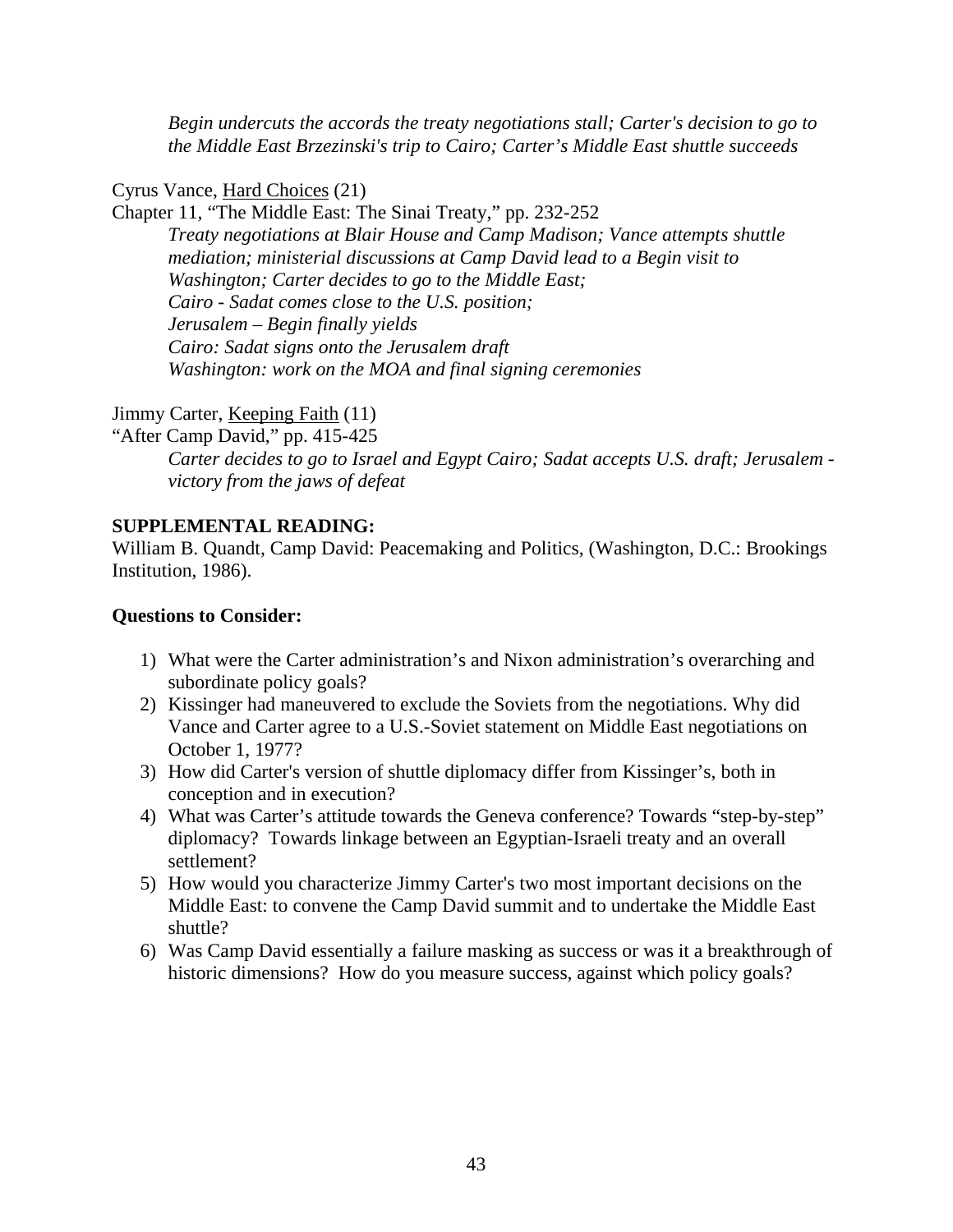*Begin undercuts the accords the treaty negotiations stall; Carter's decision to go to the Middle East Brzezinski's trip to Cairo; Carter's Middle East shuttle succeeds*

Cyrus Vance, Hard Choices (21)

Chapter 11, "The Middle East: The Sinai Treaty," pp. 232-252

*Treaty negotiations at Blair House and Camp Madison; Vance attempts shuttle mediation; ministerial discussions at Camp David lead to a Begin visit to Washington; Carter decides to go to the Middle East;*
*Cairo - Sadat comes close to the U.S. position;*
*Jerusalem – Begin finally yields*
*Cairo: Sadat signs onto the Jerusalem draft*
*Washington: work on the MOA and final signing ceremonies*

Jimmy Carter, Keeping Faith (11)

"After Camp David," pp. 415-425

*Carter decides to go to Israel and Egypt Cairo; Sadat accepts U.S. draft; Jerusalem - victory from the jaws of defeat*

**SUPPLEMENTAL READING:**

William B. Quandt, Camp David: Peacemaking and Politics, (Washington, D.C.: Brookings Institution, 1986).

**Questions to Consider:**

1) What were the Carter administration's and Nixon administration's overarching and subordinate policy goals?
2) Kissinger had maneuvered to exclude the Soviets from the negotiations. Why did Vance and Carter agree to a U.S.-Soviet statement on Middle East negotiations on October 1, 1977?
3) How did Carter's version of shuttle diplomacy differ from Kissinger's, both in conception and in execution?
4) What was Carter's attitude towards the Geneva conference? Towards "step-by-step" diplomacy? Towards linkage between an Egyptian-Israeli treaty and an overall settlement?
5) How would you characterize Jimmy Carter's two most important decisions on the Middle East: to convene the Camp David summit and to undertake the Middle East shuttle?
6) Was Camp David essentially a failure masking as success or was it a breakthrough of historic dimensions? How do you measure success, against which policy goals?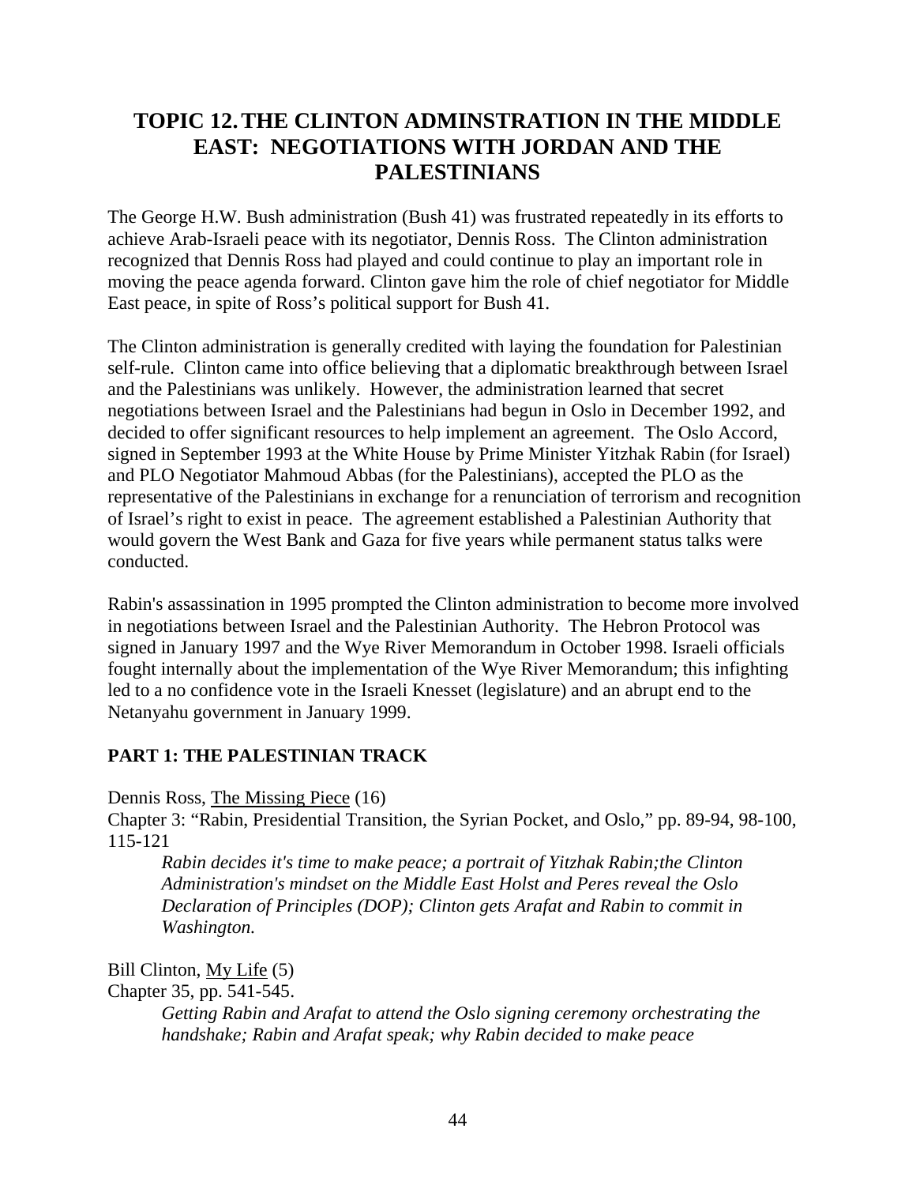# TOPIC 12. THE CLINTON ADMINSTRATION IN THE MIDDLE EAST: NEGOTIATIONS WITH JORDAN AND THE PALESTINIANS

The George H.W. Bush administration (Bush 41) was frustrated repeatedly in its efforts to achieve Arab-Israeli peace with its negotiator, Dennis Ross. The Clinton administration recognized that Dennis Ross had played and could continue to play an important role in moving the peace agenda forward. Clinton gave him the role of chief negotiator for Middle East peace, in spite of Ross's political support for Bush 41.

The Clinton administration is generally credited with laying the foundation for Palestinian self-rule. Clinton came into office believing that a diplomatic breakthrough between Israel and the Palestinians was unlikely. However, the administration learned that secret negotiations between Israel and the Palestinians had begun in Oslo in December 1992, and decided to offer significant resources to help implement an agreement. The Oslo Accord, signed in September 1993 at the White House by Prime Minister Yitzhak Rabin (for Israel) and PLO Negotiator Mahmoud Abbas (for the Palestinians), accepted the PLO as the representative of the Palestinians in exchange for a renunciation of terrorism and recognition of Israel's right to exist in peace. The agreement established a Palestinian Authority that would govern the West Bank and Gaza for five years while permanent status talks were conducted.

Rabin's assassination in 1995 prompted the Clinton administration to become more involved in negotiations between Israel and the Palestinian Authority. The Hebron Protocol was signed in January 1997 and the Wye River Memorandum in October 1998. Israeli officials fought internally about the implementation of the Wye River Memorandum; this infighting led to a no confidence vote in the Israeli Knesset (legislature) and an abrupt end to the Netanyahu government in January 1999.

## PART 1: THE PALESTINIAN TRACK

Dennis Ross, The Missing Piece (16)
Chapter 3: "Rabin, Presidential Transition, the Syrian Pocket, and Oslo," pp. 89-94, 98-100, 115-121

> *Rabin decides it's time to make peace; a portrait of Yitzhak Rabin;the Clinton Administration's mindset on the Middle East Holst and Peres reveal the Oslo Declaration of Principles (DOP); Clinton gets Arafat and Rabin to commit in Washington.*

Bill Clinton, My Life (5)
Chapter 35, pp. 541-545.

> *Getting Rabin and Arafat to attend the Oslo signing ceremony orchestrating the handshake; Rabin and Arafat speak; why Rabin decided to make peace*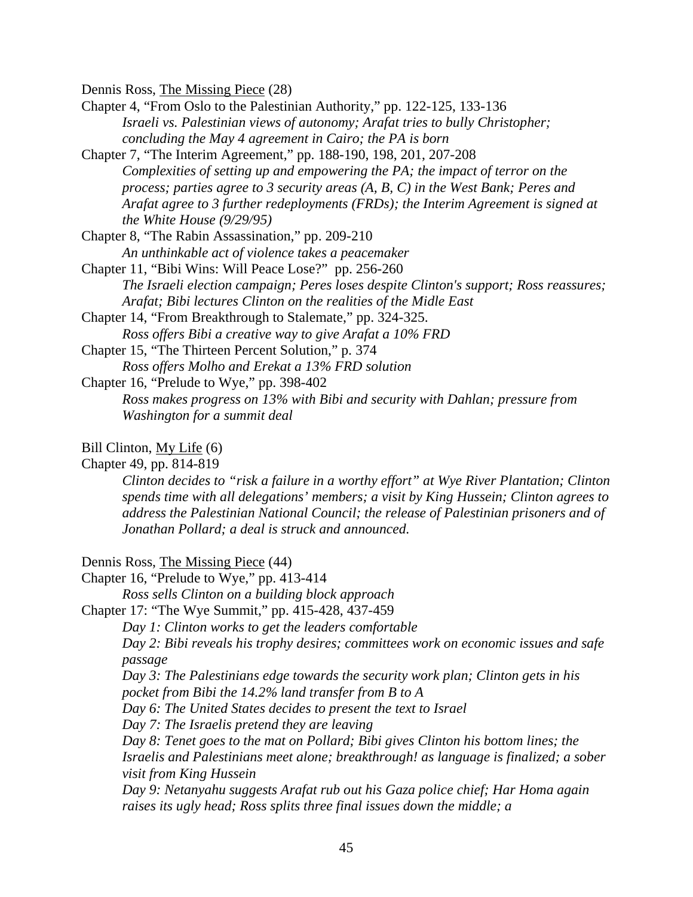Dennis Ross, The Missing Piece (28)

Chapter 4, "From Oslo to the Palestinian Authority," pp. 122-125, 133-136

*Israeli vs. Palestinian views of autonomy; Arafat tries to bully Christopher; concluding the May 4 agreement in Cairo; the PA is born*

Chapter 7, "The Interim Agreement," pp. 188-190, 198, 201, 207-208

*Complexities of setting up and empowering the PA; the impact of terror on the process; parties agree to 3 security areas (A, B, C) in the West Bank; Peres and Arafat agree to 3 further redeployments (FRDs); the Interim Agreement is signed at the White House (9/29/95)*

Chapter 8, "The Rabin Assassination," pp. 209-210

*An unthinkable act of violence takes a peacemaker*

Chapter 11, "Bibi Wins: Will Peace Lose?" pp. 256-260

*The Israeli election campaign; Peres loses despite Clinton's support; Ross reassures; Arafat; Bibi lectures Clinton on the realities of the Midle East*

Chapter 14, "From Breakthrough to Stalemate," pp. 324-325.

*Ross offers Bibi a creative way to give Arafat a 10% FRD*

Chapter 15, "The Thirteen Percent Solution," p. 374

*Ross offers Molho and Erekat a 13% FRD solution*

Chapter 16, "Prelude to Wye," pp. 398-402

*Ross makes progress on 13% with Bibi and security with Dahlan; pressure from Washington for a summit deal*

Bill Clinton, My Life (6)

Chapter 49, pp. 814-819

*Clinton decides to "risk a failure in a worthy effort" at Wye River Plantation; Clinton spends time with all delegations' members; a visit by King Hussein; Clinton agrees to address the Palestinian National Council; the release of Palestinian prisoners and of Jonathan Pollard; a deal is struck and announced.*

Dennis Ross, The Missing Piece (44)

Chapter 16, "Prelude to Wye," pp. 413-414

*Ross sells Clinton on a building block approach*

Chapter 17: "The Wye Summit," pp. 415-428, 437-459

*Day 1: Clinton works to get the leaders comfortable*

*Day 2: Bibi reveals his trophy desires; committees work on economic issues and safe passage*

*Day 3: The Palestinians edge towards the security work plan; Clinton gets in his pocket from Bibi the 14.2% land transfer from B to A*

*Day 6: The United States decides to present the text to Israel*

*Day 7: The Israelis pretend they are leaving*

*Day 8: Tenet goes to the mat on Pollard; Bibi gives Clinton his bottom lines; the Israelis and Palestinians meet alone; breakthrough! as language is finalized; a sober visit from King Hussein*

*Day 9: Netanyahu suggests Arafat rub out his Gaza police chief; Har Homa again raises its ugly head; Ross splits three final issues down the middle; a*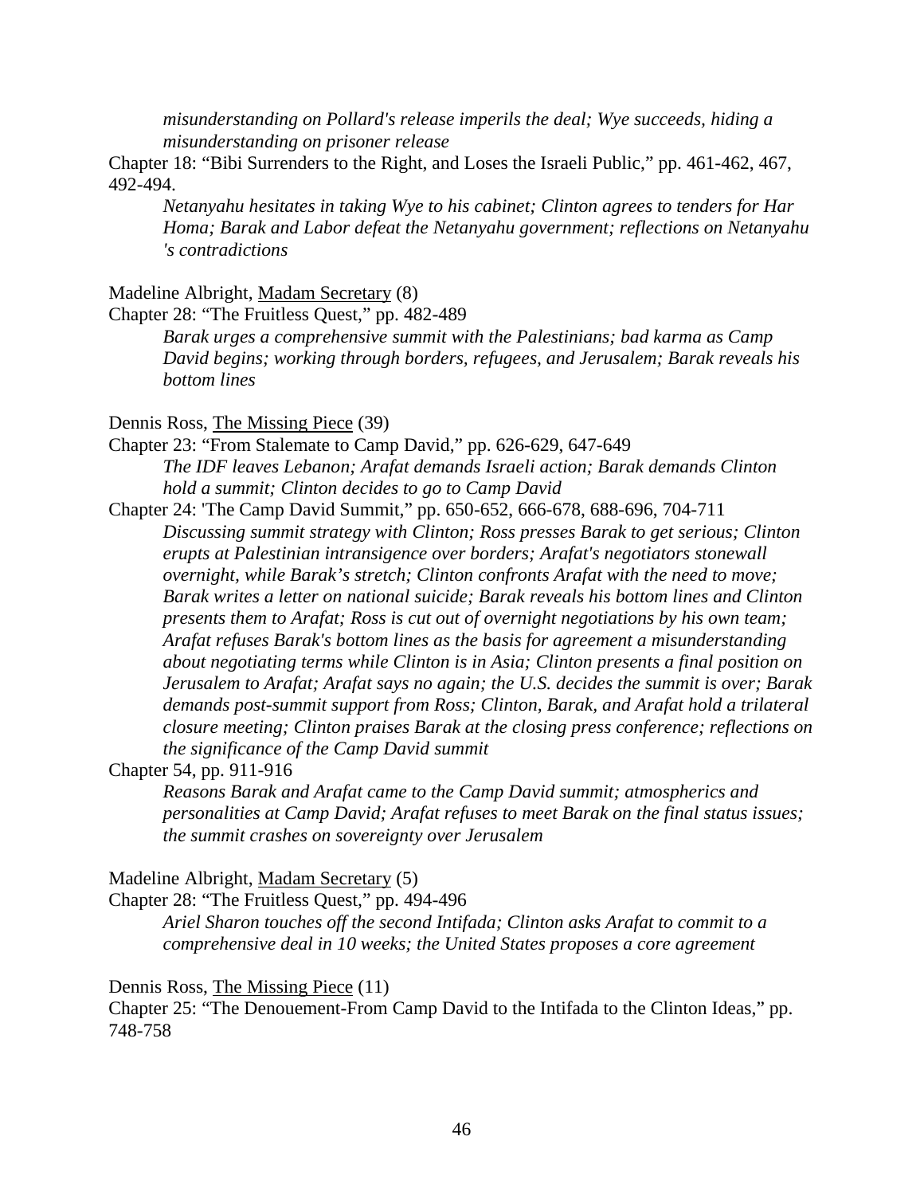*misunderstanding on Pollard's release imperils the deal; Wye succeeds, hiding a misunderstanding on prisoner release*

Chapter 18: "Bibi Surrenders to the Right, and Loses the Israeli Public," pp. 461-462, 467, 492-494.

*Netanyahu hesitates in taking Wye to his cabinet; Clinton agrees to tenders for Har Homa; Barak and Labor defeat the Netanyahu government; reflections on Netanyahu 's contradictions*

Madeline Albright, Madam Secretary (8)

Chapter 28: "The Fruitless Quest," pp. 482-489

*Barak urges a comprehensive summit with the Palestinians; bad karma as Camp David begins; working through borders, refugees, and Jerusalem; Barak reveals his bottom lines*

Dennis Ross, The Missing Piece (39)

Chapter 23: "From Stalemate to Camp David," pp. 626-629, 647-649

*The IDF leaves Lebanon; Arafat demands Israeli action; Barak demands Clinton hold a summit; Clinton decides to go to Camp David*

Chapter 24: 'The Camp David Summit," pp. 650-652, 666-678, 688-696, 704-711

*Discussing summit strategy with Clinton; Ross presses Barak to get serious; Clinton erupts at Palestinian intransigence over borders; Arafat's negotiators stonewall overnight, while Barak's stretch; Clinton confronts Arafat with the need to move; Barak writes a letter on national suicide; Barak reveals his bottom lines and Clinton presents them to Arafat; Ross is cut out of overnight negotiations by his own team; Arafat refuses Barak's bottom lines as the basis for agreement a misunderstanding about negotiating terms while Clinton is in Asia; Clinton presents a final position on Jerusalem to Arafat; Arafat says no again; the U.S. decides the summit is over; Barak demands post-summit support from Ross; Clinton, Barak, and Arafat hold a trilateral closure meeting; Clinton praises Barak at the closing press conference; reflections on the significance of the Camp David summit*

Chapter 54, pp. 911-916

*Reasons Barak and Arafat came to the Camp David summit; atmospherics and personalities at Camp David; Arafat refuses to meet Barak on the final status issues; the summit crashes on sovereignty over Jerusalem*

Madeline Albright, Madam Secretary (5)

Chapter 28: "The Fruitless Quest," pp. 494-496

*Ariel Sharon touches off the second Intifada; Clinton asks Arafat to commit to a comprehensive deal in 10 weeks; the United States proposes a core agreement*

Dennis Ross, The Missing Piece (11)

Chapter 25: "The Denouement-From Camp David to the Intifada to the Clinton Ideas," pp. 748-758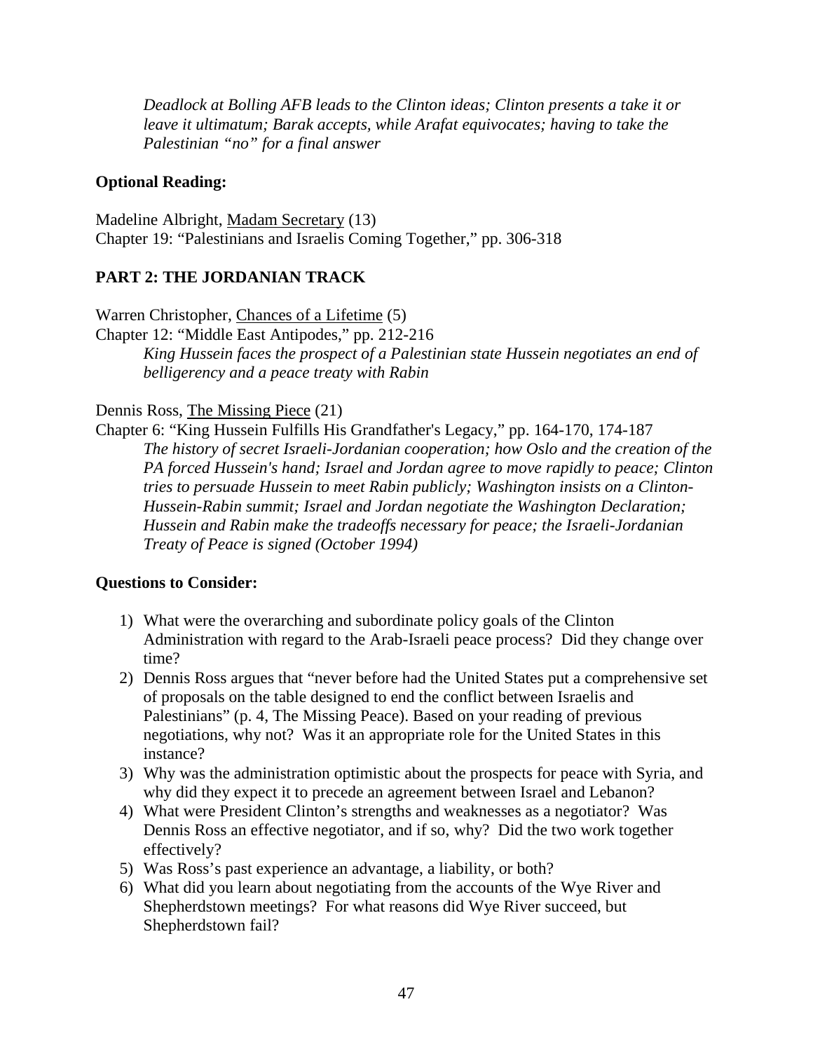*Deadlock at Bolling AFB leads to the Clinton ideas; Clinton presents a take it or leave it ultimatum; Barak accepts, while Arafat equivocates; having to take the Palestinian "no" for a final answer*

**Optional Reading:**

Madeline Albright, Madam Secretary (13)
Chapter 19: "Palestinians and Israelis Coming Together," pp. 306-318

## PART 2: THE JORDANIAN TRACK

Warren Christopher, Chances of a Lifetime (5)
Chapter 12: "Middle East Antipodes," pp. 212-216

*King Hussein faces the prospect of a Palestinian state Hussein negotiates an end of belligerency and a peace treaty with Rabin*

Dennis Ross, The Missing Piece (21)
Chapter 6: "King Hussein Fulfills His Grandfather's Legacy," pp. 164-170, 174-187

*The history of secret Israeli-Jordanian cooperation; how Oslo and the creation of the PA forced Hussein's hand; Israel and Jordan agree to move rapidly to peace; Clinton tries to persuade Hussein to meet Rabin publicly; Washington insists on a Clinton-Hussein-Rabin summit; Israel and Jordan negotiate the Washington Declaration; Hussein and Rabin make the tradeoffs necessary for peace; the Israeli-Jordanian Treaty of Peace is signed (October 1994)*

**Questions to Consider:**

1) What were the overarching and subordinate policy goals of the Clinton Administration with regard to the Arab-Israeli peace process? Did they change over time?
2) Dennis Ross argues that "never before had the United States put a comprehensive set of proposals on the table designed to end the conflict between Israelis and Palestinians" (p. 4, The Missing Peace). Based on your reading of previous negotiations, why not? Was it an appropriate role for the United States in this instance?
3) Why was the administration optimistic about the prospects for peace with Syria, and why did they expect it to precede an agreement between Israel and Lebanon?
4) What were President Clinton's strengths and weaknesses as a negotiator? Was Dennis Ross an effective negotiator, and if so, why? Did the two work together effectively?
5) Was Ross's past experience an advantage, a liability, or both?
6) What did you learn about negotiating from the accounts of the Wye River and Shepherdstown meetings? For what reasons did Wye River succeed, but Shepherdstown fail?